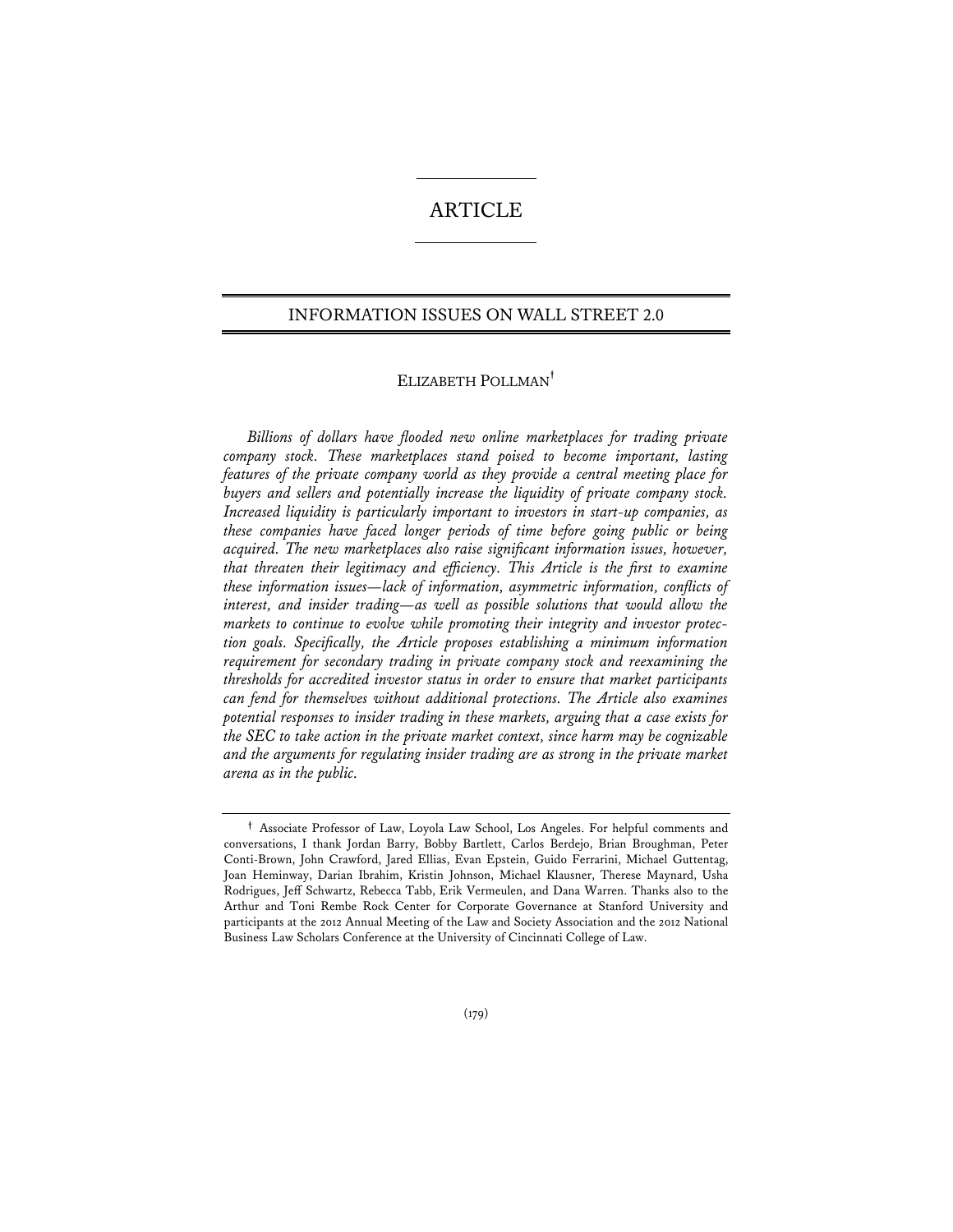ARTICLE

# INFORMATION ISSUES ON WALL STREET 2.0

ELIZABETH POLLMAN[†]

*Billions of dollars have flooded new online marketplaces for trading private company stock. These marketplaces stand poised to become important, lasting features of the private company world as they provide a central meeting place for buyers and sellers and potentially increase the liquidity of private company stock. Increased liquidity is particularly important to investors in start-up companies, as these companies have faced longer periods of time before going public or being acquired. The new marketplaces also raise significant information issues, however, that threaten their legitimacy and efficiency. This Article is the first to examine these information issues—lack of information, asymmetric information, conflicts of interest, and insider trading—as well as possible solutions that would allow the markets to continue to evolve while promoting their integrity and investor protection goals. Specifically, the Article proposes establishing a minimum information requirement for secondary trading in private company stock and reexamining the thresholds for accredited investor status in order to ensure that market participants can fend for themselves without additional protections. The Article also examines potential responses to insider trading in these markets, arguing that a case exists for the SEC to take action in the private market context, since harm may be cognizable and the arguments for regulating insider trading are as strong in the private market arena as in the public.*

† Associate Professor of Law, Loyola Law School, Los Angeles. For helpful comments and conversations, I thank Jordan Barry, Bobby Bartlett, Carlos Berdejo, Brian Broughman, Peter Conti-Brown, John Crawford, Jared Ellias, Evan Epstein, Guido Ferrarini, Michael Guttentag, Joan Heminway, Darian Ibrahim, Kristin Johnson, Michael Klausner, Therese Maynard, Usha Rodrigues, Jeff Schwartz, Rebecca Tabb, Erik Vermeulen, and Dana Warren. Thanks also to the Arthur and Toni Rembe Rock Center for Corporate Governance at Stanford University and participants at the 2012 Annual Meeting of the Law and Society Association and the 2012 National Business Law Scholars Conference at the University of Cincinnati College of Law.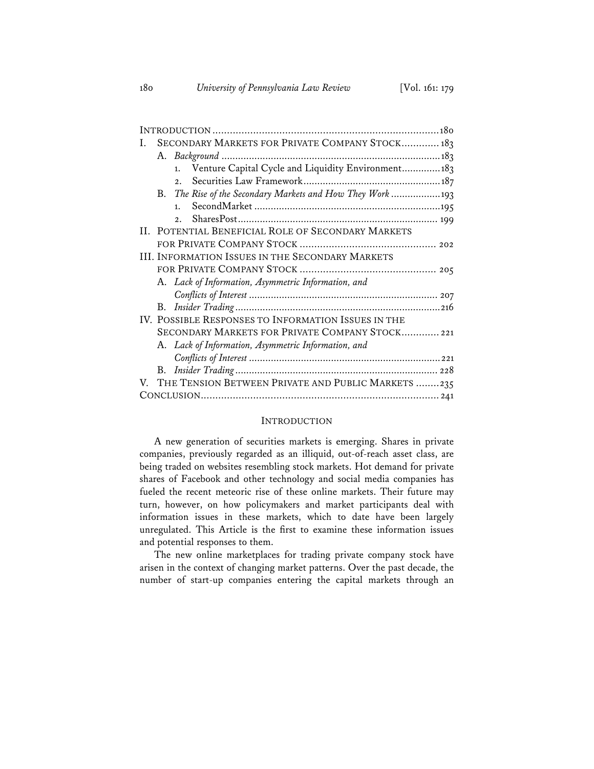| | |
|---|---|
| INTRODUCTION | 180 |
| I. SECONDARY MARKETS FOR PRIVATE COMPANY STOCK | 183 |
| A. *Background* | 183 |
| 1. Venture Capital Cycle and Liquidity Environment | 183 |
| 2. Securities Law Framework | 187 |
| B. *The Rise of the Secondary Markets and How They Work* | 193 |
| 1. SecondMarket | 195 |
| 2. SharesPost | 199 |
| II. POTENTIAL BENEFICIAL ROLE OF SECONDARY MARKETS FOR PRIVATE COMPANY STOCK | 202 |
| III. INFORMATION ISSUES IN THE SECONDARY MARKETS FOR PRIVATE COMPANY STOCK | 205 |
| A. *Lack of Information, Asymmetric Information, and Conflicts of Interest* | 207 |
| B. *Insider Trading* | 216 |
| IV. POSSIBLE RESPONSES TO INFORMATION ISSUES IN THE SECONDARY MARKETS FOR PRIVATE COMPANY STOCK | 221 |
| A. *Lack of Information, Asymmetric Information, and Conflicts of Interest* | 221 |
| B. *Insider Trading* | 228 |
| V. THE TENSION BETWEEN PRIVATE AND PUBLIC MARKETS | 235 |
| CONCLUSION | 241 |

## INTRODUCTION

A new generation of securities markets is emerging. Shares in private companies, previously regarded as an illiquid, out-of-reach asset class, are being traded on websites resembling stock markets. Hot demand for private shares of Facebook and other technology and social media companies has fueled the recent meteoric rise of these online markets. Their future may turn, however, on how policymakers and market participants deal with information issues in these markets, which to date have been largely unregulated. This Article is the first to examine these information issues and potential responses to them.

The new online marketplaces for trading private company stock have arisen in the context of changing market patterns. Over the past decade, the number of start-up companies entering the capital markets through an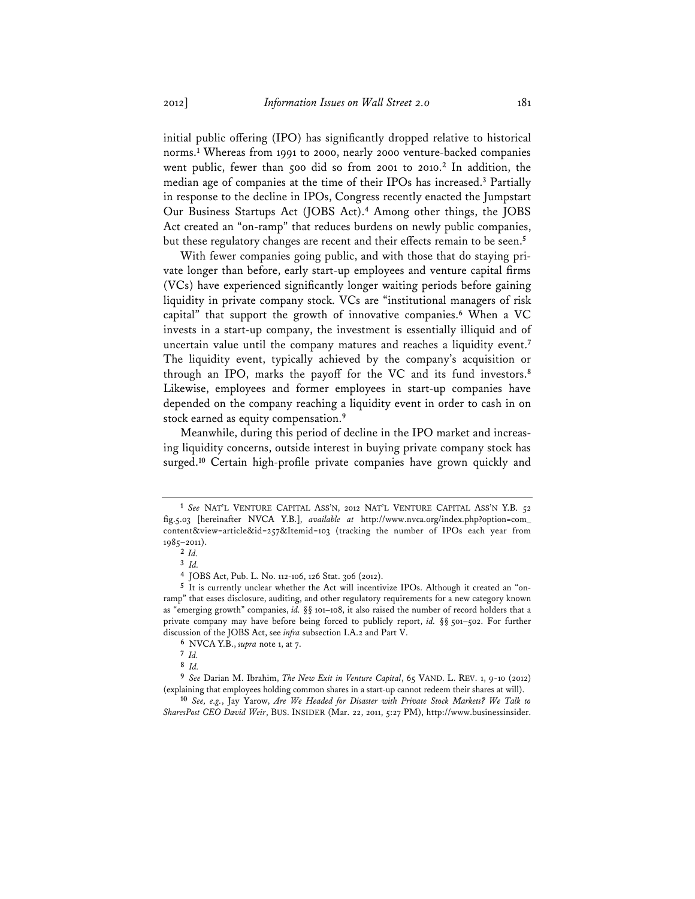initial public offering (IPO) has significantly dropped relative to historical norms.[1] Whereas from 1991 to 2000, nearly 2000 venture-backed companies went public, fewer than 500 did so from 2001 to 2010.[2] In addition, the median age of companies at the time of their IPOs has increased.[3] Partially in response to the decline in IPOs, Congress recently enacted the Jumpstart Our Business Startups Act (JOBS Act).[4] Among other things, the JOBS Act created an "on-ramp" that reduces burdens on newly public companies, but these regulatory changes are recent and their effects remain to be seen.[5]

With fewer companies going public, and with those that do staying private longer than before, early start-up employees and venture capital firms (VCs) have experienced significantly longer waiting periods before gaining liquidity in private company stock. VCs are "institutional managers of risk capital" that support the growth of innovative companies.[6] When a VC invests in a start-up company, the investment is essentially illiquid and of uncertain value until the company matures and reaches a liquidity event.[7] The liquidity event, typically achieved by the company's acquisition or through an IPO, marks the payoff for the VC and its fund investors.[8] Likewise, employees and former employees in start-up companies have depended on the company reaching a liquidity event in order to cash in on stock earned as equity compensation.[9]

Meanwhile, during this period of decline in the IPO market and increasing liquidity concerns, outside interest in buying private company stock has surged.[10] Certain high-profile private companies have grown quickly and

---

[1] *See* NAT'L VENTURE CAPITAL ASS'N, 2012 NAT'L VENTURE CAPITAL ASS'N Y.B. 52 fig.5.03 [hereinafter NVCA Y.B.], *available at* http://www.nvca.org/index.php?option=com_content&view=article&id=257&Itemid=103 (tracking the number of IPOs each year from 1985–2011).

[2] *Id.*

[3] *Id.*

[4] JOBS Act, Pub. L. No. 112-106, 126 Stat. 306 (2012).

[5] It is currently unclear whether the Act will incentivize IPOs. Although it created an "on-ramp" that eases disclosure, auditing, and other regulatory requirements for a new category known as "emerging growth" companies, *id.* §§ 101–108, it also raised the number of record holders that a private company may have before being forced to publicly report, *id.* §§ 501–502. For further discussion of the JOBS Act, see *infra* subsection I.A.2 and Part V.

[6] NVCA Y.B., *supra* note 1, at 7.

[7] *Id.*

[8] *Id.*

[9] *See* Darian M. Ibrahim, *The New Exit in Venture Capital*, 65 VAND. L. REV. 1, 9-10 (2012) (explaining that employees holding common shares in a start-up cannot redeem their shares at will).

[10] *See, e.g.*, Jay Yarow, *Are We Headed for Disaster with Private Stock Markets? We Talk to SharesPost CEO David Weir*, BUS. INSIDER (Mar. 22, 2011, 5:27 PM), http://www.businessinsider.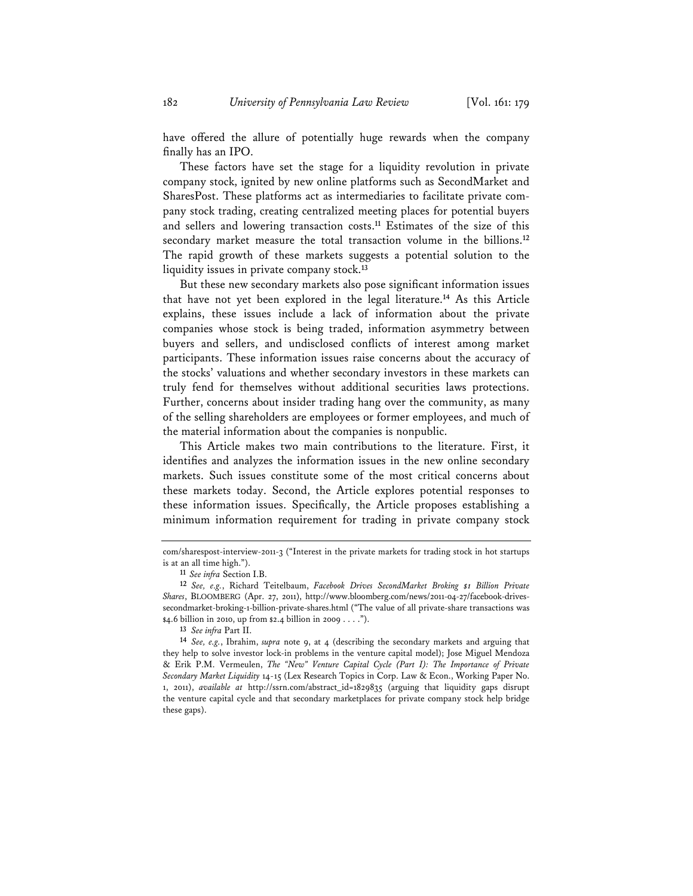have offered the allure of potentially huge rewards when the company finally has an IPO.

These factors have set the stage for a liquidity revolution in private company stock, ignited by new online platforms such as SecondMarket and SharesPost. These platforms act as intermediaries to facilitate private company stock trading, creating centralized meeting places for potential buyers and sellers and lowering transaction costs.[11] Estimates of the size of this secondary market measure the total transaction volume in the billions.[12] The rapid growth of these markets suggests a potential solution to the liquidity issues in private company stock.[13]

But these new secondary markets also pose significant information issues that have not yet been explored in the legal literature.[14] As this Article explains, these issues include a lack of information about the private companies whose stock is being traded, information asymmetry between buyers and sellers, and undisclosed conflicts of interest among market participants. These information issues raise concerns about the accuracy of the stocks' valuations and whether secondary investors in these markets can truly fend for themselves without additional securities laws protections. Further, concerns about insider trading hang over the community, as many of the selling shareholders are employees or former employees, and much of the material information about the companies is nonpublic.

This Article makes two main contributions to the literature. First, it identifies and analyzes the information issues in the new online secondary markets. Such issues constitute some of the most critical concerns about these markets today. Second, the Article explores potential responses to these information issues. Specifically, the Article proposes establishing a minimum information requirement for trading in private company stock

---

com/sharespost-interview-2011-3 ("Interest in the private markets for trading stock in hot startups is at an all time high.").

[11] *See infra* Section I.B.

[12] *See, e.g.*, Richard Teitelbaum, *Facebook Drives SecondMarket Broking $1 Billion Private Shares*, BLOOMBERG (Apr. 27, 2011), http://www.bloomberg.com/news/2011-04-27/facebook-drives-secondmarket-broking-1-billion-private-shares.html ("The value of all private-share transactions was $4.6 billion in 2010, up from $2.4 billion in 2009 . . . .").

[13] *See infra* Part II.

[14] *See, e.g.*, Ibrahim, *supra* note 9, at 4 (describing the secondary markets and arguing that they help to solve investor lock-in problems in the venture capital model); Jose Miguel Mendoza & Erik P.M. Vermeulen, *The "New" Venture Capital Cycle (Part I): The Importance of Private Secondary Market Liquidity* 14-15 (Lex Research Topics in Corp. Law & Econ., Working Paper No. 1, 2011), *available at* http://ssrn.com/abstract_id=1829835 (arguing that liquidity gaps disrupt the venture capital cycle and that secondary marketplaces for private company stock help bridge these gaps).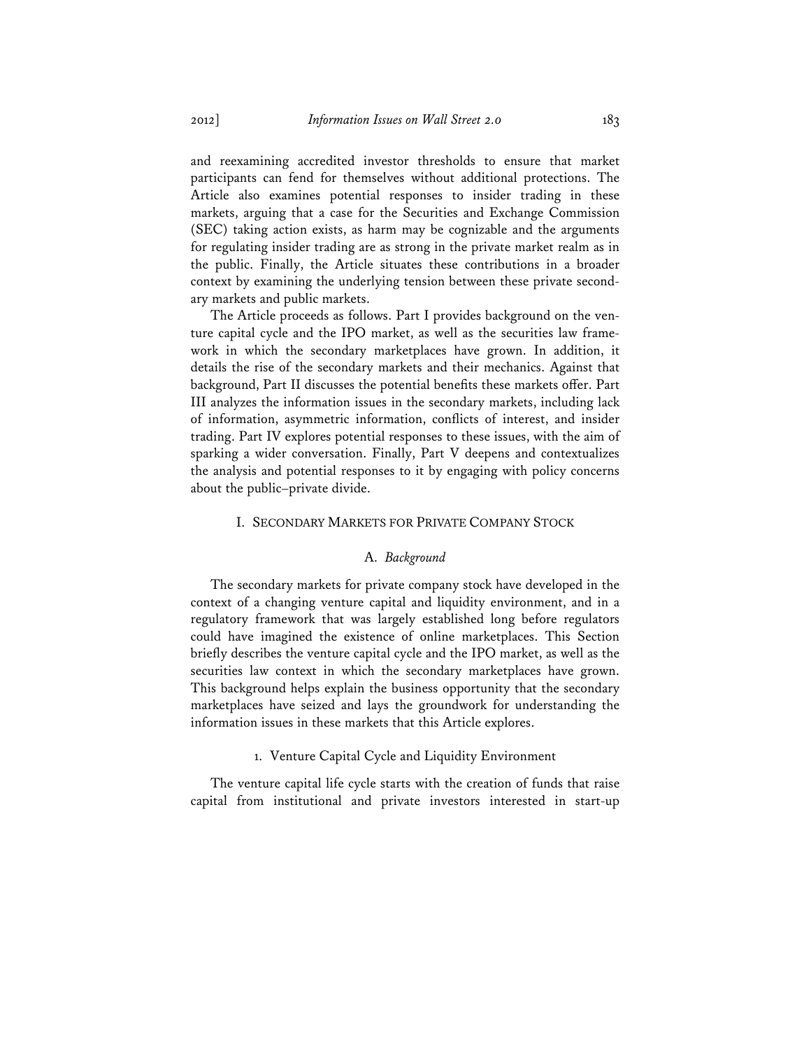and reexamining accredited investor thresholds to ensure that market participants can fend for themselves without additional protections. The Article also examines potential responses to insider trading in these markets, arguing that a case for the Securities and Exchange Commission (SEC) taking action exists, as harm may be cognizable and the arguments for regulating insider trading are as strong in the private market realm as in the public. Finally, the Article situates these contributions in a broader context by examining the underlying tension between these private secondary markets and public markets.

The Article proceeds as follows. Part I provides background on the venture capital cycle and the IPO market, as well as the securities law framework in which the secondary marketplaces have grown. In addition, it details the rise of the secondary markets and their mechanics. Against that background, Part II discusses the potential benefits these markets offer. Part III analyzes the information issues in the secondary markets, including lack of information, asymmetric information, conflicts of interest, and insider trading. Part IV explores potential responses to these issues, with the aim of sparking a wider conversation. Finally, Part V deepens and contextualizes the analysis and potential responses to it by engaging with policy concerns about the public–private divide.

## I. Secondary Markets for Private Company Stock

### A. *Background*

The secondary markets for private company stock have developed in the context of a changing venture capital and liquidity environment, and in a regulatory framework that was largely established long before regulators could have imagined the existence of online marketplaces. This Section briefly describes the venture capital cycle and the IPO market, as well as the securities law context in which the secondary marketplaces have grown. This background helps explain the business opportunity that the secondary marketplaces have seized and lays the groundwork for understanding the information issues in these markets that this Article explores.

#### 1. Venture Capital Cycle and Liquidity Environment

The venture capital life cycle starts with the creation of funds that raise capital from institutional and private investors interested in start-up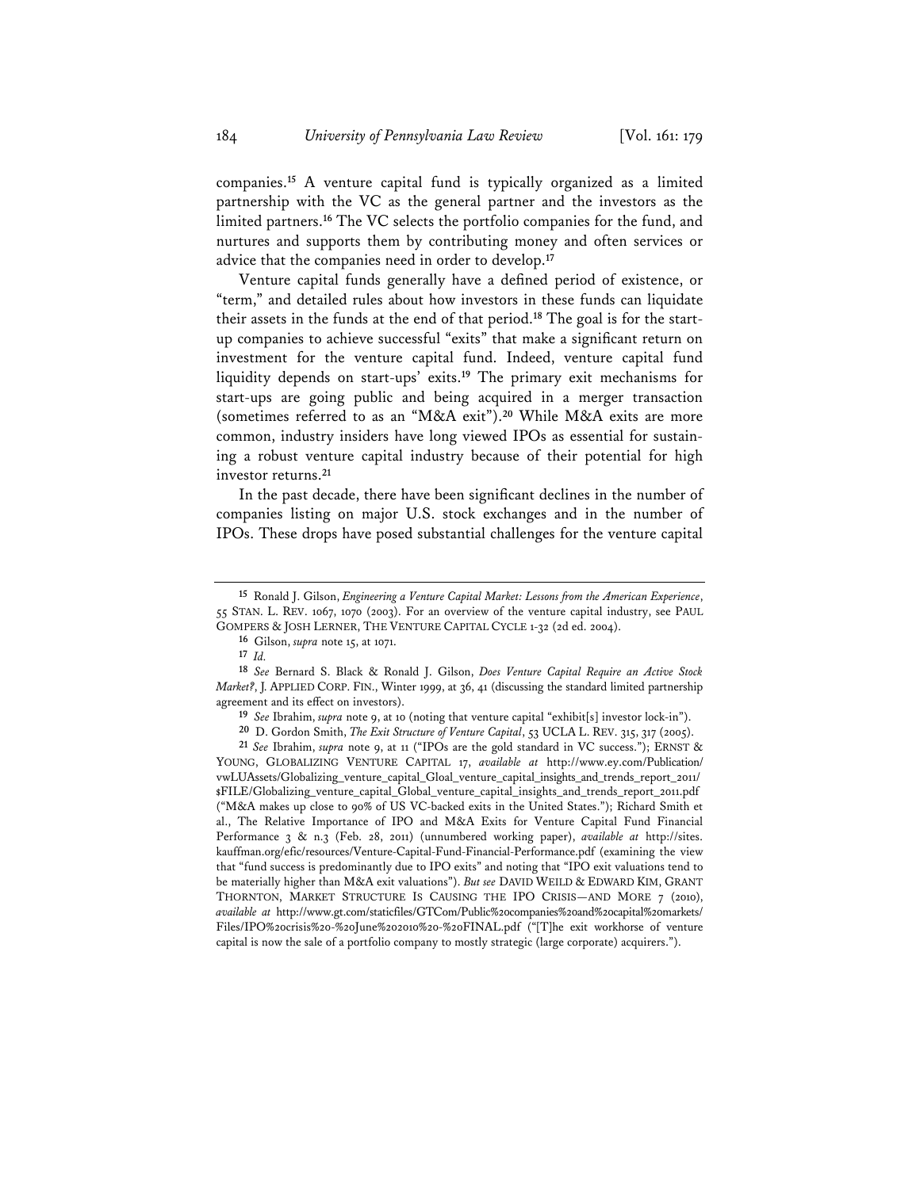companies.[15] A venture capital fund is typically organized as a limited partnership with the VC as the general partner and the investors as the limited partners.[16] The VC selects the portfolio companies for the fund, and nurtures and supports them by contributing money and often services or advice that the companies need in order to develop.[17]

Venture capital funds generally have a defined period of existence, or "term," and detailed rules about how investors in these funds can liquidate their assets in the funds at the end of that period.[18] The goal is for the start-up companies to achieve successful "exits" that make a significant return on investment for the venture capital fund. Indeed, venture capital fund liquidity depends on start-ups' exits.[19] The primary exit mechanisms for start-ups are going public and being acquired in a merger transaction (sometimes referred to as an "M&A exit").[20] While M&A exits are more common, industry insiders have long viewed IPOs as essential for sustaining a robust venture capital industry because of their potential for high investor returns.[21]

In the past decade, there have been significant declines in the number of companies listing on major U.S. stock exchanges and in the number of IPOs. These drops have posed substantial challenges for the venture capital

---

[15] Ronald J. Gilson, *Engineering a Venture Capital Market: Lessons from the American Experience*, 55 STAN. L. REV. 1067, 1070 (2003). For an overview of the venture capital industry, see PAUL GOMPERS & JOSH LERNER, THE VENTURE CAPITAL CYCLE 1-32 (2d ed. 2004).

[16] Gilson, *supra* note 15, at 1071.

[17] *Id.*

[18] *See* Bernard S. Black & Ronald J. Gilson, *Does Venture Capital Require an Active Stock Market?*, J. APPLIED CORP. FIN., Winter 1999, at 36, 41 (discussing the standard limited partnership agreement and its effect on investors).

[19] *See* Ibrahim, *supra* note 9, at 10 (noting that venture capital "exhibit[s] investor lock-in").

[20] D. Gordon Smith, *The Exit Structure of Venture Capital*, 53 UCLA L. REV. 315, 317 (2005).

[21] *See* Ibrahim, *supra* note 9, at 11 ("IPOs are the gold standard in VC success."); ERNST & YOUNG, GLOBALIZING VENTURE CAPITAL 17, *available at* http://www.ey.com/Publication/vwLUAssets/Globalizing_venture_capital_Gloal_venture_capital_insights_and_trends_report_2011/$FILE/Globalizing_venture_capital_Global_venture_capital_insights_and_trends_report_2011.pdf ("M&A makes up close to 90% of US VC-backed exits in the United States."); Richard Smith et al., The Relative Importance of IPO and M&A Exits for Venture Capital Fund Financial Performance 3 & n.3 (Feb. 28, 2011) (unnumbered working paper), *available at* http://sites.kauffman.org/efic/resources/Venture-Capital-Fund-Financial-Performance.pdf (examining the view that "fund success is predominantly due to IPO exits" and noting that "IPO exit valuations tend to be materially higher than M&A exit valuations"). *But see* DAVID WEILD & EDWARD KIM, GRANT THORNTON, MARKET STRUCTURE IS CAUSING THE IPO CRISIS—AND MORE 7 (2010), *available at* http://www.gt.com/staticfiles/GTCom/Public%20companies%20and%20capital%20markets/Files/IPO%20crisis%20-%20June%202010%20-%20FINAL.pdf ("[T]he exit workhorse of venture capital is now the sale of a portfolio company to mostly strategic (large corporate) acquirers.").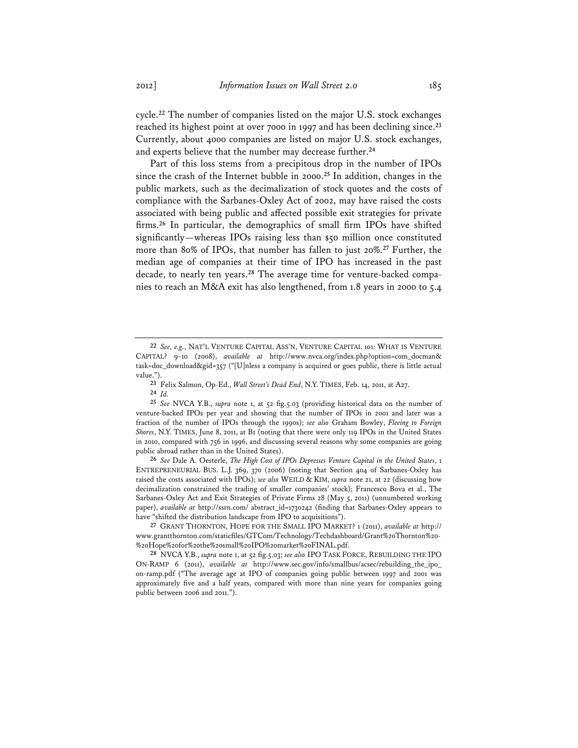cycle.[22] The number of companies listed on the major U.S. stock exchanges reached its highest point at over 7000 in 1997 and has been declining since.[23] Currently, about 4000 companies are listed on major U.S. stock exchanges, and experts believe that the number may decrease further.[24]

Part of this loss stems from a precipitous drop in the number of IPOs since the crash of the Internet bubble in 2000.[25] In addition, changes in the public markets, such as the decimalization of stock quotes and the costs of compliance with the Sarbanes-Oxley Act of 2002, may have raised the costs associated with being public and affected possible exit strategies for private firms.[26] In particular, the demographics of small firm IPOs have shifted significantly—whereas IPOs raising less than $50 million once constituted more than 80% of IPOs, that number has fallen to just 20%.[27] Further, the median age of companies at their time of IPO has increased in the past decade, to nearly ten years.[28] The average time for venture-backed companies to reach an M&A exit has also lengthened, from 1.8 years in 2000 to 5.4

---

[22] *See, e.g.*, NAT'L VENTURE CAPITAL ASS'N, VENTURE CAPITAL 101: WHAT IS VENTURE CAPITAL? 9-10 (2008), *available at* http://www.nvca.org/index.php?option=com_docman&task=doc_download&gid=357 ("[U]nless a company is acquired or goes public, there is little actual value.").

[23] Felix Salmon, Op-Ed., *Wall Street's Dead End*, N.Y. TIMES, Feb. 14, 2011, at A27.

[24] *Id.*

[25] *See* NVCA Y.B., *supra* note 1, at 52 fig.5.03 (providing historical data on the number of venture-backed IPOs per year and showing that the number of IPOs in 2001 and later was a fraction of the number of IPOs through the 1990s); *see also* Graham Bowley, *Fleeing to Foreign Shores*, N.Y. TIMES, June 8, 2011, at B1 (noting that there were only 119 IPOs in the United States in 2010, compared with 756 in 1996, and discussing several reasons why some companies are going public abroad rather than in the United States).

[26] *See* Dale A. Oesterle, *The High Cost of IPOs Depresses Venture Capital in the United States*, 1 ENTREPRENEURIAL BUS. L.J. 369, 370 (2006) (noting that Section 404 of Sarbanes-Oxley has raised the costs associated with IPOs); *see also* WEILD & KIM, *supra* note 21, at 22 (discussing how decimalization constrained the trading of smaller companies' stock); Francesco Bova et al., The Sarbanes-Oxley Act and Exit Strategies of Private Firms 28 (May 5, 2011) (unnumbered working paper), *available at* http://ssrn.com/ abstract_id=1730242 (finding that Sarbanes-Oxley appears to have "shifted the distribution landscape from IPO to acquisitions").

[27] GRANT THORNTON, HOPE FOR THE SMALL IPO MARKET? 1 (2011), *available at* http://www.grantthornton.com/staticfiles/GTCom/Technology/Techdashboard/Grant%20Thornton%20-%20Hope%20for%20the%20small%20IPO%20market%20FINAL.pdf.

[28] NVCA Y.B., *supra* note 1, at 52 fig.5.03; *see also* IPO TASK FORCE, REBUILDING THE IPO ON-RAMP 6 (2011), *available at* http://www.sec.gov/info/smallbus/acsec/rebuilding_the_ipo_on-ramp.pdf ("The average age at IPO of companies going public between 1997 and 2001 was approximately five and a half years, compared with more than nine years for companies going public between 2006 and 2011.").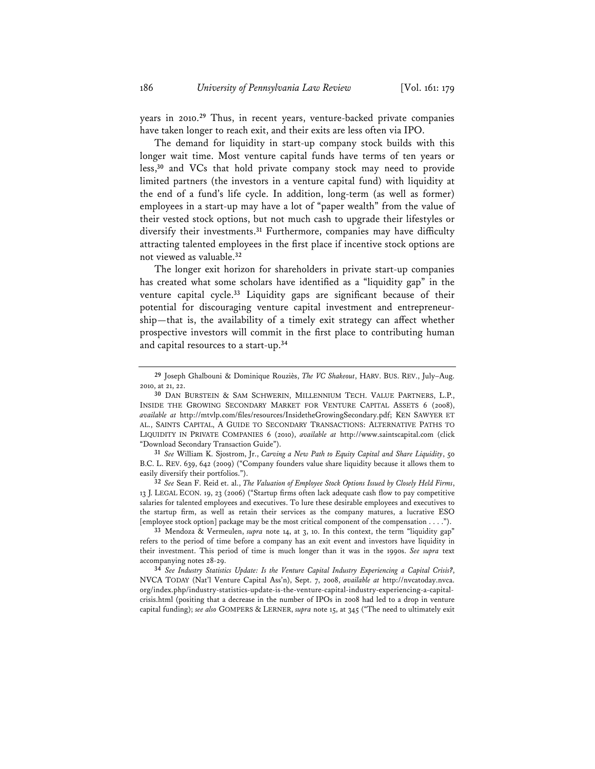years in 2010.[29] Thus, in recent years, venture-backed private companies have taken longer to reach exit, and their exits are less often via IPO.

The demand for liquidity in start-up company stock builds with this longer wait time. Most venture capital funds have terms of ten years or less,[30] and VCs that hold private company stock may need to provide limited partners (the investors in a venture capital fund) with liquidity at the end of a fund's life cycle. In addition, long-term (as well as former) employees in a start-up may have a lot of "paper wealth" from the value of their vested stock options, but not much cash to upgrade their lifestyles or diversify their investments.[31] Furthermore, companies may have difficulty attracting talented employees in the first place if incentive stock options are not viewed as valuable.[32]

The longer exit horizon for shareholders in private start-up companies has created what some scholars have identified as a "liquidity gap" in the venture capital cycle.[33] Liquidity gaps are significant because of their potential for discouraging venture capital investment and entrepreneurship—that is, the availability of a timely exit strategy can affect whether prospective investors will commit in the first place to contributing human and capital resources to a start-up.[34]

---

[29] Joseph Ghalbouni & Dominique Rouziès, *The VC Shakeout*, HARV. BUS. REV., July–Aug. 2010, at 21, 22.

[30] DAN BURSTEIN & SAM SCHWERIN, MILLENNIUM TECH. VALUE PARTNERS, L.P., INSIDE THE GROWING SECONDARY MARKET FOR VENTURE CAPITAL ASSETS 6 (2008), *available at* http://mtvlp.com/files/resources/InsidetheGrowingSecondary.pdf; KEN SAWYER ET AL., SAINTS CAPITAL, A GUIDE TO SECONDARY TRANSACTIONS: ALTERNATIVE PATHS TO LIQUIDITY IN PRIVATE COMPANIES 6 (2010), *available at* http://www.saintscapital.com (click "Download Secondary Transaction Guide").

[31] *See* William K. Sjostrom, Jr., *Carving a New Path to Equity Capital and Share Liquidity*, 50 B.C. L. REV. 639, 642 (2009) ("Company founders value share liquidity because it allows them to easily diversify their portfolios.").

[32] *See* Sean F. Reid et. al., *The Valuation of Employee Stock Options Issued by Closely Held Firms*, 13 J. LEGAL ECON. 19, 23 (2006) ("Startup firms often lack adequate cash flow to pay competitive salaries for talented employees and executives. To lure these desirable employees and executives to the startup firm, as well as retain their services as the company matures, a lucrative ESO [employee stock option] package may be the most critical component of the compensation . . . .").

[33] Mendoza & Vermeulen, *supra* note 14, at 3, 10. In this context, the term "liquidity gap" refers to the period of time before a company has an exit event and investors have liquidity in their investment. This period of time is much longer than it was in the 1990s. *See supra* text accompanying notes 28-29.

[34] *See Industry Statistics Update: Is the Venture Capital Industry Experiencing a Capital Crisis?*, NVCA TODAY (Nat'l Venture Capital Ass'n), Sept. 7, 2008, *available at* http://nvcatoday.nvca.org/index.php/industry-statistics-update-is-the-venture-capital-industry-experiencing-a-capital-crisis.html (positing that a decrease in the number of IPOs in 2008 had led to a drop in venture capital funding); *see also* GOMPERS & LERNER, *supra* note 15, at 345 ("The need to ultimately exit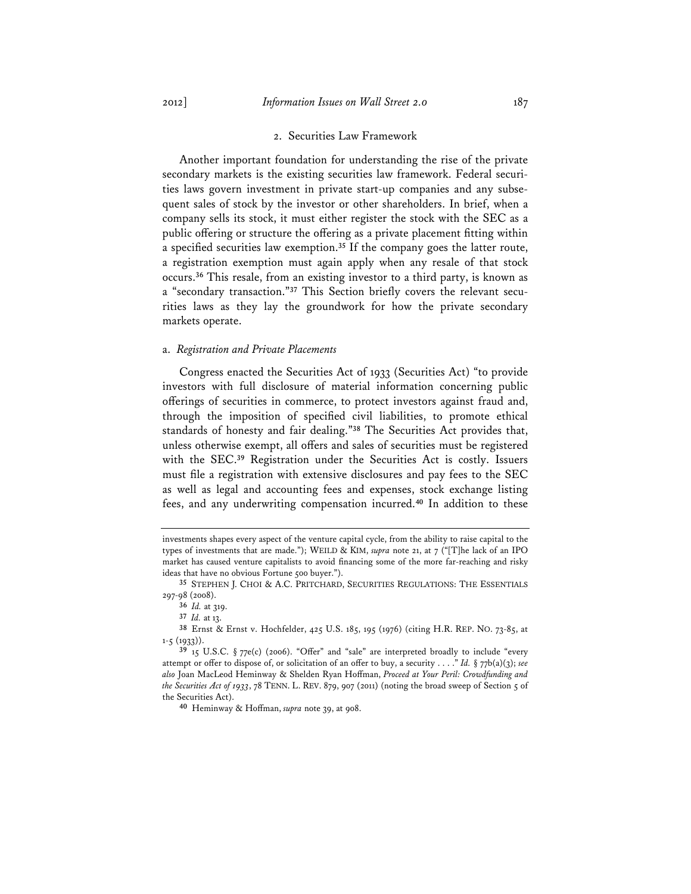### 2. Securities Law Framework

Another important foundation for understanding the rise of the private secondary markets is the existing securities law framework. Federal securities laws govern investment in private start-up companies and any subsequent sales of stock by the investor or other shareholders. In brief, when a company sells its stock, it must either register the stock with the SEC as a public offering or structure the offering as a private placement fitting within a specified securities law exemption.[35] If the company goes the latter route, a registration exemption must again apply when any resale of that stock occurs.[36] This resale, from an existing investor to a third party, is known as a "secondary transaction."[37] This Section briefly covers the relevant securities laws as they lay the groundwork for how the private secondary markets operate.

#### a. *Registration and Private Placements*

Congress enacted the Securities Act of 1933 (Securities Act) "to provide investors with full disclosure of material information concerning public offerings of securities in commerce, to protect investors against fraud and, through the imposition of specified civil liabilities, to promote ethical standards of honesty and fair dealing."[38] The Securities Act provides that, unless otherwise exempt, all offers and sales of securities must be registered with the SEC.[39] Registration under the Securities Act is costly. Issuers must file a registration with extensive disclosures and pay fees to the SEC as well as legal and accounting fees and expenses, stock exchange listing fees, and any underwriting compensation incurred.[40] In addition to these

---

investments shapes every aspect of the venture capital cycle, from the ability to raise capital to the types of investments that are made."); WEILD & KIM, *supra* note 21, at 7 ("[T]he lack of an IPO market has caused venture capitalists to avoid financing some of the more far-reaching and risky ideas that have no obvious Fortune 500 buyer.").

[35] STEPHEN J. CHOI & A.C. PRITCHARD, SECURITIES REGULATIONS: THE ESSENTIALS 297-98 (2008).

[36] *Id.* at 319.

[37] *Id.* at 13.

[38] Ernst & Ernst v. Hochfelder, 425 U.S. 185, 195 (1976) (citing H.R. REP. NO. 73-85, at 1-5 (1933)).

[39] 15 U.S.C. § 77e(c) (2006). "Offer" and "sale" are interpreted broadly to include "every attempt or offer to dispose of, or solicitation of an offer to buy, a security . . . ." *Id.* § 77b(a)(3); *see also* Joan MacLeod Heminway & Shelden Ryan Hoffman, *Proceed at Your Peril: Crowdfunding and the Securities Act of 1933*, 78 TENN. L. REV. 879, 907 (2011) (noting the broad sweep of Section 5 of the Securities Act).

[40] Heminway & Hoffman, *supra* note 39, at 908.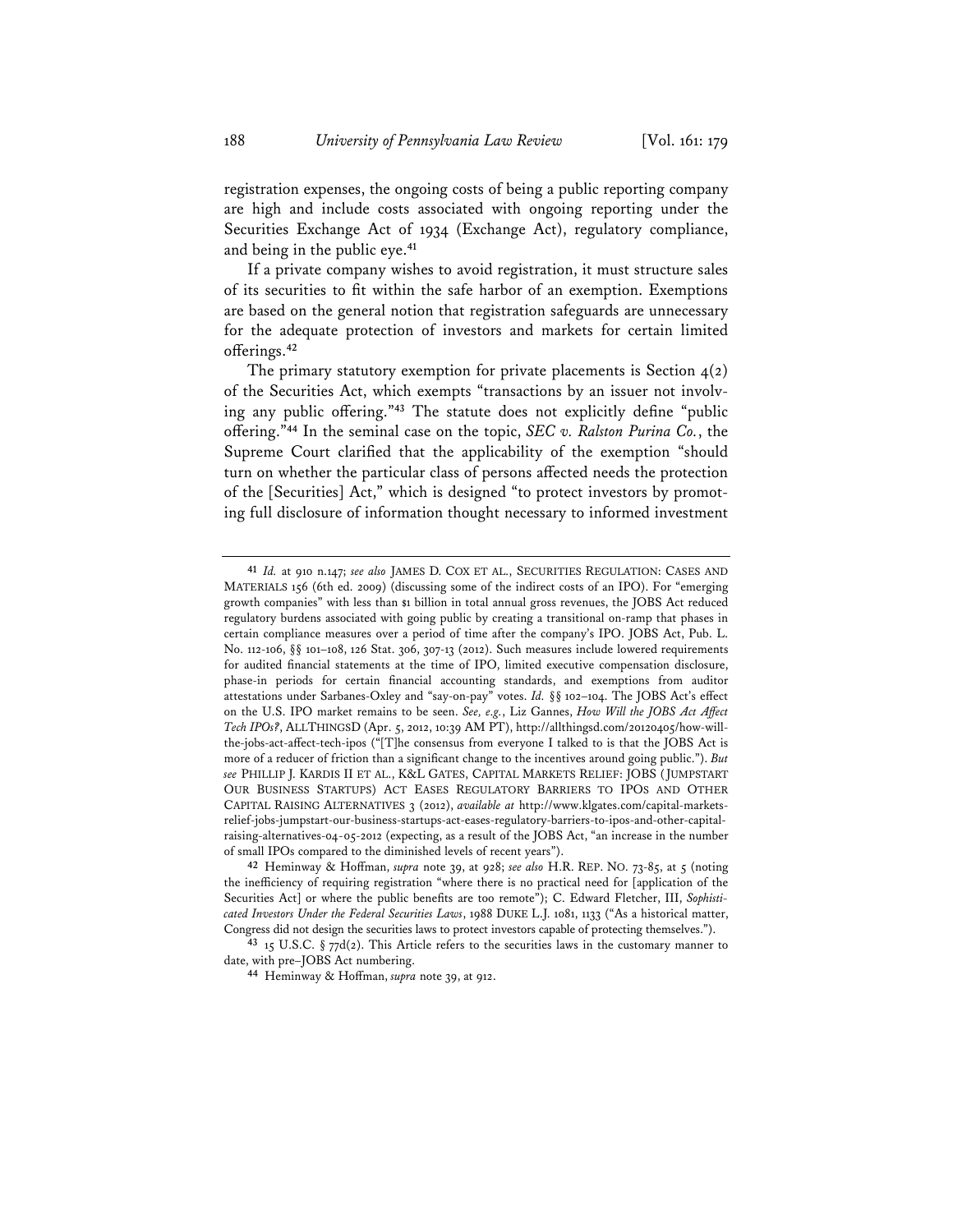registration expenses, the ongoing costs of being a public reporting company are high and include costs associated with ongoing reporting under the Securities Exchange Act of 1934 (Exchange Act), regulatory compliance, and being in the public eye.[41]

If a private company wishes to avoid registration, it must structure sales of its securities to fit within the safe harbor of an exemption. Exemptions are based on the general notion that registration safeguards are unnecessary for the adequate protection of investors and markets for certain limited offerings.[42]

The primary statutory exemption for private placements is Section 4(2) of the Securities Act, which exempts "transactions by an issuer not involving any public offering."[43] The statute does not explicitly define "public offering."[44] In the seminal case on the topic, *SEC v. Ralston Purina Co.*, the Supreme Court clarified that the applicability of the exemption "should turn on whether the particular class of persons affected needs the protection of the [Securities] Act," which is designed "to protect investors by promoting full disclosure of information thought necessary to informed investment

---

[41] *Id.* at 910 n.147; *see also* JAMES D. COX ET AL., SECURITIES REGULATION: CASES AND MATERIALS 156 (6th ed. 2009) (discussing some of the indirect costs of an IPO). For "emerging growth companies" with less than $1 billion in total annual gross revenues, the JOBS Act reduced regulatory burdens associated with going public by creating a transitional on-ramp that phases in certain compliance measures over a period of time after the company's IPO. JOBS Act, Pub. L. No. 112-106, §§ 101–108, 126 Stat. 306, 307-13 (2012). Such measures include lowered requirements for audited financial statements at the time of IPO, limited executive compensation disclosure, phase-in periods for certain financial accounting standards, and exemptions from auditor attestations under Sarbanes-Oxley and "say-on-pay" votes. *Id.* §§ 102–104. The JOBS Act's effect on the U.S. IPO market remains to be seen. *See, e.g.*, Liz Gannes, *How Will the JOBS Act Affect Tech IPOs?*, ALLTHINGSD (Apr. 5, 2012, 10:39 AM PT), http://allthingsd.com/20120405/how-will-the-jobs-act-affect-tech-ipos ("[T]he consensus from everyone I talked to is that the JOBS Act is more of a reducer of friction than a significant change to the incentives around going public."). *But see* PHILLIP J. KARDIS II ET AL., K&L GATES, CAPITAL MARKETS RELIEF: JOBS (JUMPSTART OUR BUSINESS STARTUPS) ACT EASES REGULATORY BARRIERS TO IPOS AND OTHER CAPITAL RAISING ALTERNATIVES 3 (2012), *available at* http://www.klgates.com/capital-markets-relief-jobs-jumpstart-our-business-startups-act-eases-regulatory-barriers-to-ipos-and-other-capital-raising-alternatives-04-05-2012 (expecting, as a result of the JOBS Act, "an increase in the number of small IPOs compared to the diminished levels of recent years").

[42] Heminway & Hoffman, *supra* note 39, at 928; *see also* H.R. REP. NO. 73-85, at 5 (noting the inefficiency of requiring registration "where there is no practical need for [application of the Securities Act] or where the public benefits are too remote"); C. Edward Fletcher, III, *Sophisticated Investors Under the Federal Securities Laws*, 1988 DUKE L.J. 1081, 1133 ("As a historical matter, Congress did not design the securities laws to protect investors capable of protecting themselves.").

[43] 15 U.S.C. § 77d(2). This Article refers to the securities laws in the customary manner to date, with pre–JOBS Act numbering.

[44] Heminway & Hoffman, *supra* note 39, at 912.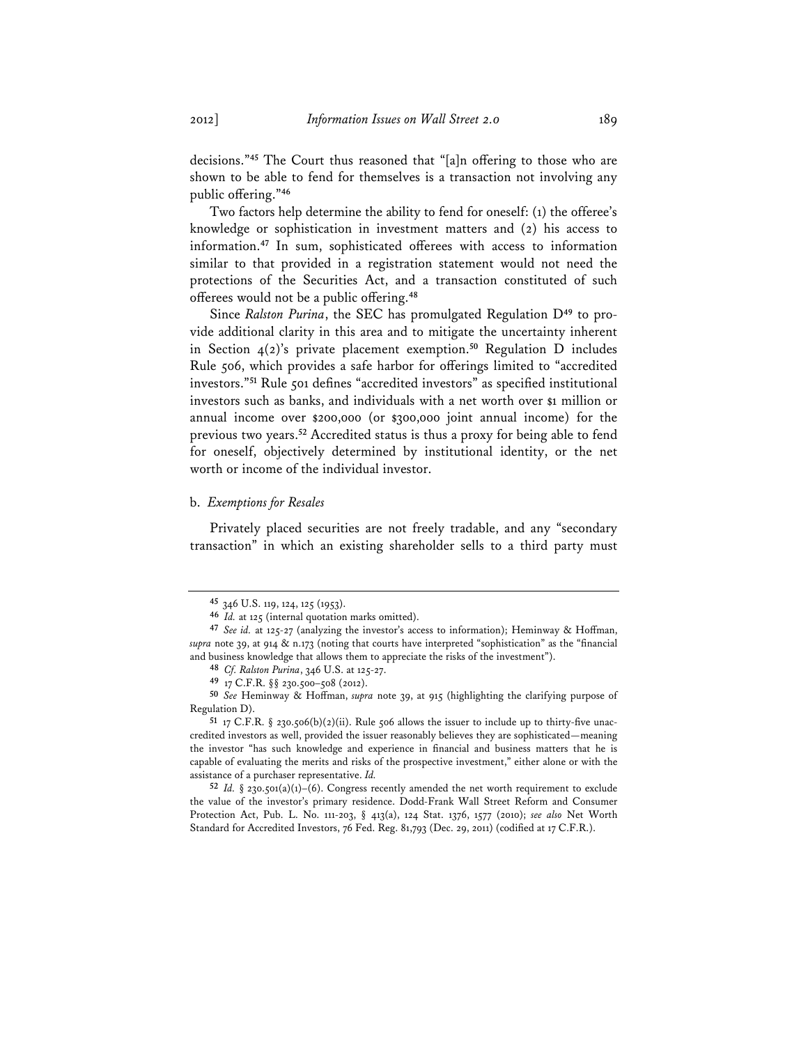decisions."[45] The Court thus reasoned that "[a]n offering to those who are shown to be able to fend for themselves is a transaction not involving any public offering."[46]

Two factors help determine the ability to fend for oneself: (1) the offeree's knowledge or sophistication in investment matters and (2) his access to information.[47] In sum, sophisticated offerees with access to information similar to that provided in a registration statement would not need the protections of the Securities Act, and a transaction constituted of such offerees would not be a public offering.[48]

Since *Ralston Purina*, the SEC has promulgated Regulation D[49] to provide additional clarity in this area and to mitigate the uncertainty inherent in Section 4(2)'s private placement exemption.[50] Regulation D includes Rule 506, which provides a safe harbor for offerings limited to "accredited investors."[51] Rule 501 defines "accredited investors" as specified institutional investors such as banks, and individuals with a net worth over $1 million or annual income over $200,000 (or $300,000 joint annual income) for the previous two years.[52] Accredited status is thus a proxy for being able to fend for oneself, objectively determined by institutional identity, or the net worth or income of the individual investor.

b. *Exemptions for Resales*

Privately placed securities are not freely tradable, and any "secondary transaction" in which an existing shareholder sells to a third party must

---

[45] 346 U.S. 119, 124, 125 (1953).

[46] *Id.* at 125 (internal quotation marks omitted).

[47] *See id.* at 125-27 (analyzing the investor's access to information); Heminway & Hoffman, *supra* note 39, at 914 & n.173 (noting that courts have interpreted "sophistication" as the "financial and business knowledge that allows them to appreciate the risks of the investment").

[48] *Cf. Ralston Purina*, 346 U.S. at 125-27.

[49] 17 C.F.R. §§ 230.500–508 (2012).

[50] *See* Heminway & Hoffman, *supra* note 39, at 915 (highlighting the clarifying purpose of Regulation D).

[51] 17 C.F.R. § 230.506(b)(2)(ii). Rule 506 allows the issuer to include up to thirty-five unaccredited investors as well, provided the issuer reasonably believes they are sophisticated—meaning the investor "has such knowledge and experience in financial and business matters that he is capable of evaluating the merits and risks of the prospective investment," either alone or with the assistance of a purchaser representative. *Id.*

[52] *Id.* § 230.501(a)(1)–(6). Congress recently amended the net worth requirement to exclude the value of the investor's primary residence. Dodd-Frank Wall Street Reform and Consumer Protection Act, Pub. L. No. 111-203, § 413(a), 124 Stat. 1376, 1577 (2010); *see also* Net Worth Standard for Accredited Investors, 76 Fed. Reg. 81,793 (Dec. 29, 2011) (codified at 17 C.F.R.).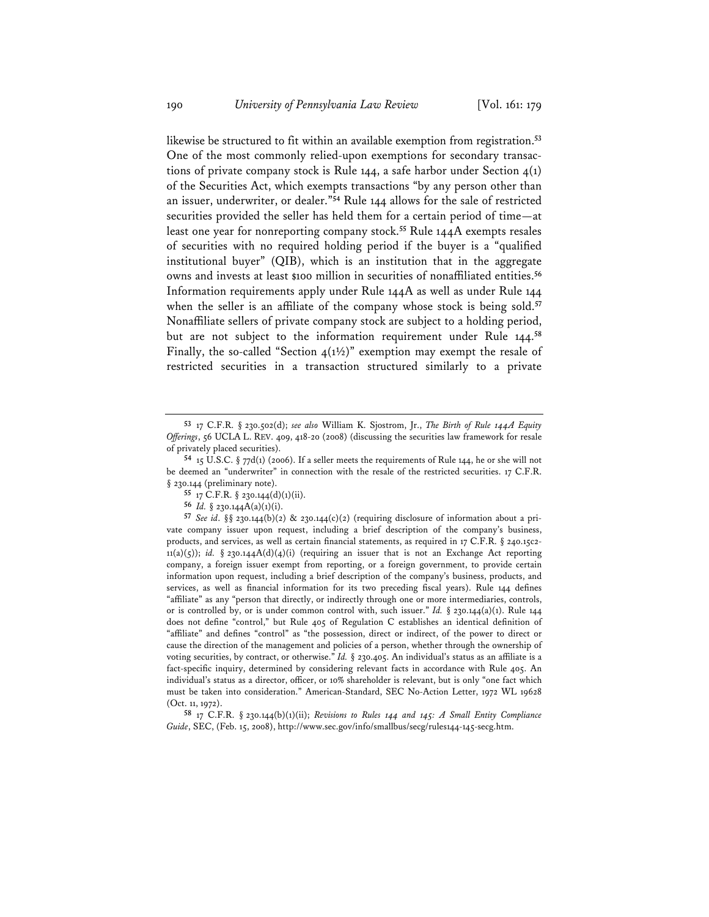likewise be structured to fit within an available exemption from registration.[53] One of the most commonly relied-upon exemptions for secondary transactions of private company stock is Rule 144, a safe harbor under Section 4(1) of the Securities Act, which exempts transactions "by any person other than an issuer, underwriter, or dealer."[54] Rule 144 allows for the sale of restricted securities provided the seller has held them for a certain period of time—at least one year for nonreporting company stock.[55] Rule 144A exempts resales of securities with no required holding period if the buyer is a "qualified institutional buyer" (QIB), which is an institution that in the aggregate owns and invests at least $100 million in securities of nonaffiliated entities.[56] Information requirements apply under Rule 144A as well as under Rule 144 when the seller is an affiliate of the company whose stock is being sold.[57] Nonaffiliate sellers of private company stock are subject to a holding period, but are not subject to the information requirement under Rule 144.[58] Finally, the so-called "Section 4(1½)" exemption may exempt the resale of restricted securities in a transaction structured similarly to a private

---

[53] 17 C.F.R. § 230.502(d); *see also* William K. Sjostrom, Jr., *The Birth of Rule 144A Equity Offerings*, 56 UCLA L. REV. 409, 418-20 (2008) (discussing the securities law framework for resale of privately placed securities).

[54] 15 U.S.C. § 77d(1) (2006). If a seller meets the requirements of Rule 144, he or she will not be deemed an "underwriter" in connection with the resale of the restricted securities. 17 C.F.R. § 230.144 (preliminary note).

[55] 17 C.F.R. § 230.144(d)(1)(ii).

[56] *Id.* § 230.144A(a)(1)(i).

[57] *See id*. §§ 230.144(b)(2) & 230.144(c)(2) (requiring disclosure of information about a private company issuer upon request, including a brief description of the company's business, products, and services, as well as certain financial statements, as required in 17 C.F.R. § 240.15c2-11(a)(5)); *id.* § 230.144A(d)(4)(i) (requiring an issuer that is not an Exchange Act reporting company, a foreign issuer exempt from reporting, or a foreign government, to provide certain information upon request, including a brief description of the company's business, products, and services, as well as financial information for its two preceding fiscal years). Rule 144 defines "affiliate" as any "person that directly, or indirectly through one or more intermediaries, controls, or is controlled by, or is under common control with, such issuer." *Id.* § 230.144(a)(1). Rule 144 does not define "control," but Rule 405 of Regulation C establishes an identical definition of "affiliate" and defines "control" as "the possession, direct or indirect, of the power to direct or cause the direction of the management and policies of a person, whether through the ownership of voting securities, by contract, or otherwise." *Id.* § 230.405. An individual's status as an affiliate is a fact-specific inquiry, determined by considering relevant facts in accordance with Rule 405. An individual's status as a director, officer, or 10% shareholder is relevant, but is only "one fact which must be taken into consideration." American-Standard, SEC No-Action Letter, 1972 WL 19628 (Oct. 11, 1972).

[58] 17 C.F.R. § 230.144(b)(1)(ii); *Revisions to Rules 144 and 145: A Small Entity Compliance Guide*, SEC, (Feb. 15, 2008), http://www.sec.gov/info/smallbus/secg/rules144-145-secg.htm.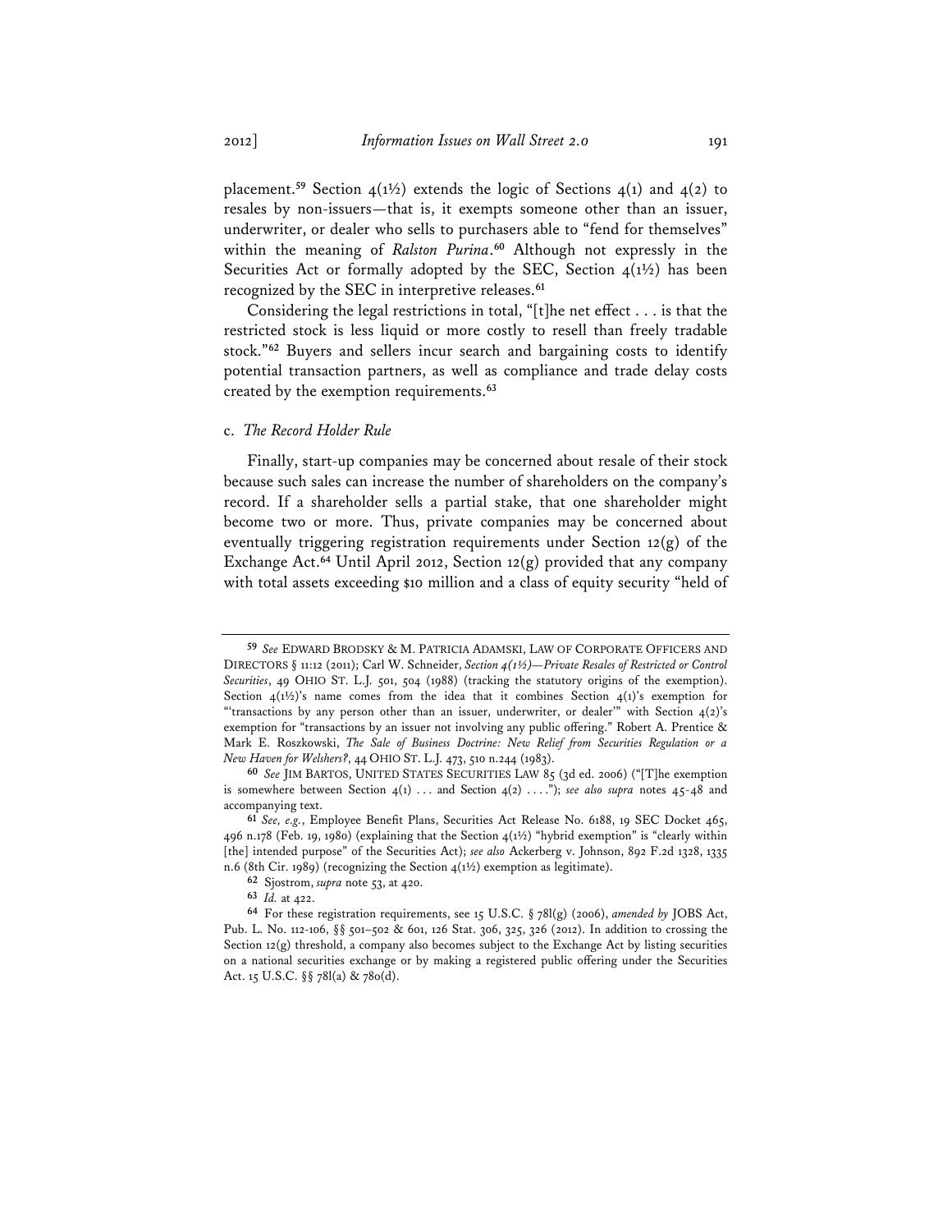placement.[59] Section 4(1½) extends the logic of Sections 4(1) and 4(2) to resales by non-issuers—that is, it exempts someone other than an issuer, underwriter, or dealer who sells to purchasers able to "fend for themselves" within the meaning of *Ralston Purina*.[60] Although not expressly in the Securities Act or formally adopted by the SEC, Section 4(1½) has been recognized by the SEC in interpretive releases.[61]

Considering the legal restrictions in total, "[t]he net effect . . . is that the restricted stock is less liquid or more costly to resell than freely tradable stock."[62] Buyers and sellers incur search and bargaining costs to identify potential transaction partners, as well as compliance and trade delay costs created by the exemption requirements.[63]

### c. *The Record Holder Rule*

Finally, start-up companies may be concerned about resale of their stock because such sales can increase the number of shareholders on the company's record. If a shareholder sells a partial stake, that one shareholder might become two or more. Thus, private companies may be concerned about eventually triggering registration requirements under Section 12(g) of the Exchange Act.[64] Until April 2012, Section 12(g) provided that any company with total assets exceeding $10 million and a class of equity security "held of

---

[59] *See* EDWARD BRODSKY & M. PATRICIA ADAMSKI, LAW OF CORPORATE OFFICERS AND DIRECTORS § 11:12 (2011); Carl W. Schneider, *Section 4(1½)—Private Resales of Restricted or Control Securities*, 49 OHIO ST. L.J. 501, 504 (1988) (tracking the statutory origins of the exemption). Section 4(1½)'s name comes from the idea that it combines Section 4(1)'s exemption for "'transactions by any person other than an issuer, underwriter, or dealer'" with Section 4(2)'s exemption for "transactions by an issuer not involving any public offering." Robert A. Prentice & Mark E. Roszkowski, *The Sale of Business Doctrine: New Relief from Securities Regulation or a New Haven for Welshers?*, 44 OHIO ST. L.J. 473, 510 n.244 (1983).

[60] *See* JIM BARTOS, UNITED STATES SECURITIES LAW 85 (3d ed. 2006) ("[T]he exemption is somewhere between Section 4(1) . . . and Section 4(2) . . . ."); *see also supra* notes 45-48 and accompanying text.

[61] *See, e.g.*, Employee Benefit Plans, Securities Act Release No. 6188, 19 SEC Docket 465, 496 n.178 (Feb. 19, 1980) (explaining that the Section 4(1½) "hybrid exemption" is "clearly within [the] intended purpose" of the Securities Act); *see also* Ackerberg v. Johnson, 892 F.2d 1328, 1335 n.6 (8th Cir. 1989) (recognizing the Section 4(1½) exemption as legitimate).

[62] Sjostrom, *supra* note 53, at 420.

[63] *Id.* at 422.

[64] For these registration requirements, see 15 U.S.C. § 78l(g) (2006), *amended by* JOBS Act, Pub. L. No. 112-106, §§ 501–502 & 601, 126 Stat. 306, 325, 326 (2012). In addition to crossing the Section 12(g) threshold, a company also becomes subject to the Exchange Act by listing securities on a national securities exchange or by making a registered public offering under the Securities Act. 15 U.S.C. §§ 78l(a) & 78o(d).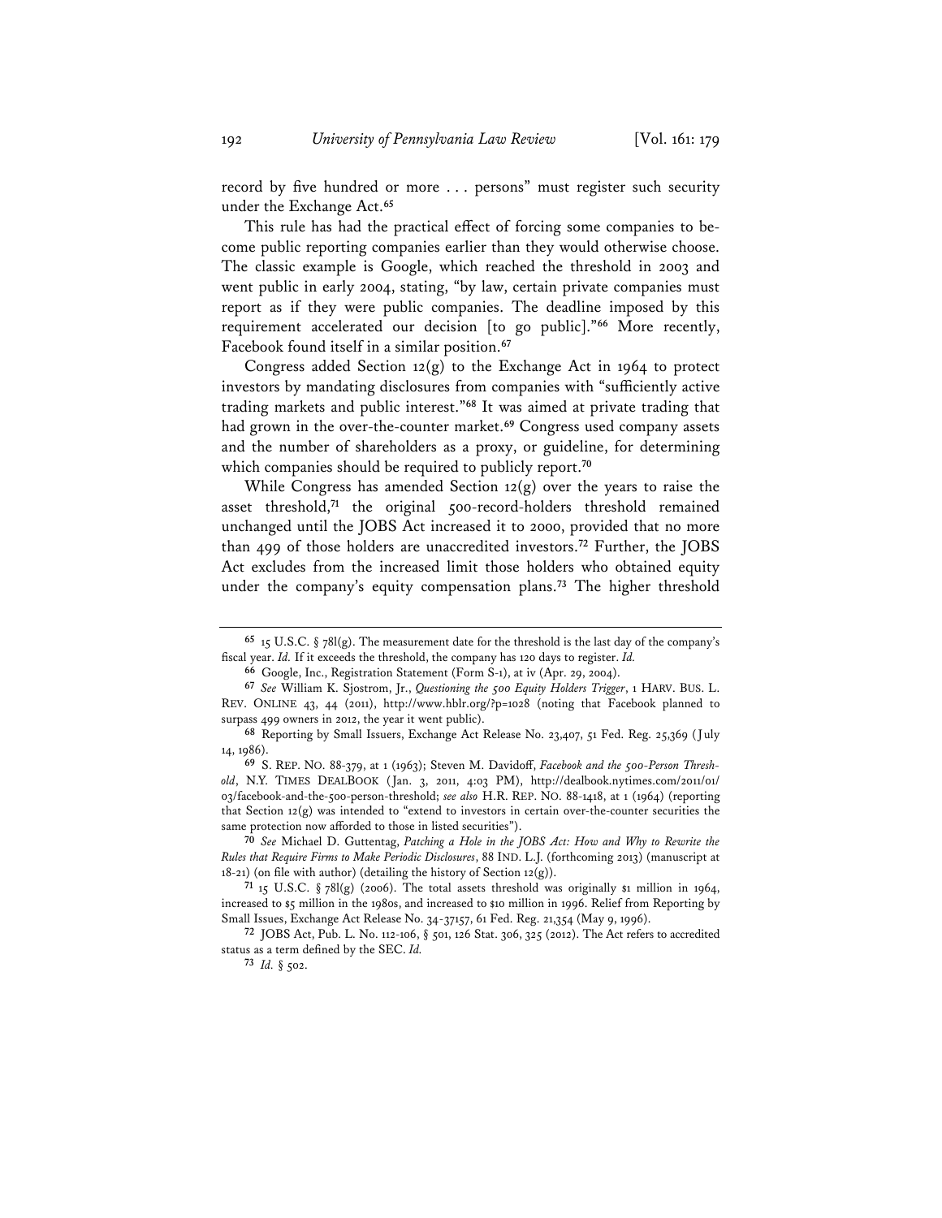record by five hundred or more . . . persons" must register such security under the Exchange Act.[65]

This rule has had the practical effect of forcing some companies to become public reporting companies earlier than they would otherwise choose. The classic example is Google, which reached the threshold in 2003 and went public in early 2004, stating, "by law, certain private companies must report as if they were public companies. The deadline imposed by this requirement accelerated our decision [to go public]."[66] More recently, Facebook found itself in a similar position.[67]

Congress added Section 12(g) to the Exchange Act in 1964 to protect investors by mandating disclosures from companies with "sufficiently active trading markets and public interest."[68] It was aimed at private trading that had grown in the over-the-counter market.[69] Congress used company assets and the number of shareholders as a proxy, or guideline, for determining which companies should be required to publicly report.[70]

While Congress has amended Section 12(g) over the years to raise the asset threshold,[71] the original 500-record-holders threshold remained unchanged until the JOBS Act increased it to 2000, provided that no more than 499 of those holders are unaccredited investors.[72] Further, the JOBS Act excludes from the increased limit those holders who obtained equity under the company's equity compensation plans.[73] The higher threshold

---

[65] 15 U.S.C. § 78l(g). The measurement date for the threshold is the last day of the company's fiscal year. *Id.* If it exceeds the threshold, the company has 120 days to register. *Id.*

[66] Google, Inc., Registration Statement (Form S-1), at iv (Apr. 29, 2004).

[67] *See* William K. Sjostrom, Jr., *Questioning the 500 Equity Holders Trigger*, 1 HARV. BUS. L. REV. ONLINE 43, 44 (2011), http://www.hblr.org/?p=1028 (noting that Facebook planned to surpass 499 owners in 2012, the year it went public).

[68] Reporting by Small Issuers, Exchange Act Release No. 23,407, 51 Fed. Reg. 25,369 (July 14, 1986).

[69] S. REP. NO. 88-379, at 1 (1963); Steven M. Davidoff, *Facebook and the 500-Person Threshold*, N.Y. TIMES DEALBOOK (Jan. 3, 2011, 4:03 PM), http://dealbook.nytimes.com/2011/01/03/facebook-and-the-500-person-threshold; *see also* H.R. REP. NO. 88-1418, at 1 (1964) (reporting that Section 12(g) was intended to "extend to investors in certain over-the-counter securities the same protection now afforded to those in listed securities").

[70] *See* Michael D. Guttentag, *Patching a Hole in the JOBS Act: How and Why to Rewrite the Rules that Require Firms to Make Periodic Disclosures*, 88 IND. L.J. (forthcoming 2013) (manuscript at 18-21) (on file with author) (detailing the history of Section 12(g)).

[71] 15 U.S.C. § 78l(g) (2006). The total assets threshold was originally $1 million in 1964, increased to $5 million in the 1980s, and increased to $10 million in 1996. Relief from Reporting by Small Issues, Exchange Act Release No. 34-37157, 61 Fed. Reg. 21,354 (May 9, 1996).

[72] JOBS Act, Pub. L. No. 112-106, § 501, 126 Stat. 306, 325 (2012). The Act refers to accredited status as a term defined by the SEC. *Id.*

[73] *Id.* § 502.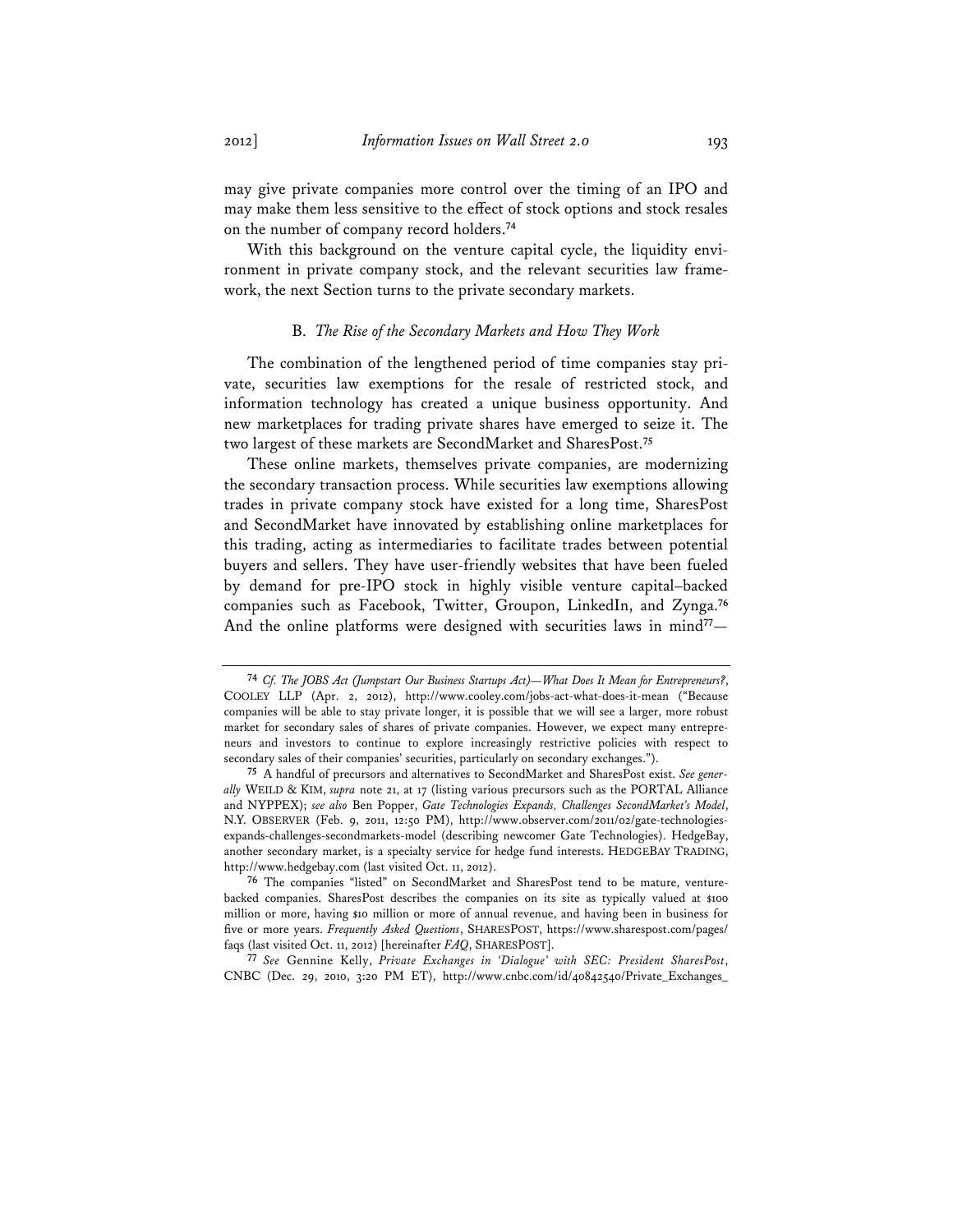may give private companies more control over the timing of an IPO and may make them less sensitive to the effect of stock options and stock resales on the number of company record holders.[74]

With this background on the venture capital cycle, the liquidity environment in private company stock, and the relevant securities law framework, the next Section turns to the private secondary markets.

### B. *The Rise of the Secondary Markets and How They Work*

The combination of the lengthened period of time companies stay private, securities law exemptions for the resale of restricted stock, and information technology has created a unique business opportunity. And new marketplaces for trading private shares have emerged to seize it. The two largest of these markets are SecondMarket and SharesPost.[75]

These online markets, themselves private companies, are modernizing the secondary transaction process. While securities law exemptions allowing trades in private company stock have existed for a long time, SharesPost and SecondMarket have innovated by establishing online marketplaces for this trading, acting as intermediaries to facilitate trades between potential buyers and sellers. They have user-friendly websites that have been fueled by demand for pre-IPO stock in highly visible venture capital–backed companies such as Facebook, Twitter, Groupon, LinkedIn, and Zynga.[76] And the online platforms were designed with securities laws in mind[77]—

---

[74] *Cf. The JOBS Act (Jumpstart Our Business Startups Act)—What Does It Mean for Entrepreneurs?*, COOLEY LLP (Apr. 2, 2012), http://www.cooley.com/jobs-act-what-does-it-mean ("Because companies will be able to stay private longer, it is possible that we will see a larger, more robust market for secondary sales of shares of private companies. However, we expect many entrepreneurs and investors to continue to explore increasingly restrictive policies with respect to secondary sales of their companies' securities, particularly on secondary exchanges.").

[75] A handful of precursors and alternatives to SecondMarket and SharesPost exist. *See generally* WEILD & KIM, *supra* note 21, at 17 (listing various precursors such as the PORTAL Alliance and NYPPEX); *see also* Ben Popper, *Gate Technologies Expands, Challenges SecondMarket's Model*, N.Y. OBSERVER (Feb. 9, 2011, 12:50 PM), http://www.observer.com/2011/02/gate-technologies-expands-challenges-secondmarkets-model (describing newcomer Gate Technologies). HedgeBay, another secondary market, is a specialty service for hedge fund interests. HEDGEBAY TRADING, http://www.hedgebay.com (last visited Oct. 11, 2012).

[76] The companies "listed" on SecondMarket and SharesPost tend to be mature, venture-backed companies. SharesPost describes the companies on its site as typically valued at $100 million or more, having $10 million or more of annual revenue, and having been in business for five or more years. *Frequently Asked Questions*, SHARESPOST, https://www.sharespost.com/pages/faqs (last visited Oct. 11, 2012) [hereinafter *FAQ*, SHARESPOST].

[77] *See* Gennine Kelly, *Private Exchanges in 'Dialogue' with SEC: President SharesPost*, CNBC (Dec. 29, 2010, 3:20 PM ET), http://www.cnbc.com/id/40842540/Private_Exchanges_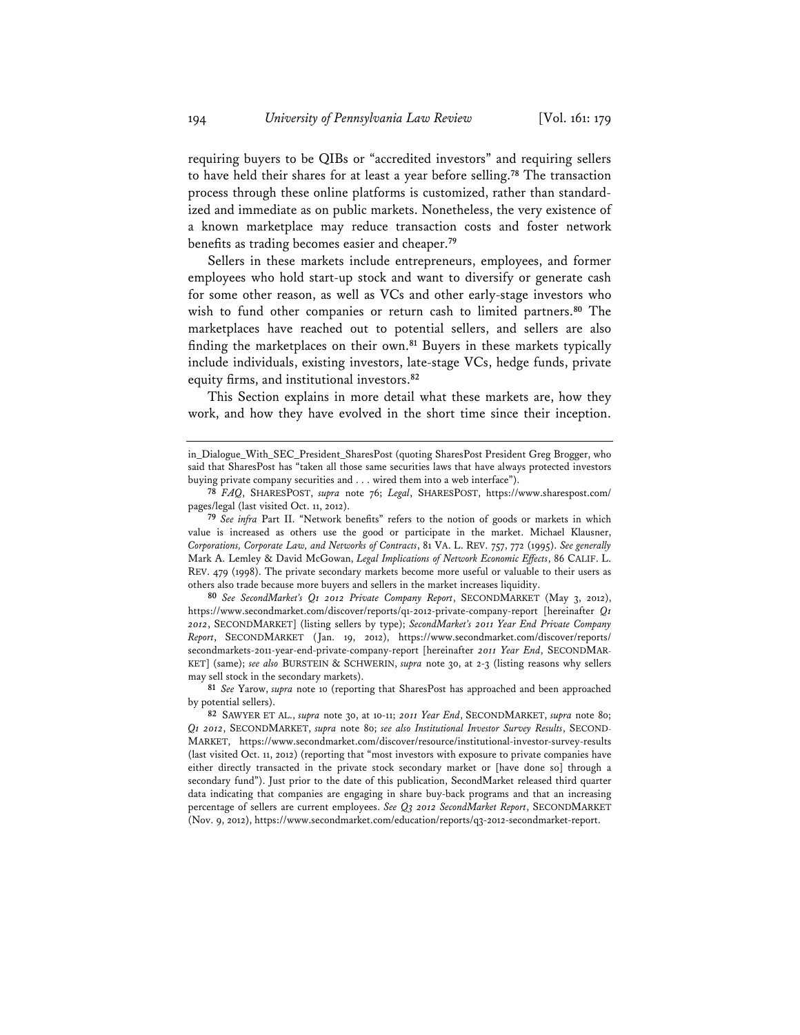requiring buyers to be QIBs or "accredited investors" and requiring sellers to have held their shares for at least a year before selling.[78] The transaction process through these online platforms is customized, rather than standardized and immediate as on public markets. Nonetheless, the very existence of a known marketplace may reduce transaction costs and foster network benefits as trading becomes easier and cheaper.[79]

Sellers in these markets include entrepreneurs, employees, and former employees who hold start-up stock and want to diversify or generate cash for some other reason, as well as VCs and other early-stage investors who wish to fund other companies or return cash to limited partners.[80] The marketplaces have reached out to potential sellers, and sellers are also finding the marketplaces on their own.[81] Buyers in these markets typically include individuals, existing investors, late-stage VCs, hedge funds, private equity firms, and institutional investors.[82]

This Section explains in more detail what these markets are, how they work, and how they have evolved in the short time since their inception.

---

in_Dialogue_With_SEC_President_SharesPost (quoting SharesPost President Greg Brogger, who said that SharesPost has "taken all those same securities laws that have always protected investors buying private company securities and . . . wired them into a web interface").

[78] *FAQ*, SHARESPOST, *supra* note 76; *Legal*, SHARESPOST, https://www.sharespost.com/pages/legal (last visited Oct. 11, 2012).

[79] *See infra* Part II. "Network benefits" refers to the notion of goods or markets in which value is increased as others use the good or participate in the market. Michael Klausner, *Corporations, Corporate Law, and Networks of Contracts*, 81 VA. L. REV. 757, 772 (1995). *See generally* Mark A. Lemley & David McGowan, *Legal Implications of Network Economic Effects*, 86 CALIF. L. REV. 479 (1998). The private secondary markets become more useful or valuable to their users as others also trade because more buyers and sellers in the market increases liquidity.

[80] *See SecondMarket's Q1 2012 Private Company Report*, SECONDMARKET (May 3, 2012), https://www.secondmarket.com/discover/reports/q1-2012-private-company-report [hereinafter *Q1 2012*, SECONDMARKET] (listing sellers by type); *SecondMarket's 2011 Year End Private Company Report*, SECONDMARKET (Jan. 19, 2012), https://www.secondmarket.com/discover/reports/secondmarkets-2011-year-end-private-company-report [hereinafter *2011 Year End*, SECONDMARKET] (same); *see also* BURSTEIN & SCHWERIN, *supra* note 30, at 2-3 (listing reasons why sellers may sell stock in the secondary markets).

[81] *See* Yarow, *supra* note 10 (reporting that SharesPost has approached and been approached by potential sellers).

[82] SAWYER ET AL., *supra* note 30, at 10-11; *2011 Year End*, SECONDMARKET, *supra* note 80; *Q1 2012*, SECONDMARKET, *supra* note 80; *see also Institutional Investor Survey Results*, SECONDMARKET, https://www.secondmarket.com/discover/resource/institutional-investor-survey-results (last visited Oct. 11, 2012) (reporting that "most investors with exposure to private companies have either directly transacted in the private stock secondary market or [have done so] through a secondary fund"). Just prior to the date of this publication, SecondMarket released third quarter data indicating that companies are engaging in share buy-back programs and that an increasing percentage of sellers are current employees. *See Q3 2012 SecondMarket Report*, SECONDMARKET (Nov. 9, 2012), https://www.secondmarket.com/education/reports/q3-2012-secondmarket-report.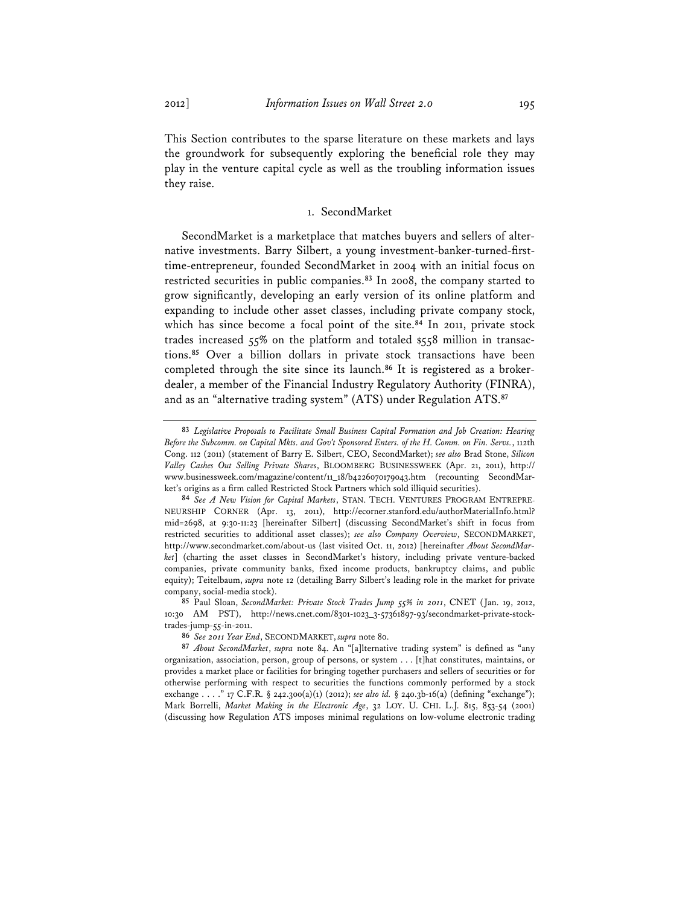This Section contributes to the sparse literature on these markets and lays the groundwork for subsequently exploring the beneficial role they may play in the venture capital cycle as well as the troubling information issues they raise.

### 1. SecondMarket

SecondMarket is a marketplace that matches buyers and sellers of alternative investments. Barry Silbert, a young investment-banker-turned-first-time-entrepreneur, founded SecondMarket in 2004 with an initial focus on restricted securities in public companies.[83] In 2008, the company started to grow significantly, developing an early version of its online platform and expanding to include other asset classes, including private company stock, which has since become a focal point of the site.[84] In 2011, private stock trades increased 55% on the platform and totaled $558 million in transactions.[85] Over a billion dollars in private stock transactions have been completed through the site since its launch.[86] It is registered as a broker-dealer, a member of the Financial Industry Regulatory Authority (FINRA), and as an "alternative trading system" (ATS) under Regulation ATS.[87]

---

[83] *Legislative Proposals to Facilitate Small Business Capital Formation and Job Creation: Hearing Before the Subcomm. on Capital Mkts. and Gov't Sponsored Enters. of the H. Comm. on Fin. Servs.*, 112th Cong. 112 (2011) (statement of Barry E. Silbert, CEO, SecondMarket); *see also* Brad Stone, *Silicon Valley Cashes Out Selling Private Shares*, BLOOMBERG BUSINESSWEEK (Apr. 21, 2011), http://www.businessweek.com/magazine/content/11_18/b4226070179043.htm (recounting SecondMarket's origins as a firm called Restricted Stock Partners which sold illiquid securities).

[84] *See A New Vision for Capital Markets*, STAN. TECH. VENTURES PROGRAM ENTREPRENEURSHIP CORNER (Apr. 13, 2011), http://ecorner.stanford.edu/authorMaterialInfo.html?mid=2698, at 9:30-11:23 [hereinafter Silbert] (discussing SecondMarket's shift in focus from restricted securities to additional asset classes); *see also Company Overview*, SECONDMARKET, http://www.secondmarket.com/about-us (last visited Oct. 11, 2012) [hereinafter *About SecondMarket*] (charting the asset classes in SecondMarket's history, including private venture-backed companies, private community banks, fixed income products, bankruptcy claims, and public equity); Teitelbaum, *supra* note 12 (detailing Barry Silbert's leading role in the market for private company, social-media stock).

[85] Paul Sloan, *SecondMarket: Private Stock Trades Jump 55% in 2011*, CNET (Jan. 19, 2012, 10:30 AM PST), http://news.cnet.com/8301-1023_3-57361897-93/secondmarket-private-stock-trades-jump-55-in-2011.

[86] *See 2011 Year End*, SECONDMARKET, *supra* note 80.

[87] *About SecondMarket*, *supra* note 84. An "[a]lternative trading system" is defined as "any organization, association, person, group of persons, or system . . . [t]hat constitutes, maintains, or provides a market place or facilities for bringing together purchasers and sellers of securities or for otherwise performing with respect to securities the functions commonly performed by a stock exchange . . . ." 17 C.F.R. § 242.300(a)(1) (2012); *see also id.* § 240.3b-16(a) (defining "exchange"); Mark Borrelli, *Market Making in the Electronic Age*, 32 LOY. U. CHI. L.J. 815, 853-54 (2001) (discussing how Regulation ATS imposes minimal regulations on low-volume electronic trading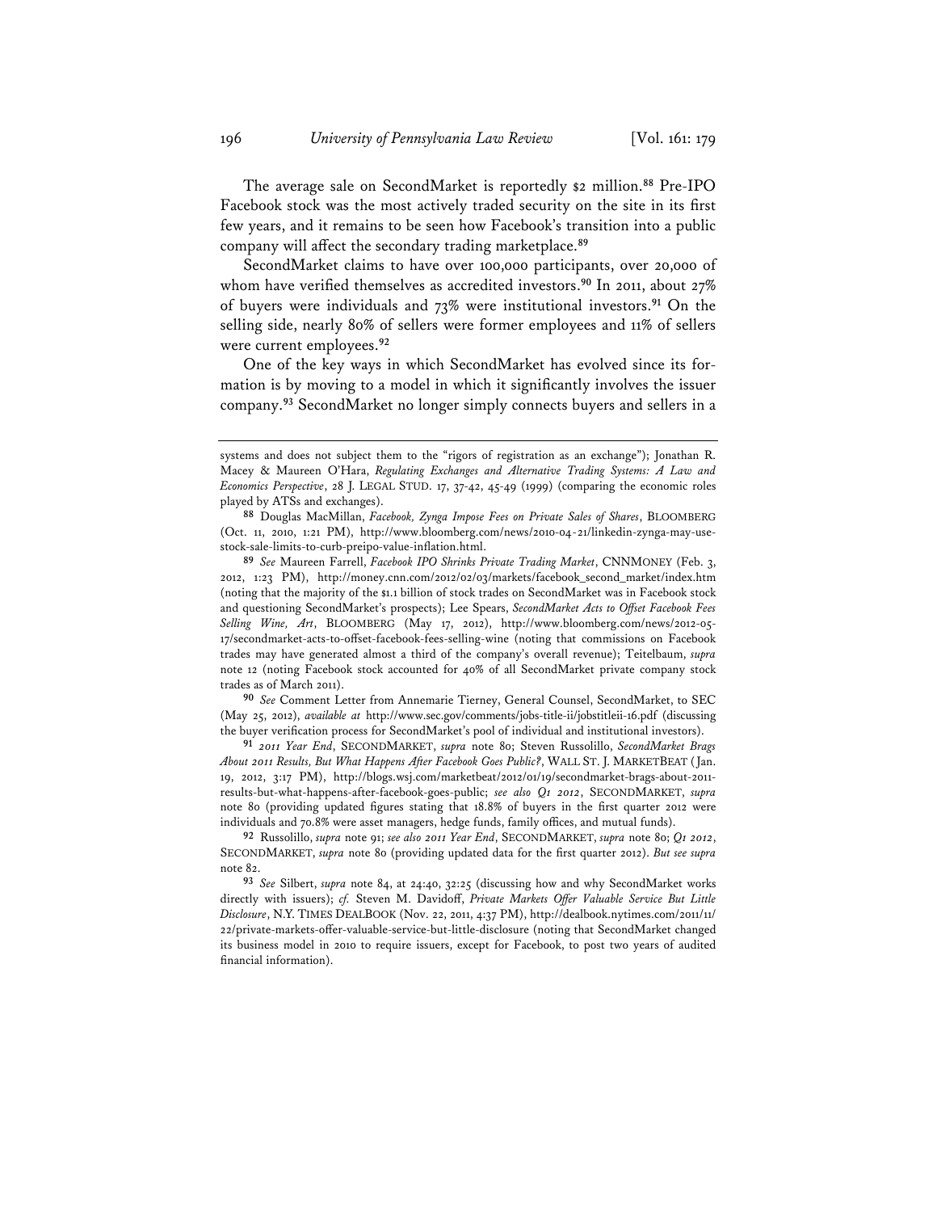The average sale on SecondMarket is reportedly $2 million.[88] Pre-IPO Facebook stock was the most actively traded security on the site in its first few years, and it remains to be seen how Facebook's transition into a public company will affect the secondary trading marketplace.[89]

SecondMarket claims to have over 100,000 participants, over 20,000 of whom have verified themselves as accredited investors.[90] In 2011, about 27% of buyers were individuals and 73% were institutional investors.[91] On the selling side, nearly 80% of sellers were former employees and 11% of sellers were current employees.[92]

One of the key ways in which SecondMarket has evolved since its formation is by moving to a model in which it significantly involves the issuer company.[93] SecondMarket no longer simply connects buyers and sellers in a

---

systems and does not subject them to the "rigors of registration as an exchange"); Jonathan R. Macey & Maureen O'Hara, *Regulating Exchanges and Alternative Trading Systems: A Law and Economics Perspective*, 28 J. LEGAL STUD. 17, 37-42, 45-49 (1999) (comparing the economic roles played by ATSs and exchanges).

[88] Douglas MacMillan, *Facebook, Zynga Impose Fees on Private Sales of Shares*, BLOOMBERG (Oct. 11, 2010, 1:21 PM), http://www.bloomberg.com/news/2010-04-21/linkedin-zynga-may-use-stock-sale-limits-to-curb-preipo-value-inflation.html.

[89] *See* Maureen Farrell, *Facebook IPO Shrinks Private Trading Market*, CNNMONEY (Feb. 3, 2012, 1:23 PM), http://money.cnn.com/2012/02/03/markets/facebook_second_market/index.htm (noting that the majority of the $1.1 billion of stock trades on SecondMarket was in Facebook stock and questioning SecondMarket's prospects); Lee Spears, *SecondMarket Acts to Offset Facebook Fees Selling Wine, Art*, BLOOMBERG (May 17, 2012), http://www.bloomberg.com/news/2012-05-17/secondmarket-acts-to-offset-facebook-fees-selling-wine (noting that commissions on Facebook trades may have generated almost a third of the company's overall revenue); Teitelbaum, *supra* note 12 (noting Facebook stock accounted for 40% of all SecondMarket private company stock trades as of March 2011).

[90] *See* Comment Letter from Annemarie Tierney, General Counsel, SecondMarket, to SEC (May 25, 2012), *available at* http://www.sec.gov/comments/jobs-title-ii/jobstitleii-16.pdf (discussing the buyer verification process for SecondMarket's pool of individual and institutional investors).

[91] *2011 Year End*, SECONDMARKET, *supra* note 80; Steven Russolillo, *SecondMarket Brags About 2011 Results, But What Happens After Facebook Goes Public?*, WALL ST. J. MARKETBEAT (Jan. 19, 2012, 3:17 PM), http://blogs.wsj.com/marketbeat/2012/01/19/secondmarket-brags-about-2011-results-but-what-happens-after-facebook-goes-public; *see also Q1 2012*, SECONDMARKET, *supra* note 80 (providing updated figures stating that 18.8% of buyers in the first quarter 2012 were individuals and 70.8% were asset managers, hedge funds, family offices, and mutual funds).

[92] Russolillo, *supra* note 91; *see also 2011 Year End*, SECONDMARKET, *supra* note 80; *Q1 2012*, SECONDMARKET, *supra* note 80 (providing updated data for the first quarter 2012). *But see supra* note 82.

[93] *See* Silbert, *supra* note 84, at 24:40, 32:25 (discussing how and why SecondMarket works directly with issuers); *cf.* Steven M. Davidoff, *Private Markets Offer Valuable Service But Little Disclosure*, N.Y. TIMES DEALBOOK (Nov. 22, 2011, 4:37 PM), http://dealbook.nytimes.com/2011/11/22/private-markets-offer-valuable-service-but-little-disclosure (noting that SecondMarket changed its business model in 2010 to require issuers, except for Facebook, to post two years of audited financial information).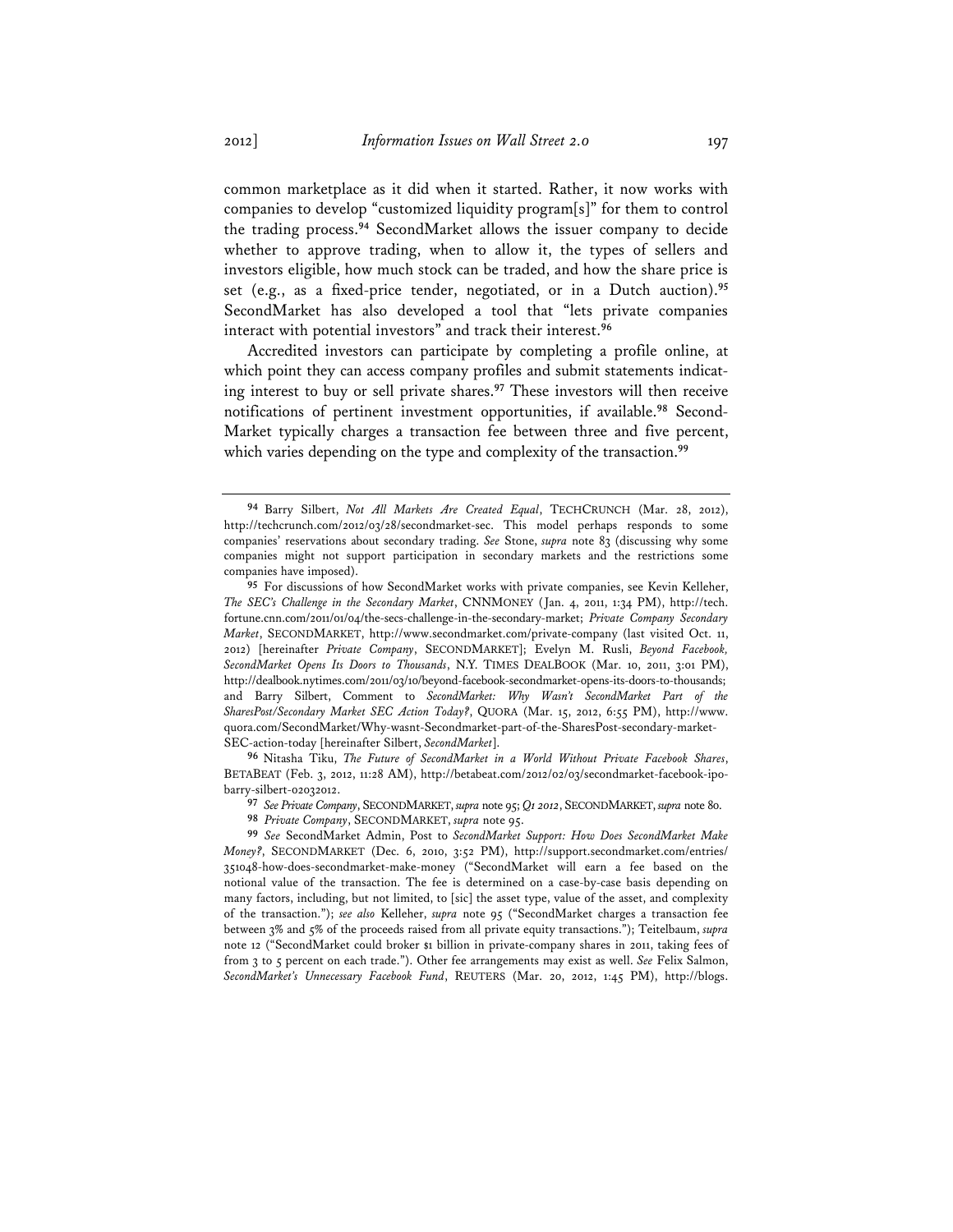common marketplace as it did when it started. Rather, it now works with companies to develop "customized liquidity program[s]" for them to control the trading process.[94] SecondMarket allows the issuer company to decide whether to approve trading, when to allow it, the types of sellers and investors eligible, how much stock can be traded, and how the share price is set (e.g., as a fixed-price tender, negotiated, or in a Dutch auction).[95] SecondMarket has also developed a tool that "lets private companies interact with potential investors" and track their interest.[96]

Accredited investors can participate by completing a profile online, at which point they can access company profiles and submit statements indicating interest to buy or sell private shares.[97] These investors will then receive notifications of pertinent investment opportunities, if available.[98] SecondMarket typically charges a transaction fee between three and five percent, which varies depending on the type and complexity of the transaction.[99]

---

[94] Barry Silbert, *Not All Markets Are Created Equal*, TECHCRUNCH (Mar. 28, 2012), http://techcrunch.com/2012/03/28/secondmarket-sec. This model perhaps responds to some companies' reservations about secondary trading. *See* Stone, *supra* note 83 (discussing why some companies might not support participation in secondary markets and the restrictions some companies have imposed).

[95] For discussions of how SecondMarket works with private companies, see Kevin Kelleher, *The SEC's Challenge in the Secondary Market*, CNNMONEY (Jan. 4, 2011, 1:34 PM), http://tech.fortune.cnn.com/2011/01/04/the-secs-challenge-in-the-secondary-market; *Private Company Secondary Market*, SECONDMARKET, http://www.secondmarket.com/private-company (last visited Oct. 11, 2012) [hereinafter *Private Company*, SECONDMARKET]; Evelyn M. Rusli, *Beyond Facebook, SecondMarket Opens Its Doors to Thousands*, N.Y. TIMES DEALBOOK (Mar. 10, 2011, 3:01 PM), http://dealbook.nytimes.com/2011/03/10/beyond-facebook-secondmarket-opens-its-doors-to-thousands; and Barry Silbert, Comment to *SecondMarket: Why Wasn't SecondMarket Part of the SharesPost/Secondary Market SEC Action Today?*, QUORA (Mar. 15, 2012, 6:55 PM), http://www.quora.com/SecondMarket/Why-wasnt-Secondmarket-part-of-the-SharesPost-secondary-market-SEC-action-today [hereinafter Silbert, *SecondMarket*].

[96] Nitasha Tiku, *The Future of SecondMarket in a World Without Private Facebook Shares*, BETABEAT (Feb. 3, 2012, 11:28 AM), http://betabeat.com/2012/02/03/secondmarket-facebook-ipo-barry-silbert-02032012.

[97] *See Private Company*, SECONDMARKET, *supra* note 95; *Q1 2012*, SECONDMARKET, *supra* note 80.

[98] *Private Company*, SECONDMARKET, *supra* note 95.

[99] *See* SecondMarket Admin, Post to *SecondMarket Support: How Does SecondMarket Make Money?*, SECONDMARKET (Dec. 6, 2010, 3:52 PM), http://support.secondmarket.com/entries/351048-how-does-secondmarket-make-money ("SecondMarket will earn a fee based on the notional value of the transaction. The fee is determined on a case-by-case basis depending on many factors, including, but not limited, to [sic] the asset type, value of the asset, and complexity of the transaction."); *see also* Kelleher, *supra* note 95 ("SecondMarket charges a transaction fee between 3% and 5% of the proceeds raised from all private equity transactions."); Teitelbaum, *supra* note 12 ("SecondMarket could broker $1 billion in private-company shares in 2011, taking fees of from 3 to 5 percent on each trade."). Other fee arrangements may exist as well. *See* Felix Salmon, *SecondMarket's Unnecessary Facebook Fund*, REUTERS (Mar. 20, 2012, 1:45 PM), http://blogs.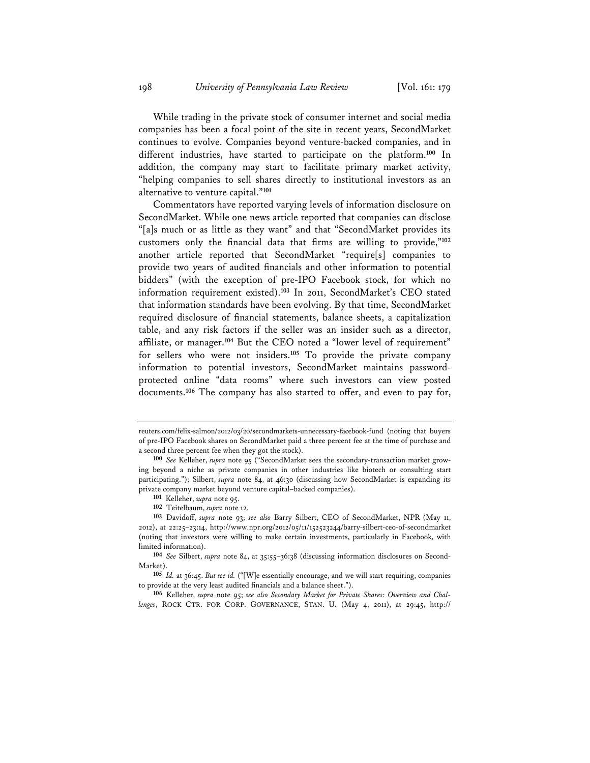While trading in the private stock of consumer internet and social media companies has been a focal point of the site in recent years, SecondMarket continues to evolve. Companies beyond venture-backed companies, and in different industries, have started to participate on the platform.[100] In addition, the company may start to facilitate primary market activity, "helping companies to sell shares directly to institutional investors as an alternative to venture capital."[101]

Commentators have reported varying levels of information disclosure on SecondMarket. While one news article reported that companies can disclose "[a]s much or as little as they want" and that "SecondMarket provides its customers only the financial data that firms are willing to provide,"[102] another article reported that SecondMarket "require[s] companies to provide two years of audited financials and other information to potential bidders" (with the exception of pre-IPO Facebook stock, for which no information requirement existed).[103] In 2011, SecondMarket's CEO stated that information standards have been evolving. By that time, SecondMarket required disclosure of financial statements, balance sheets, a capitalization table, and any risk factors if the seller was an insider such as a director, affiliate, or manager.[104] But the CEO noted a "lower level of requirement" for sellers who were not insiders.[105] To provide the private company information to potential investors, SecondMarket maintains password-protected online "data rooms" where such investors can view posted documents.[106] The company has also started to offer, and even to pay for,

---

reuters.com/felix-salmon/2012/03/20/secondmarkets-unnecessary-facebook-fund (noting that buyers of pre-IPO Facebook shares on SecondMarket paid a three percent fee at the time of purchase and a second three percent fee when they got the stock).

[100] *See* Kelleher, *supra* note 95 ("SecondMarket sees the secondary-transaction market growing beyond a niche as private companies in other industries like biotech or consulting start participating."); Silbert, *supra* note 84, at 46:30 (discussing how SecondMarket is expanding its private company market beyond venture capital–backed companies).

[101] Kelleher, *supra* note 95.

[102] Teitelbaum, *supra* note 12.

[103] Davidoff, *supra* note 93; *see also* Barry Silbert, CEO of SecondMarket, NPR (May 11, 2012), at 22:25–23:14, http://www.npr.org/2012/05/11/152523244/barry-silbert-ceo-of-secondmarket (noting that investors were willing to make certain investments, particularly in Facebook, with limited information).

[104] *See* Silbert, *supra* note 84, at 35:55–36:38 (discussing information disclosures on SecondMarket).

[105] *Id.* at 36:45. *But see id.* ("[W]e essentially encourage, and we will start requiring, companies to provide at the very least audited financials and a balance sheet.").

[106] Kelleher, *supra* note 95; *see also Secondary Market for Private Shares: Overview and Challenges*, ROCK CTR. FOR CORP. GOVERNANCE, STAN. U. (May 4, 2011), at 29:45, http://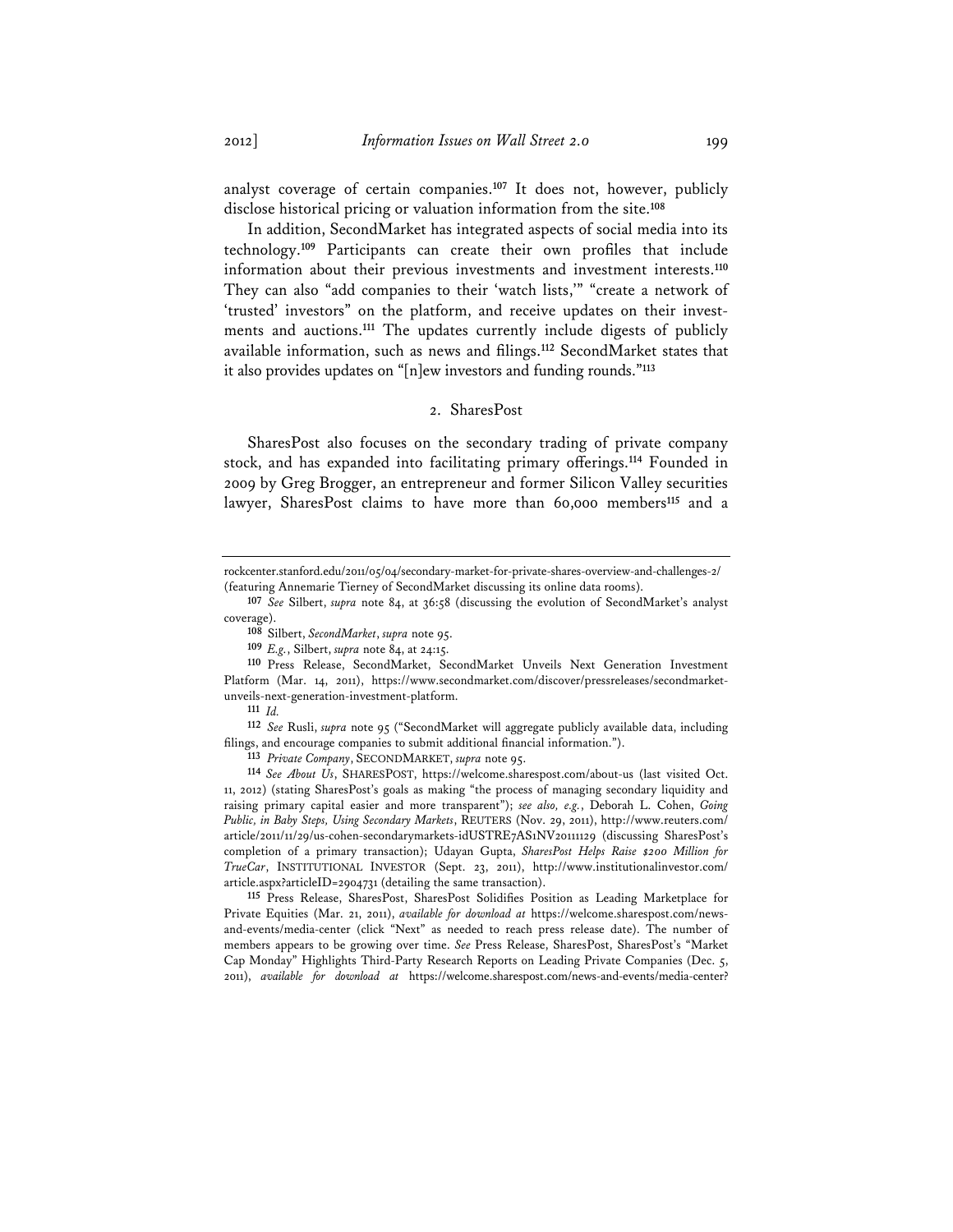analyst coverage of certain companies.[107] It does not, however, publicly disclose historical pricing or valuation information from the site.[108]

In addition, SecondMarket has integrated aspects of social media into its technology.[109] Participants can create their own profiles that include information about their previous investments and investment interests.[110] They can also "add companies to their 'watch lists,'" "create a network of 'trusted' investors" on the platform, and receive updates on their investments and auctions.[111] The updates currently include digests of publicly available information, such as news and filings.[112] SecondMarket states that it also provides updates on "[n]ew investors and funding rounds."[113]

### 2. SharesPost

SharesPost also focuses on the secondary trading of private company stock, and has expanded into facilitating primary offerings.[114] Founded in 2009 by Greg Brogger, an entrepreneur and former Silicon Valley securities lawyer, SharesPost claims to have more than 60,000 members[115] and a

---

rockcenter.stanford.edu/2011/05/04/secondary-market-for-private-shares-overview-and-challenges-2/ (featuring Annemarie Tierney of SecondMarket discussing its online data rooms).

[107] *See* Silbert, *supra* note 84, at 36:58 (discussing the evolution of SecondMarket's analyst coverage).

[108] Silbert, *SecondMarket*, *supra* note 95.

[109] *E.g.*, Silbert, *supra* note 84, at 24:15.

[110] Press Release, SecondMarket, SecondMarket Unveils Next Generation Investment Platform (Mar. 14, 2011), https://www.secondmarket.com/discover/pressreleases/secondmarket-unveils-next-generation-investment-platform.

[111] *Id.*

[112] *See* Rusli, *supra* note 95 ("SecondMarket will aggregate publicly available data, including filings, and encourage companies to submit additional financial information.").

[113] *Private Company*, SECONDMARKET, *supra* note 95.

[114] *See About Us*, SHARESPOST, https://welcome.sharespost.com/about-us (last visited Oct. 11, 2012) (stating SharesPost's goals as making "the process of managing secondary liquidity and raising primary capital easier and more transparent"); *see also, e.g.*, Deborah L. Cohen, *Going Public, in Baby Steps, Using Secondary Markets*, REUTERS (Nov. 29, 2011), http://www.reuters.com/article/2011/11/29/us-cohen-secondarymarkets-idUSTRE7AS1NV20111129 (discussing SharesPost's completion of a primary transaction); Udayan Gupta, *SharesPost Helps Raise $200 Million for TrueCar*, INSTITUTIONAL INVESTOR (Sept. 23, 2011), http://www.institutionalinvestor.com/article.aspx?articleID=2904731 (detailing the same transaction).

[115] Press Release, SharesPost, SharesPost Solidifies Position as Leading Marketplace for Private Equities (Mar. 21, 2011), *available for download at* https://welcome.sharespost.com/news-and-events/media-center (click "Next" as needed to reach press release date). The number of members appears to be growing over time. *See* Press Release, SharesPost, SharesPost's "Market Cap Monday" Highlights Third-Party Research Reports on Leading Private Companies (Dec. 5, 2011), *available for download at* https://welcome.sharespost.com/news-and-events/media-center?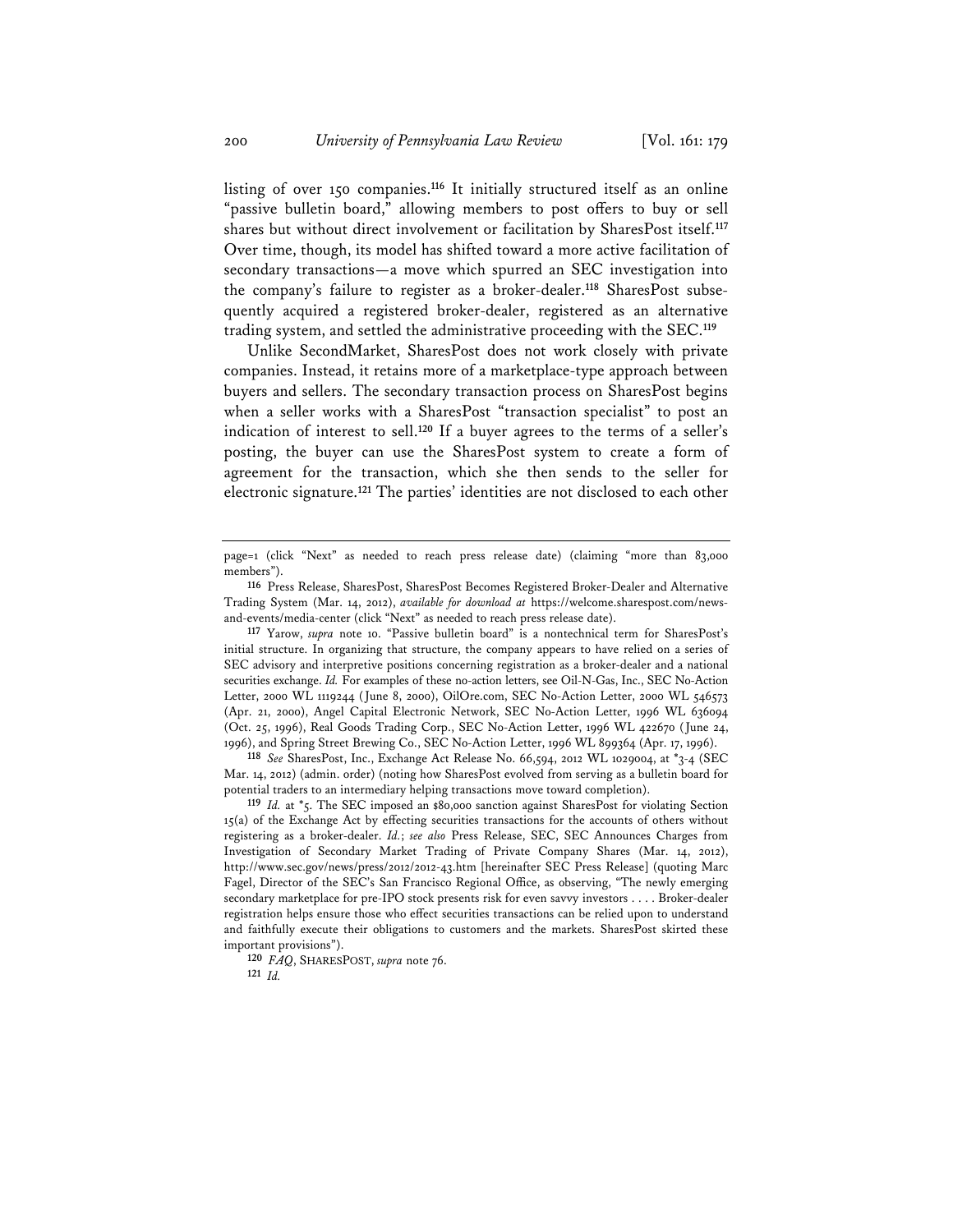listing of over 150 companies.[116] It initially structured itself as an online "passive bulletin board," allowing members to post offers to buy or sell shares but without direct involvement or facilitation by SharesPost itself.[117] Over time, though, its model has shifted toward a more active facilitation of secondary transactions—a move which spurred an SEC investigation into the company's failure to register as a broker-dealer.[118] SharesPost subsequently acquired a registered broker-dealer, registered as an alternative trading system, and settled the administrative proceeding with the SEC.[119]

Unlike SecondMarket, SharesPost does not work closely with private companies. Instead, it retains more of a marketplace-type approach between buyers and sellers. The secondary transaction process on SharesPost begins when a seller works with a SharesPost "transaction specialist" to post an indication of interest to sell.[120] If a buyer agrees to the terms of a seller's posting, the buyer can use the SharesPost system to create a form of agreement for the transaction, which she then sends to the seller for electronic signature.[121] The parties' identities are not disclosed to each other

---

page=1 (click "Next" as needed to reach press release date) (claiming "more than 83,000 members").

[116] Press Release, SharesPost, SharesPost Becomes Registered Broker-Dealer and Alternative Trading System (Mar. 14, 2012), *available for download at* https://welcome.sharespost.com/news-and-events/media-center (click "Next" as needed to reach press release date).

[117] Yarow, *supra* note 10. "Passive bulletin board" is a nontechnical term for SharesPost's initial structure. In organizing that structure, the company appears to have relied on a series of SEC advisory and interpretive positions concerning registration as a broker-dealer and a national securities exchange. *Id.* For examples of these no-action letters, see Oil-N-Gas, Inc., SEC No-Action Letter, 2000 WL 1119244 (June 8, 2000), OilOre.com, SEC No-Action Letter, 2000 WL 546573 (Apr. 21, 2000), Angel Capital Electronic Network, SEC No-Action Letter, 1996 WL 636094 (Oct. 25, 1996), Real Goods Trading Corp., SEC No-Action Letter, 1996 WL 422670 (June 24, 1996), and Spring Street Brewing Co., SEC No-Action Letter, 1996 WL 899364 (Apr. 17, 1996).

[118] *See* SharesPost, Inc., Exchange Act Release No. 66,594, 2012 WL 1029004, at *3-4 (SEC Mar. 14, 2012) (admin. order) (noting how SharesPost evolved from serving as a bulletin board for potential traders to an intermediary helping transactions move toward completion).

[119] *Id.* at *5. The SEC imposed an $80,000 sanction against SharesPost for violating Section 15(a) of the Exchange Act by effecting securities transactions for the accounts of others without registering as a broker-dealer. *Id.*; *see also* Press Release, SEC, SEC Announces Charges from Investigation of Secondary Market Trading of Private Company Shares (Mar. 14, 2012), http://www.sec.gov/news/press/2012/2012-43.htm [hereinafter SEC Press Release] (quoting Marc Fagel, Director of the SEC's San Francisco Regional Office, as observing, "The newly emerging secondary marketplace for pre-IPO stock presents risk for even savvy investors . . . . Broker-dealer registration helps ensure those who effect securities transactions can be relied upon to understand and faithfully execute their obligations to customers and the markets. SharesPost skirted these important provisions").

[120] *FAQ*, SHARESPOST, *supra* note 76.

[121] *Id.*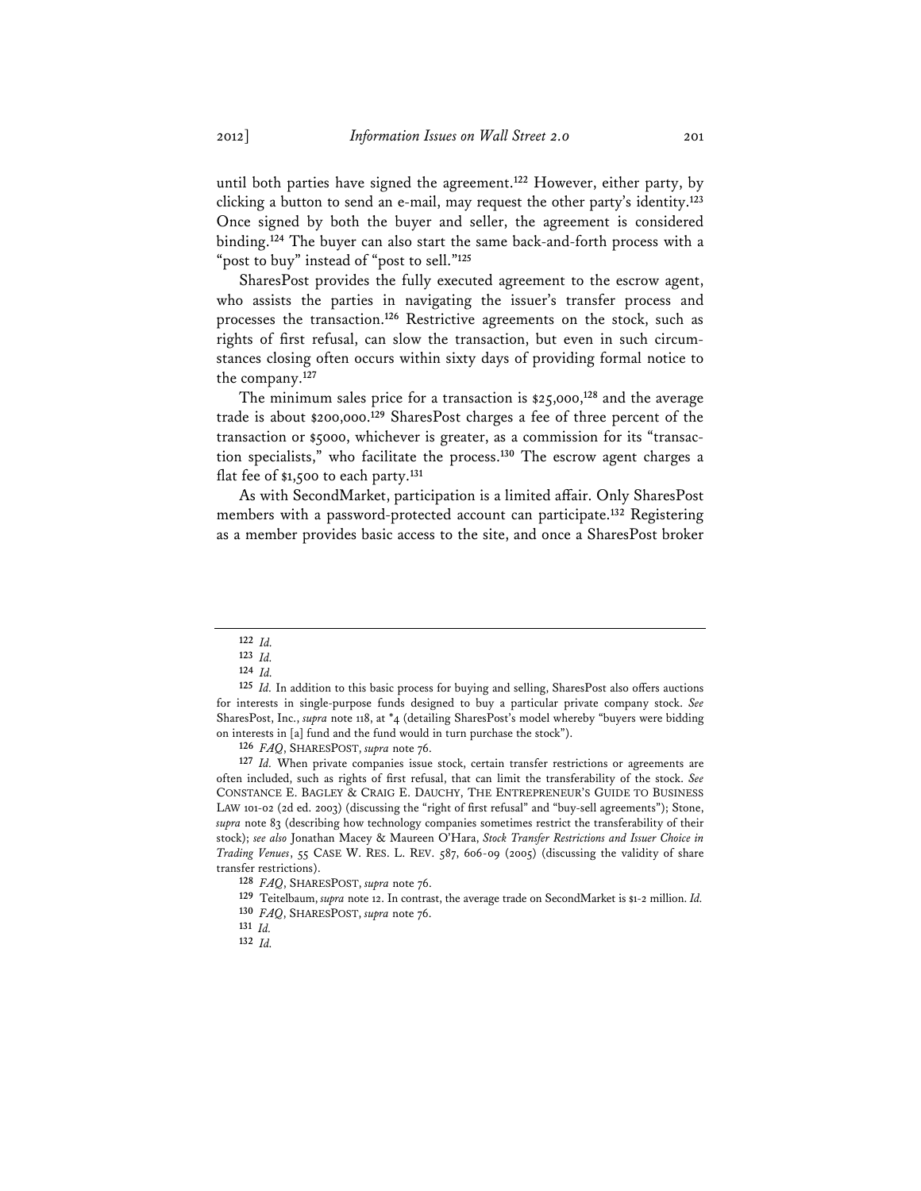until both parties have signed the agreement.[122] However, either party, by clicking a button to send an e-mail, may request the other party's identity.[123] Once signed by both the buyer and seller, the agreement is considered binding.[124] The buyer can also start the same back-and-forth process with a "post to buy" instead of "post to sell."[125]

SharesPost provides the fully executed agreement to the escrow agent, who assists the parties in navigating the issuer's transfer process and processes the transaction.[126] Restrictive agreements on the stock, such as rights of first refusal, can slow the transaction, but even in such circumstances closing often occurs within sixty days of providing formal notice to the company.[127]

The minimum sales price for a transaction is $25,000,[128] and the average trade is about $200,000.[129] SharesPost charges a fee of three percent of the transaction or $5000, whichever is greater, as a commission for its "transaction specialists," who facilitate the process.[130] The escrow agent charges a flat fee of $1,500 to each party.[131]

As with SecondMarket, participation is a limited affair. Only SharesPost members with a password-protected account can participate.[132] Registering as a member provides basic access to the site, and once a SharesPost broker

---

[122] *Id.*

[123] *Id.*

[124] *Id.*

[125] *Id.* In addition to this basic process for buying and selling, SharesPost also offers auctions for interests in single-purpose funds designed to buy a particular private company stock. *See* SharesPost, Inc., *supra* note 118, at *4 (detailing SharesPost's model whereby "buyers were bidding on interests in [a] fund and the fund would in turn purchase the stock").

[126] *FAQ*, SHARESPOST, *supra* note 76.

[127] *Id.* When private companies issue stock, certain transfer restrictions or agreements are often included, such as rights of first refusal, that can limit the transferability of the stock. *See* CONSTANCE E. BAGLEY & CRAIG E. DAUCHY, THE ENTREPRENEUR'S GUIDE TO BUSINESS LAW 101-02 (2d ed. 2003) (discussing the "right of first refusal" and "buy-sell agreements"); Stone, *supra* note 83 (describing how technology companies sometimes restrict the transferability of their stock); *see also* Jonathan Macey & Maureen O'Hara, *Stock Transfer Restrictions and Issuer Choice in Trading Venues*, 55 CASE W. RES. L. REV. 587, 606-09 (2005) (discussing the validity of share transfer restrictions).

[128] *FAQ*, SHARESPOST, *supra* note 76.

[129] Teitelbaum, *supra* note 12. In contrast, the average trade on SecondMarket is $1-2 million. *Id.*

[130] *FAQ*, SHARESPOST, *supra* note 76.

[131] *Id.*

[132] *Id.*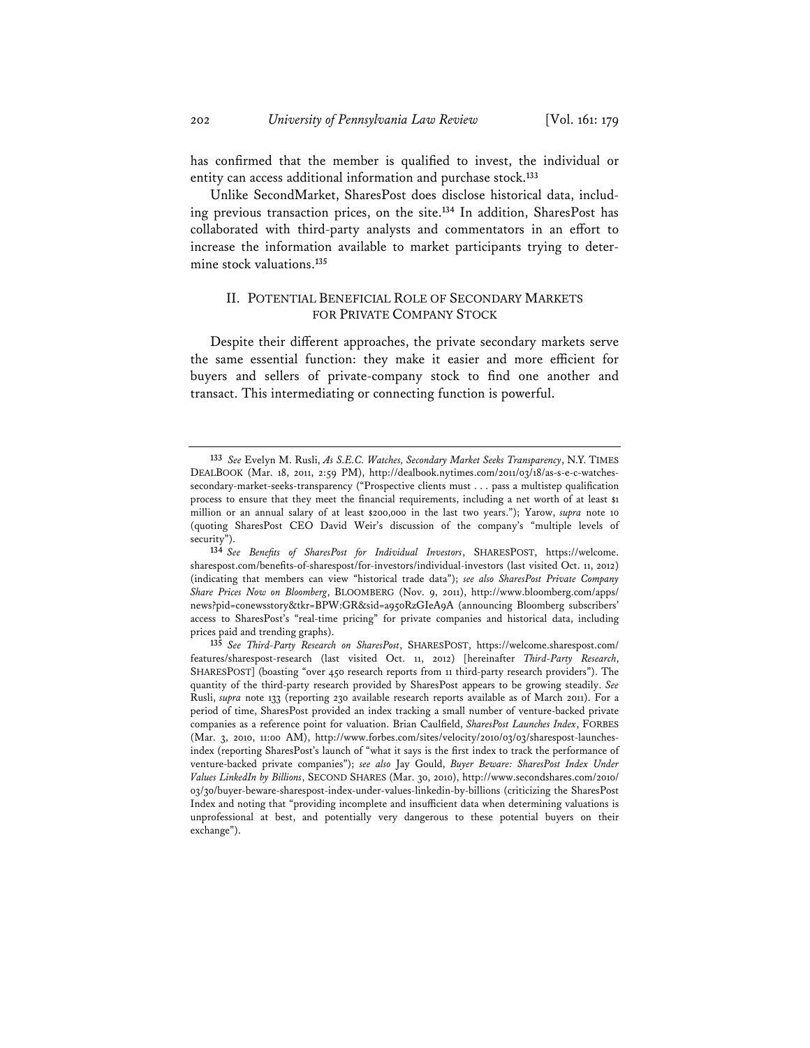has confirmed that the member is qualified to invest, the individual or entity can access additional information and purchase stock.[133]

Unlike SecondMarket, SharesPost does disclose historical data, including previous transaction prices, on the site.[134] In addition, SharesPost has collaborated with third-party analysts and commentators in an effort to increase the information available to market participants trying to determine stock valuations.[135]

## II. Potential Beneficial Role of Secondary Markets for Private Company Stock

Despite their different approaches, the private secondary markets serve the same essential function: they make it easier and more efficient for buyers and sellers of private-company stock to find one another and transact. This intermediating or connecting function is powerful.

---

[133] *See* Evelyn M. Rusli, *As S.E.C. Watches, Secondary Market Seeks Transparency*, N.Y. TIMES DEALBOOK (Mar. 18, 2011, 2:59 PM), http://dealbook.nytimes.com/2011/03/18/as-s-e-c-watches-secondary-market-seeks-transparency ("Prospective clients must . . . pass a multistep qualification process to ensure that they meet the financial requirements, including a net worth of at least $1 million or an annual salary of at least $200,000 in the last two years."); Yarow, *supra* note 10 (quoting SharesPost CEO David Weir's discussion of the company's "multiple levels of security").

[134] *See Benefits of SharesPost for Individual Investors*, SHARESPOST, https://welcome.sharespost.com/benefits-of-sharespost/for-investors/individual-investors (last visited Oct. 11, 2012) (indicating that members can view "historical trade data"); *see also SharesPost Private Company Share Prices Now on Bloomberg*, BLOOMBERG (Nov. 9, 2011), http://www.bloomberg.com/apps/news?pid=conewsstory&tkr=BPW:GR&sid=a950RzGIeA9A (announcing Bloomberg subscribers' access to SharesPost's "real-time pricing" for private companies and historical data, including prices paid and trending graphs).

[135] *See Third-Party Research on SharesPost*, SHARESPOST, https://welcome.sharespost.com/features/sharespost-research (last visited Oct. 11, 2012) [hereinafter *Third-Party Research*, SHARESPOST] (boasting "over 450 research reports from 11 third-party research providers"). The quantity of the third-party research provided by SharesPost appears to be growing steadily. *See* Rusli, *supra* note 133 (reporting 230 available research reports available as of March 2011). For a period of time, SharesPost provided an index tracking a small number of venture-backed private companies as a reference point for valuation. Brian Caulfield, *SharesPost Launches Index*, FORBES (Mar. 3, 2010, 11:00 AM), http://www.forbes.com/sites/velocity/2010/03/03/sharespost-launches-index (reporting SharesPost's launch of "what it says is the first index to track the performance of venture-backed private companies"); *see also* Jay Gould, *Buyer Beware: SharesPost Index Under Values LinkedIn by Billions*, SECOND SHARES (Mar. 30, 2010), http://www.secondshares.com/2010/03/30/buyer-beware-sharespost-index-under-values-linkedin-by-billions (criticizing the SharesPost Index and noting that "providing incomplete and insufficient data when determining valuations is unprofessional at best, and potentially very dangerous to these potential buyers on their exchange").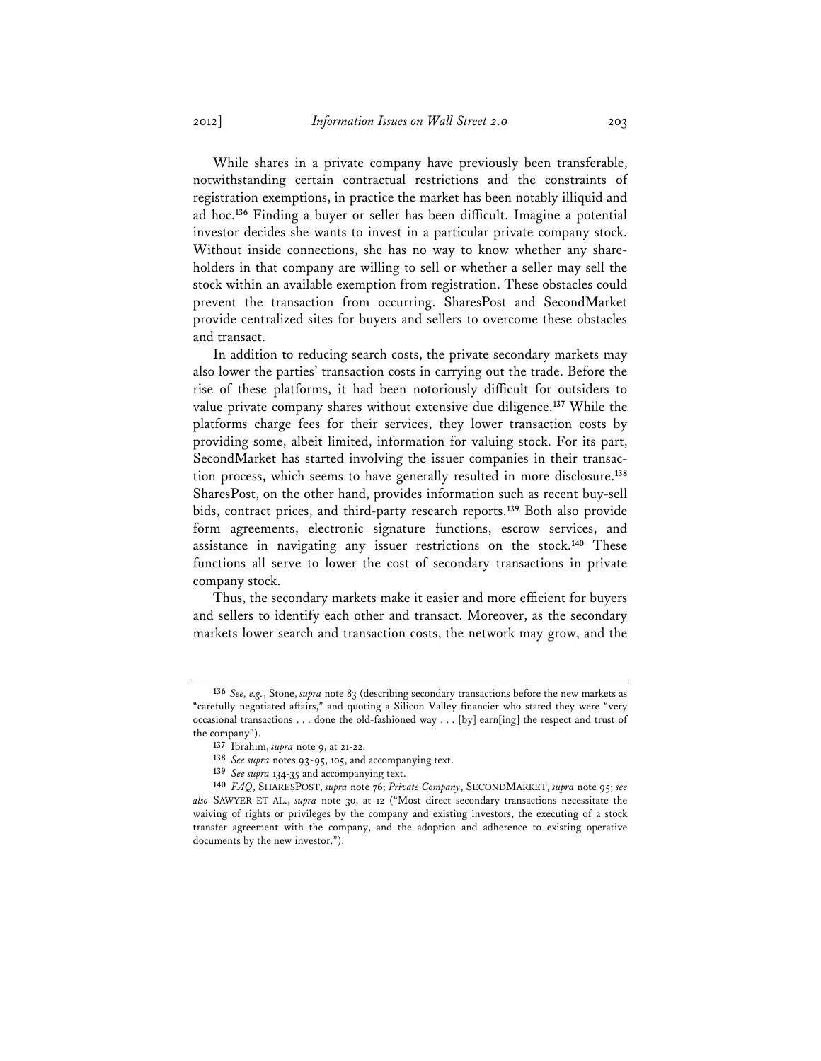While shares in a private company have previously been transferable, notwithstanding certain contractual restrictions and the constraints of registration exemptions, in practice the market has been notably illiquid and ad hoc.[136] Finding a buyer or seller has been difficult. Imagine a potential investor decides she wants to invest in a particular private company stock. Without inside connections, she has no way to know whether any shareholders in that company are willing to sell or whether a seller may sell the stock within an available exemption from registration. These obstacles could prevent the transaction from occurring. SharesPost and SecondMarket provide centralized sites for buyers and sellers to overcome these obstacles and transact.

In addition to reducing search costs, the private secondary markets may also lower the parties' transaction costs in carrying out the trade. Before the rise of these platforms, it had been notoriously difficult for outsiders to value private company shares without extensive due diligence.[137] While the platforms charge fees for their services, they lower transaction costs by providing some, albeit limited, information for valuing stock. For its part, SecondMarket has started involving the issuer companies in their transaction process, which seems to have generally resulted in more disclosure.[138] SharesPost, on the other hand, provides information such as recent buy-sell bids, contract prices, and third-party research reports.[139] Both also provide form agreements, electronic signature functions, escrow services, and assistance in navigating any issuer restrictions on the stock.[140] These functions all serve to lower the cost of secondary transactions in private company stock.

Thus, the secondary markets make it easier and more efficient for buyers and sellers to identify each other and transact. Moreover, as the secondary markets lower search and transaction costs, the network may grow, and the

---

[136] *See, e.g.*, Stone, *supra* note 83 (describing secondary transactions before the new markets as "carefully negotiated affairs," and quoting a Silicon Valley financier who stated they were "very occasional transactions . . . done the old-fashioned way . . . [by] earn[ing] the respect and trust of the company").

[137] Ibrahim, *supra* note 9, at 21-22.

[138] *See supra* notes 93-95, 105, and accompanying text.

[139] *See supra* 134-35 and accompanying text.

[140] *FAQ*, SHARESPOST, *supra* note 76; *Private Company*, SECONDMARKET, *supra* note 95; *see also* SAWYER ET AL., *supra* note 30, at 12 ("Most direct secondary transactions necessitate the waiving of rights or privileges by the company and existing investors, the executing of a stock transfer agreement with the company, and the adoption and adherence to existing operative documents by the new investor.").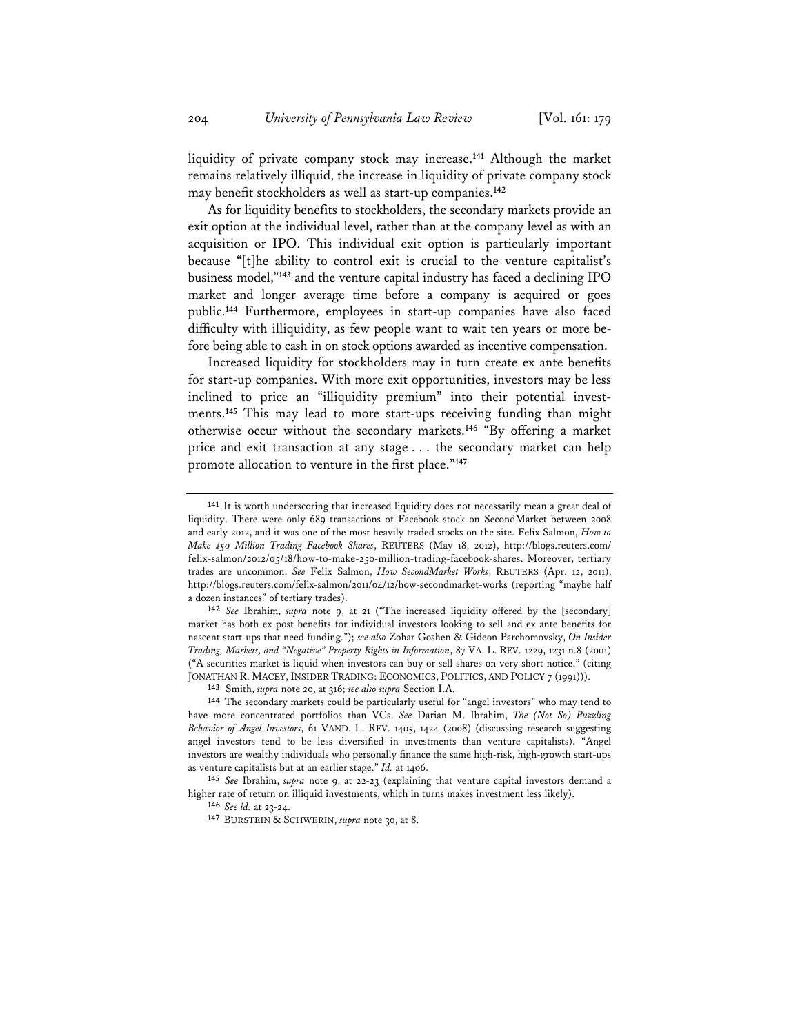liquidity of private company stock may increase.[141] Although the market remains relatively illiquid, the increase in liquidity of private company stock may benefit stockholders as well as start-up companies.[142]

As for liquidity benefits to stockholders, the secondary markets provide an exit option at the individual level, rather than at the company level as with an acquisition or IPO. This individual exit option is particularly important because "[t]he ability to control exit is crucial to the venture capitalist's business model,"[143] and the venture capital industry has faced a declining IPO market and longer average time before a company is acquired or goes public.[144] Furthermore, employees in start-up companies have also faced difficulty with illiquidity, as few people want to wait ten years or more before being able to cash in on stock options awarded as incentive compensation.

Increased liquidity for stockholders may in turn create ex ante benefits for start-up companies. With more exit opportunities, investors may be less inclined to price an "illiquidity premium" into their potential investments.[145] This may lead to more start-ups receiving funding than might otherwise occur without the secondary markets.[146] "By offering a market price and exit transaction at any stage . . . the secondary market can help promote allocation to venture in the first place."[147]

---

141 It is worth underscoring that increased liquidity does not necessarily mean a great deal of liquidity. There were only 689 transactions of Facebook stock on SecondMarket between 2008 and early 2012, and it was one of the most heavily traded stocks on the site. Felix Salmon, *How to Make $50 Million Trading Facebook Shares*, REUTERS (May 18, 2012), http://blogs.reuters.com/felix-salmon/2012/05/18/how-to-make-250-million-trading-facebook-shares. Moreover, tertiary trades are uncommon. *See* Felix Salmon, *How SecondMarket Works*, REUTERS (Apr. 12, 2011), http://blogs.reuters.com/felix-salmon/2011/04/12/how-secondmarket-works (reporting "maybe half a dozen instances" of tertiary trades).

142 *See* Ibrahim, *supra* note 9, at 21 ("The increased liquidity offered by the [secondary] market has both ex post benefits for individual investors looking to sell and ex ante benefits for nascent start-ups that need funding."); *see also* Zohar Goshen & Gideon Parchomovsky, *On Insider Trading, Markets, and "Negative" Property Rights in Information*, 87 VA. L. REV. 1229, 1231 n.8 (2001) ("A securities market is liquid when investors can buy or sell shares on very short notice." (citing JONATHAN R. MACEY, INSIDER TRADING: ECONOMICS, POLITICS, AND POLICY 7 (1991))).

143 Smith, *supra* note 20, at 316; *see also supra* Section I.A.

144 The secondary markets could be particularly useful for "angel investors" who may tend to have more concentrated portfolios than VCs. *See* Darian M. Ibrahim, *The (Not So) Puzzling Behavior of Angel Investors*, 61 VAND. L. REV. 1405, 1424 (2008) (discussing research suggesting angel investors tend to be less diversified in investments than venture capitalists). "Angel investors are wealthy individuals who personally finance the same high-risk, high-growth start-ups as venture capitalists but at an earlier stage." *Id.* at 1406.

145 *See* Ibrahim, *supra* note 9, at 22-23 (explaining that venture capital investors demand a higher rate of return on illiquid investments, which in turns makes investment less likely).

146 *See id.* at 23-24.

147 BURSTEIN & SCHWERIN, *supra* note 30, at 8.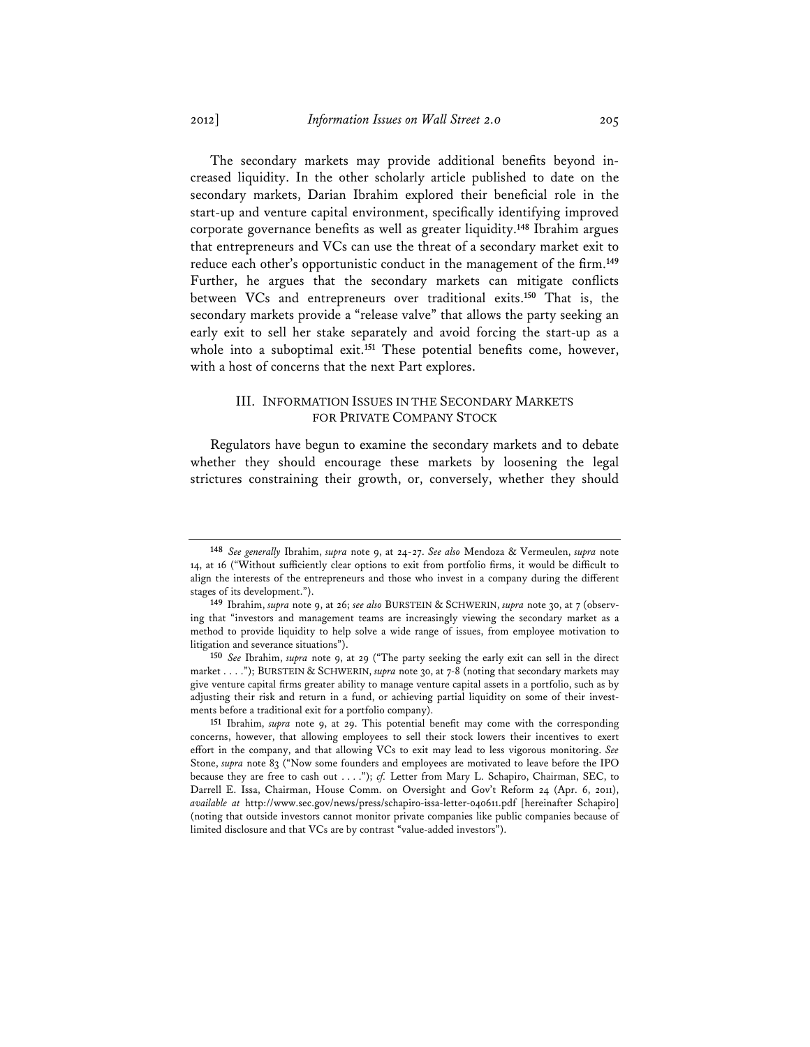The secondary markets may provide additional benefits beyond increased liquidity. In the other scholarly article published to date on the secondary markets, Darian Ibrahim explored their beneficial role in the start-up and venture capital environment, specifically identifying improved corporate governance benefits as well as greater liquidity.[148] Ibrahim argues that entrepreneurs and VCs can use the threat of a secondary market exit to reduce each other's opportunistic conduct in the management of the firm.[149] Further, he argues that the secondary markets can mitigate conflicts between VCs and entrepreneurs over traditional exits.[150] That is, the secondary markets provide a "release valve" that allows the party seeking an early exit to sell her stake separately and avoid forcing the start-up as a whole into a suboptimal exit.[151] These potential benefits come, however, with a host of concerns that the next Part explores.

## III. INFORMATION ISSUES IN THE SECONDARY MARKETS FOR PRIVATE COMPANY STOCK

Regulators have begun to examine the secondary markets and to debate whether they should encourage these markets by loosening the legal strictures constraining their growth, or, conversely, whether they should

---

[148] *See generally* Ibrahim, *supra* note 9, at 24-27. *See also* Mendoza & Vermeulen, *supra* note 14, at 16 ("Without sufficiently clear options to exit from portfolio firms, it would be difficult to align the interests of the entrepreneurs and those who invest in a company during the different stages of its development.").

[149] Ibrahim, *supra* note 9, at 26; *see also* BURSTEIN & SCHWERIN, *supra* note 30, at 7 (observing that "investors and management teams are increasingly viewing the secondary market as a method to provide liquidity to help solve a wide range of issues, from employee motivation to litigation and severance situations").

[150] *See* Ibrahim, *supra* note 9, at 29 ("The party seeking the early exit can sell in the direct market . . . ."); BURSTEIN & SCHWERIN, *supra* note 30, at 7-8 (noting that secondary markets may give venture capital firms greater ability to manage venture capital assets in a portfolio, such as by adjusting their risk and return in a fund, or achieving partial liquidity on some of their investments before a traditional exit for a portfolio company).

[151] Ibrahim, *supra* note 9, at 29. This potential benefit may come with the corresponding concerns, however, that allowing employees to sell their stock lowers their incentives to exert effort in the company, and that allowing VCs to exit may lead to less vigorous monitoring. *See* Stone, *supra* note 83 ("Now some founders and employees are motivated to leave before the IPO because they are free to cash out . . . ."); *cf.* Letter from Mary L. Schapiro, Chairman, SEC, to Darrell E. Issa, Chairman, House Comm. on Oversight and Gov't Reform 24 (Apr. 6, 2011), *available at* http://www.sec.gov/news/press/schapiro-issa-letter-040611.pdf [hereinafter Schapiro] (noting that outside investors cannot monitor private companies like public companies because of limited disclosure and that VCs are by contrast "value-added investors").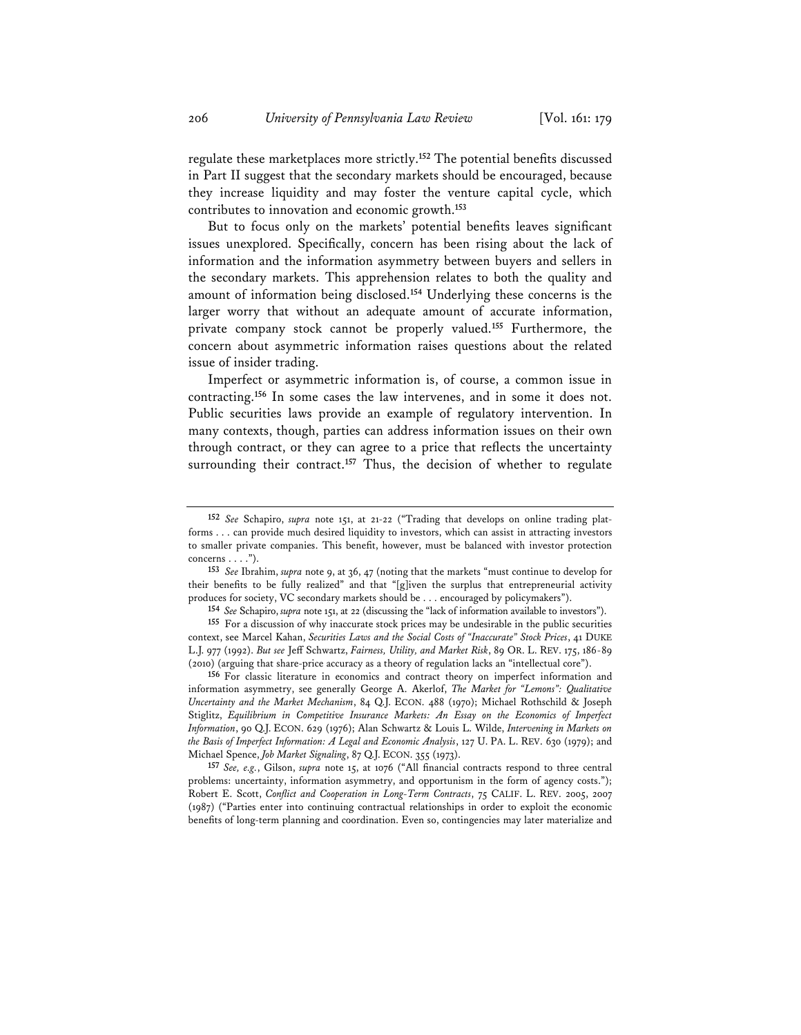regulate these marketplaces more strictly.[152] The potential benefits discussed in Part II suggest that the secondary markets should be encouraged, because they increase liquidity and may foster the venture capital cycle, which contributes to innovation and economic growth.[153]

But to focus only on the markets' potential benefits leaves significant issues unexplored. Specifically, concern has been rising about the lack of information and the information asymmetry between buyers and sellers in the secondary markets. This apprehension relates to both the quality and amount of information being disclosed.[154] Underlying these concerns is the larger worry that without an adequate amount of accurate information, private company stock cannot be properly valued.[155] Furthermore, the concern about asymmetric information raises questions about the related issue of insider trading.

Imperfect or asymmetric information is, of course, a common issue in contracting.[156] In some cases the law intervenes, and in some it does not. Public securities laws provide an example of regulatory intervention. In many contexts, though, parties can address information issues on their own through contract, or they can agree to a price that reflects the uncertainty surrounding their contract.[157] Thus, the decision of whether to regulate

---

[152] *See* Schapiro, *supra* note 151, at 21-22 ("Trading that develops on online trading platforms . . . can provide much desired liquidity to investors, which can assist in attracting investors to smaller private companies. This benefit, however, must be balanced with investor protection concerns . . . .").

[153] *See* Ibrahim, *supra* note 9, at 36, 47 (noting that the markets "must continue to develop for their benefits to be fully realized" and that "[g]iven the surplus that entrepreneurial activity produces for society, VC secondary markets should be . . . encouraged by policymakers").

[154] *See* Schapiro, *supra* note 151, at 22 (discussing the "lack of information available to investors").

[155] For a discussion of why inaccurate stock prices may be undesirable in the public securities context, see Marcel Kahan, *Securities Laws and the Social Costs of "Inaccurate" Stock Prices*, 41 DUKE L.J. 977 (1992). *But see* Jeff Schwartz, *Fairness, Utility, and Market Risk*, 89 OR. L. REV. 175, 186-89 (2010) (arguing that share-price accuracy as a theory of regulation lacks an "intellectual core").

[156] For classic literature in economics and contract theory on imperfect information and information asymmetry, see generally George A. Akerlof, *The Market for "Lemons": Qualitative Uncertainty and the Market Mechanism*, 84 Q.J. ECON. 488 (1970); Michael Rothschild & Joseph Stiglitz, *Equilibrium in Competitive Insurance Markets: An Essay on the Economics of Imperfect Information*, 90 Q.J. ECON. 629 (1976); Alan Schwartz & Louis L. Wilde, *Intervening in Markets on the Basis of Imperfect Information: A Legal and Economic Analysis*, 127 U. PA. L. REV. 630 (1979); and Michael Spence, *Job Market Signaling*, 87 Q.J. ECON. 355 (1973).

[157] *See, e.g.*, Gilson, *supra* note 15, at 1076 ("All financial contracts respond to three central problems: uncertainty, information asymmetry, and opportunism in the form of agency costs."); Robert E. Scott, *Conflict and Cooperation in Long-Term Contracts*, 75 CALIF. L. REV. 2005, 2007 (1987) ("Parties enter into continuing contractual relationships in order to exploit the economic benefits of long-term planning and coordination. Even so, contingencies may later materialize and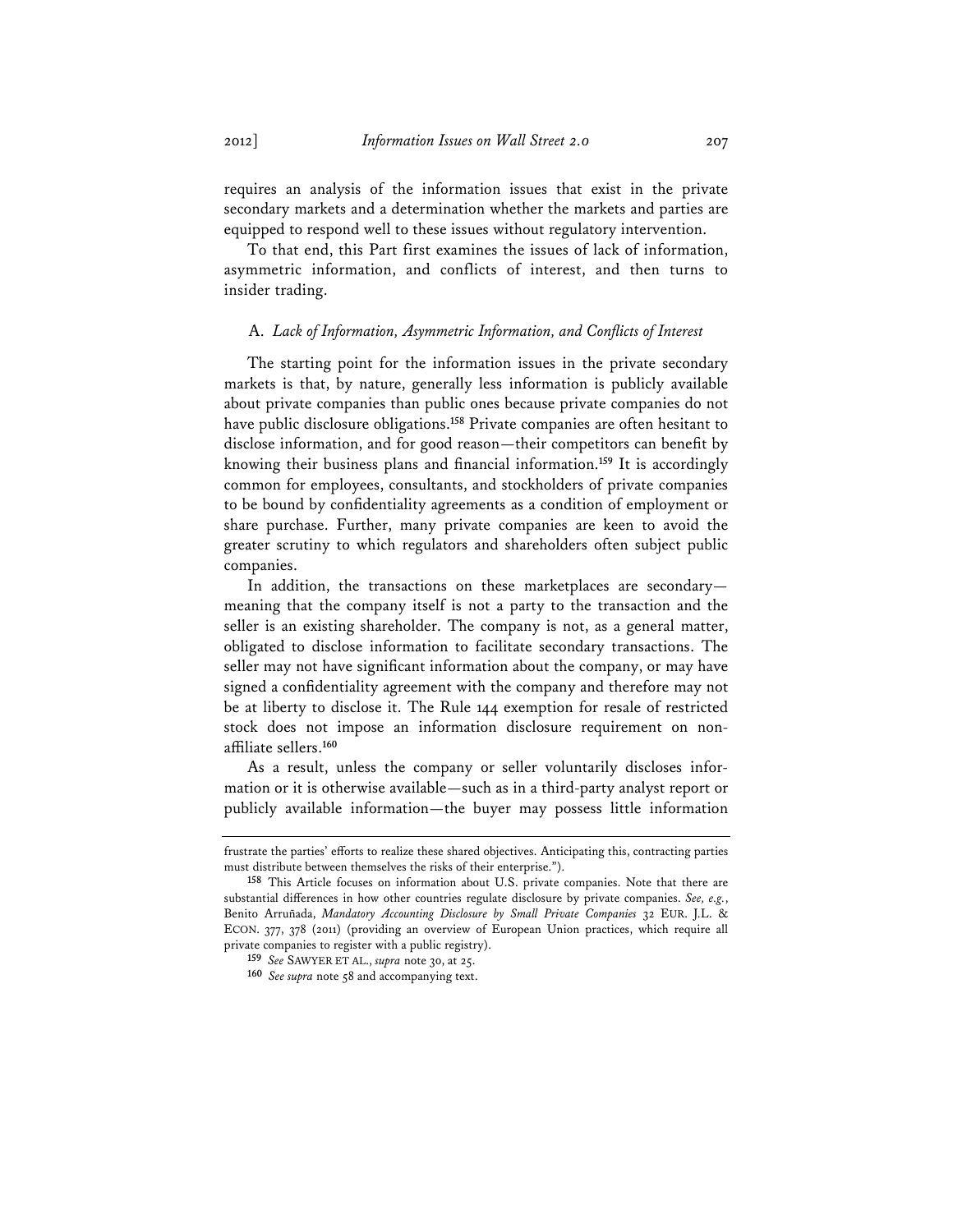requires an analysis of the information issues that exist in the private secondary markets and a determination whether the markets and parties are equipped to respond well to these issues without regulatory intervention.

To that end, this Part first examines the issues of lack of information, asymmetric information, and conflicts of interest, and then turns to insider trading.

### A. *Lack of Information, Asymmetric Information, and Conflicts of Interest*

The starting point for the information issues in the private secondary markets is that, by nature, generally less information is publicly available about private companies than public ones because private companies do not have public disclosure obligations.[158] Private companies are often hesitant to disclose information, and for good reason—their competitors can benefit by knowing their business plans and financial information.[159] It is accordingly common for employees, consultants, and stockholders of private companies to be bound by confidentiality agreements as a condition of employment or share purchase. Further, many private companies are keen to avoid the greater scrutiny to which regulators and shareholders often subject public companies.

In addition, the transactions on these marketplaces are secondary—meaning that the company itself is not a party to the transaction and the seller is an existing shareholder. The company is not, as a general matter, obligated to disclose information to facilitate secondary transactions. The seller may not have significant information about the company, or may have signed a confidentiality agreement with the company and therefore may not be at liberty to disclose it. The Rule 144 exemption for resale of restricted stock does not impose an information disclosure requirement on non-affiliate sellers.[160]

As a result, unless the company or seller voluntarily discloses information or it is otherwise available—such as in a third-party analyst report or publicly available information—the buyer may possess little information

---

frustrate the parties' efforts to realize these shared objectives. Anticipating this, contracting parties must distribute between themselves the risks of their enterprise.").

[158] This Article focuses on information about U.S. private companies. Note that there are substantial differences in how other countries regulate disclosure by private companies. *See, e.g.*, Benito Arruñada, *Mandatory Accounting Disclosure by Small Private Companies* 32 EUR. J.L. & ECON. 377, 378 (2011) (providing an overview of European Union practices, which require all private companies to register with a public registry).

[159] *See* SAWYER ET AL., *supra* note 30, at 25.

[160] *See supra* note 58 and accompanying text.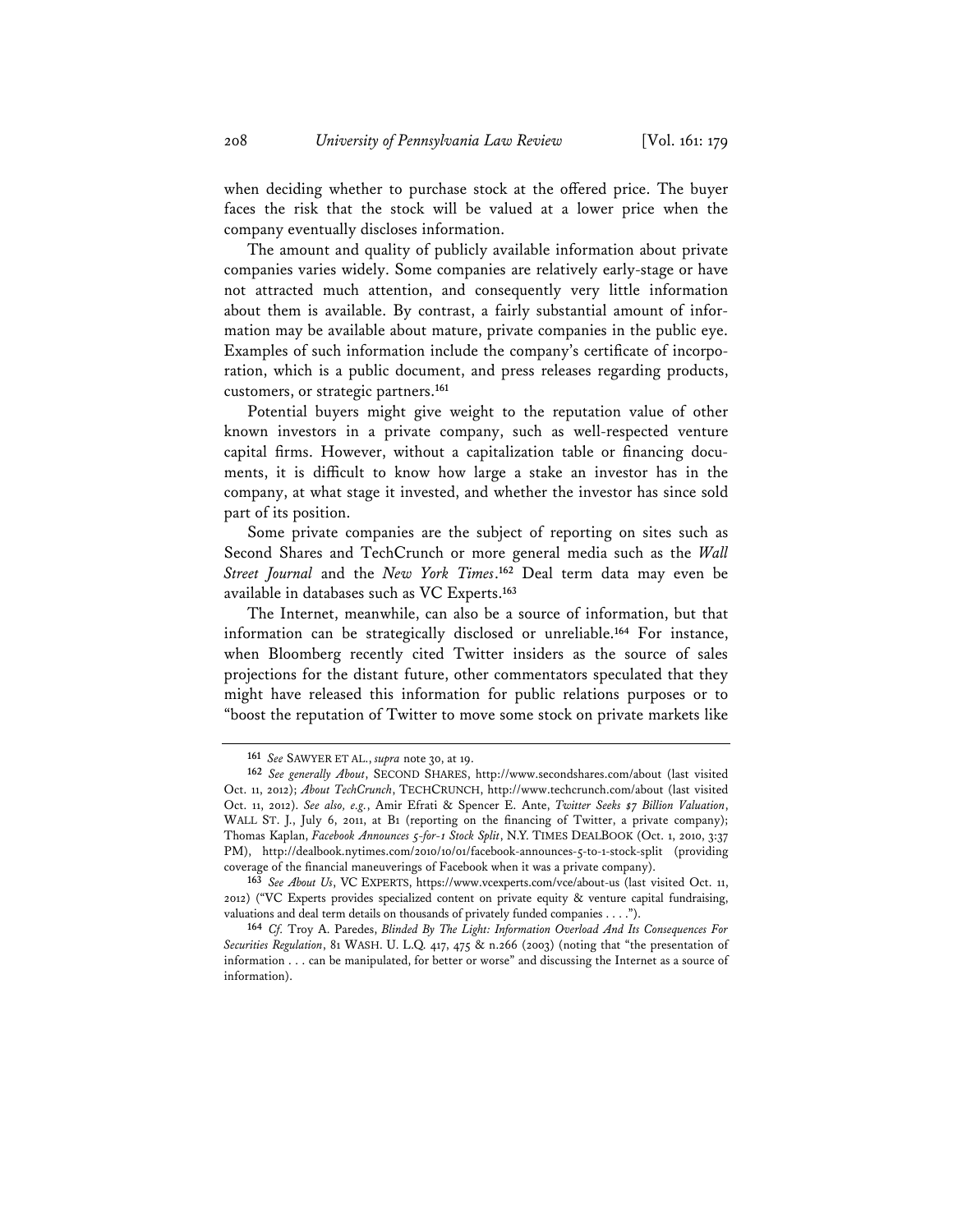when deciding whether to purchase stock at the offered price. The buyer faces the risk that the stock will be valued at a lower price when the company eventually discloses information.

The amount and quality of publicly available information about private companies varies widely. Some companies are relatively early-stage or have not attracted much attention, and consequently very little information about them is available. By contrast, a fairly substantial amount of information may be available about mature, private companies in the public eye. Examples of such information include the company's certificate of incorporation, which is a public document, and press releases regarding products, customers, or strategic partners.[161]

Potential buyers might give weight to the reputation value of other known investors in a private company, such as well-respected venture capital firms. However, without a capitalization table or financing documents, it is difficult to know how large a stake an investor has in the company, at what stage it invested, and whether the investor has since sold part of its position.

Some private companies are the subject of reporting on sites such as Second Shares and TechCrunch or more general media such as the *Wall Street Journal* and the *New York Times*.[162] Deal term data may even be available in databases such as VC Experts.[163]

The Internet, meanwhile, can also be a source of information, but that information can be strategically disclosed or unreliable.[164] For instance, when Bloomberg recently cited Twitter insiders as the source of sales projections for the distant future, other commentators speculated that they might have released this information for public relations purposes or to "boost the reputation of Twitter to move some stock on private markets like

---

[161] *See* SAWYER ET AL., *supra* note 30, at 19.

[162] *See generally About*, SECOND SHARES, http://www.secondshares.com/about (last visited Oct. 11, 2012); *About TechCrunch*, TECHCRUNCH, http://www.techcrunch.com/about (last visited Oct. 11, 2012). *See also, e.g.*, Amir Efrati & Spencer E. Ante, *Twitter Seeks $7 Billion Valuation*, WALL ST. J., July 6, 2011, at B1 (reporting on the financing of Twitter, a private company); Thomas Kaplan, *Facebook Announces 5-for-1 Stock Split*, N.Y. TIMES DEALBOOK (Oct. 1, 2010, 3:37 PM), http://dealbook.nytimes.com/2010/10/01/facebook-announces-5-to-1-stock-split (providing coverage of the financial maneuverings of Facebook when it was a private company).

[163] *See About Us*, VC EXPERTS, https://www.vcexperts.com/vce/about-us (last visited Oct. 11, 2012) ("VC Experts provides specialized content on private equity & venture capital fundraising, valuations and deal term details on thousands of privately funded companies . . . .").

[164] *Cf.* Troy A. Paredes, *Blinded By The Light: Information Overload And Its Consequences For Securities Regulation*, 81 WASH. U. L.Q. 417, 475 & n.266 (2003) (noting that "the presentation of information . . . can be manipulated, for better or worse" and discussing the Internet as a source of information).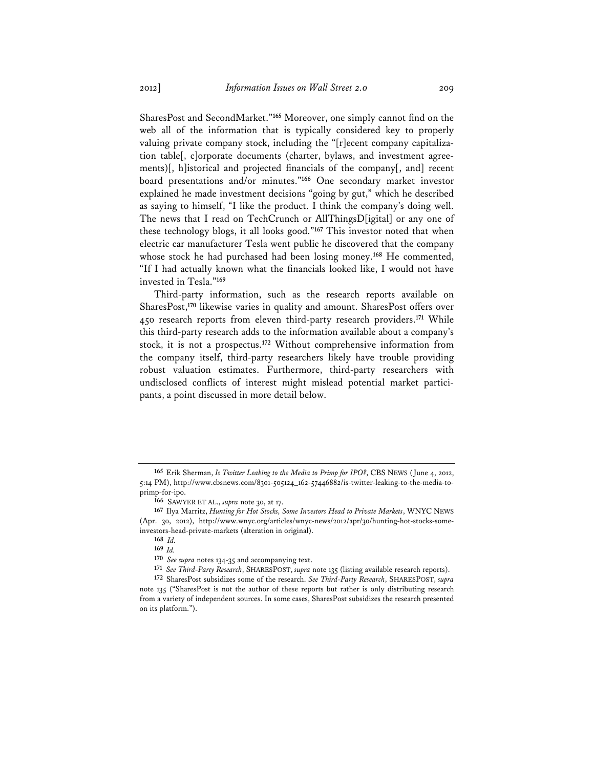SharesPost and SecondMarket."[165] Moreover, one simply cannot find on the web all of the information that is typically considered key to properly valuing private company stock, including the "[r]ecent company capitalization table[, c]orporate documents (charter, bylaws, and investment agreements)[, h]istorical and projected financials of the company[, and] recent board presentations and/or minutes."[166] One secondary market investor explained he made investment decisions "going by gut," which he described as saying to himself, "I like the product. I think the company's doing well. The news that I read on TechCrunch or AllThingsD[igital] or any one of these technology blogs, it all looks good."[167] This investor noted that when electric car manufacturer Tesla went public he discovered that the company whose stock he had purchased had been losing money.[168] He commented, "If I had actually known what the financials looked like, I would not have invested in Tesla."[169]

Third-party information, such as the research reports available on SharesPost,[170] likewise varies in quality and amount. SharesPost offers over 450 research reports from eleven third-party research providers.[171] While this third-party research adds to the information available about a company's stock, it is not a prospectus.[172] Without comprehensive information from the company itself, third-party researchers likely have trouble providing robust valuation estimates. Furthermore, third-party researchers with undisclosed conflicts of interest might mislead potential market participants, a point discussed in more detail below.

---

[165] Erik Sherman, *Is Twitter Leaking to the Media to Primp for IPO?*, CBS NEWS (June 4, 2012, 5:14 PM), http://www.cbsnews.com/8301-505124_162-57446882/is-twitter-leaking-to-the-media-to-primp-for-ipo.

[166] SAWYER ET AL., *supra* note 30, at 17.

[167] Ilya Marritz, *Hunting for Hot Stocks, Some Investors Head to Private Markets*, WNYC NEWS (Apr. 30, 2012), http://www.wnyc.org/articles/wnyc-news/2012/apr/30/hunting-hot-stocks-some-investors-head-private-markets (alteration in original).

[168] *Id.*

[169] *Id.*

[170] *See supra* notes 134-35 and accompanying text.

[171] *See Third-Party Research*, SHARESPOST, *supra* note 135 (listing available research reports).

[172] SharesPost subsidizes some of the research. *See Third-Party Research*, SHARESPOST, *supra* note 135 ("SharesPost is not the author of these reports but rather is only distributing research from a variety of independent sources. In some cases, SharesPost subsidizes the research presented on its platform.").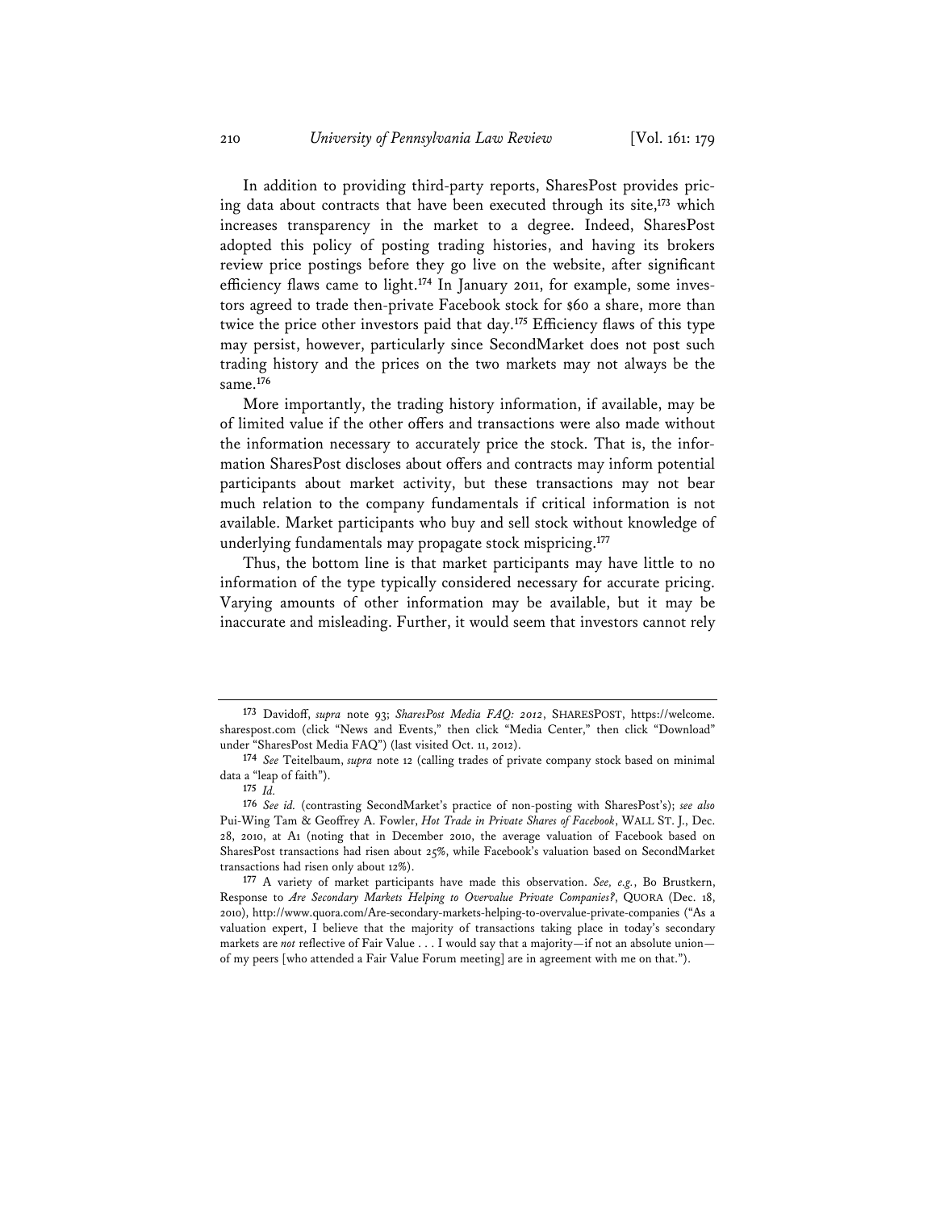In addition to providing third-party reports, SharesPost provides pricing data about contracts that have been executed through its site,[173] which increases transparency in the market to a degree. Indeed, SharesPost adopted this policy of posting trading histories, and having its brokers review price postings before they go live on the website, after significant efficiency flaws came to light.[174] In January 2011, for example, some investors agreed to trade then-private Facebook stock for $60 a share, more than twice the price other investors paid that day.[175] Efficiency flaws of this type may persist, however, particularly since SecondMarket does not post such trading history and the prices on the two markets may not always be the same.[176]

More importantly, the trading history information, if available, may be of limited value if the other offers and transactions were also made without the information necessary to accurately price the stock. That is, the information SharesPost discloses about offers and contracts may inform potential participants about market activity, but these transactions may not bear much relation to the company fundamentals if critical information is not available. Market participants who buy and sell stock without knowledge of underlying fundamentals may propagate stock mispricing.[177]

Thus, the bottom line is that market participants may have little to no information of the type typically considered necessary for accurate pricing. Varying amounts of other information may be available, but it may be inaccurate and misleading. Further, it would seem that investors cannot rely

---

[173] Davidoff, *supra* note 93; *SharesPost Media FAQ: 2012*, SHARESPOST, https://welcome.sharespost.com (click "News and Events," then click "Media Center," then click "Download" under "SharesPost Media FAQ") (last visited Oct. 11, 2012).

[174] *See* Teitelbaum, *supra* note 12 (calling trades of private company stock based on minimal data a "leap of faith").

[175] *Id.*

[176] *See id.* (contrasting SecondMarket's practice of non-posting with SharesPost's); *see also* Pui-Wing Tam & Geoffrey A. Fowler, *Hot Trade in Private Shares of Facebook*, WALL ST. J., Dec. 28, 2010, at A1 (noting that in December 2010, the average valuation of Facebook based on SharesPost transactions had risen about 25%, while Facebook's valuation based on SecondMarket transactions had risen only about 12%).

[177] A variety of market participants have made this observation. *See, e.g.*, Bo Brustkern, Response to *Are Secondary Markets Helping to Overvalue Private Companies?*, QUORA (Dec. 18, 2010), http://www.quora.com/Are-secondary-markets-helping-to-overvalue-private-companies ("As a valuation expert, I believe that the majority of transactions taking place in today's secondary markets are *not* reflective of Fair Value . . . I would say that a majority—if not an absolute union—of my peers [who attended a Fair Value Forum meeting] are in agreement with me on that.").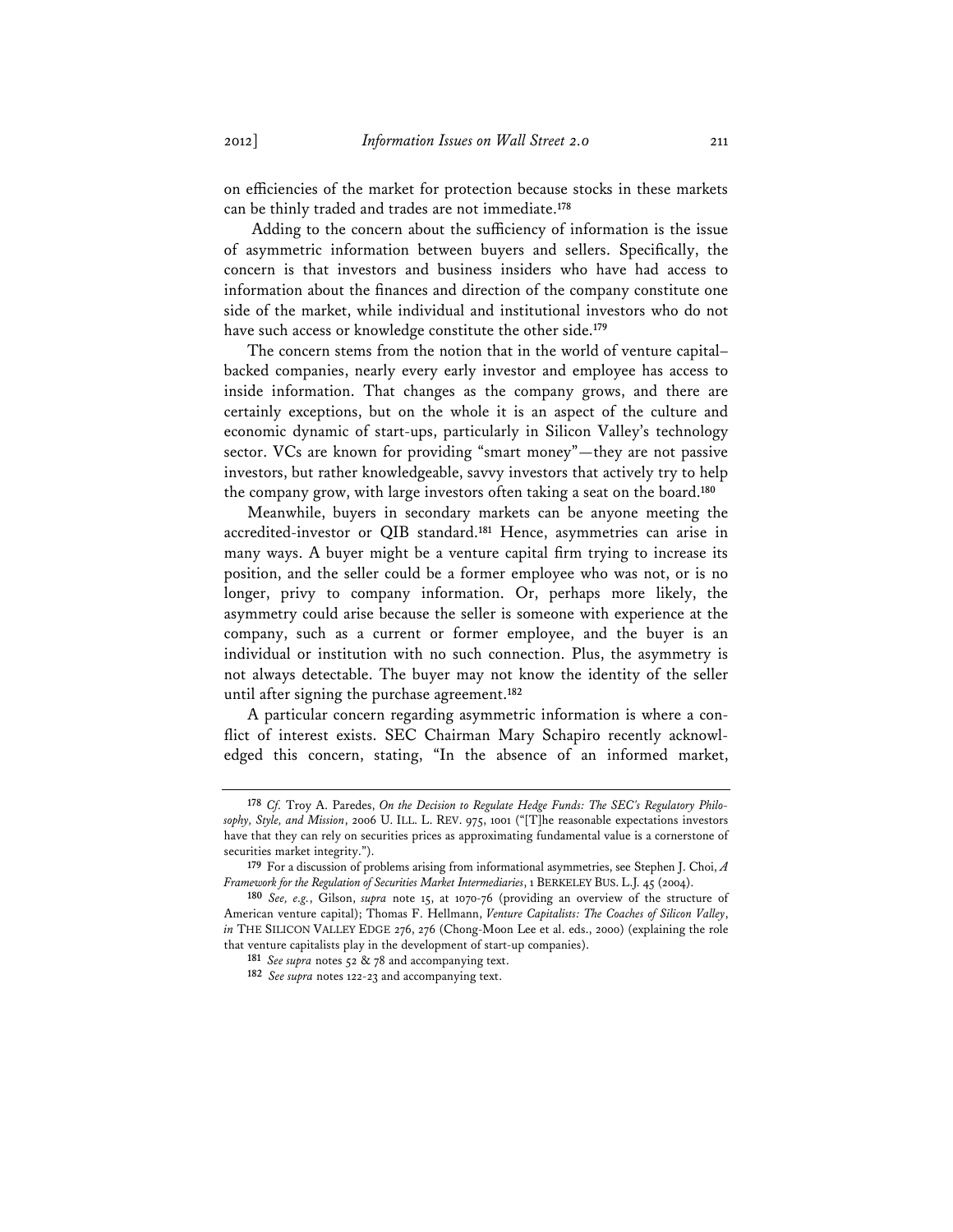on efficiencies of the market for protection because stocks in these markets can be thinly traded and trades are not immediate.[178]

Adding to the concern about the sufficiency of information is the issue of asymmetric information between buyers and sellers. Specifically, the concern is that investors and business insiders who have had access to information about the finances and direction of the company constitute one side of the market, while individual and institutional investors who do not have such access or knowledge constitute the other side.[179]

The concern stems from the notion that in the world of venture capital–backed companies, nearly every early investor and employee has access to inside information. That changes as the company grows, and there are certainly exceptions, but on the whole it is an aspect of the culture and economic dynamic of start-ups, particularly in Silicon Valley's technology sector. VCs are known for providing "smart money"—they are not passive investors, but rather knowledgeable, savvy investors that actively try to help the company grow, with large investors often taking a seat on the board.[180]

Meanwhile, buyers in secondary markets can be anyone meeting the accredited-investor or QIB standard.[181] Hence, asymmetries can arise in many ways. A buyer might be a venture capital firm trying to increase its position, and the seller could be a former employee who was not, or is no longer, privy to company information. Or, perhaps more likely, the asymmetry could arise because the seller is someone with experience at the company, such as a current or former employee, and the buyer is an individual or institution with no such connection. Plus, the asymmetry is not always detectable. The buyer may not know the identity of the seller until after signing the purchase agreement.[182]

A particular concern regarding asymmetric information is where a conflict of interest exists. SEC Chairman Mary Schapiro recently acknowledged this concern, stating, "In the absence of an informed market,

---

[178] *Cf.* Troy A. Paredes, *On the Decision to Regulate Hedge Funds: The SEC's Regulatory Philosophy, Style, and Mission*, 2006 U. ILL. L. REV. 975, 1001 ("[T]he reasonable expectations investors have that they can rely on securities prices as approximating fundamental value is a cornerstone of securities market integrity.").

[179] For a discussion of problems arising from informational asymmetries, see Stephen J. Choi, *A Framework for the Regulation of Securities Market Intermediaries*, 1 BERKELEY BUS. L.J. 45 (2004).

[180] *See, e.g.*, Gilson, *supra* note 15, at 1070-76 (providing an overview of the structure of American venture capital); Thomas F. Hellmann, *Venture Capitalists: The Coaches of Silicon Valley*, *in* THE SILICON VALLEY EDGE 276, 276 (Chong-Moon Lee et al. eds., 2000) (explaining the role that venture capitalists play in the development of start-up companies).

[181] *See supra* notes 52 & 78 and accompanying text.

[182] *See supra* notes 122-23 and accompanying text.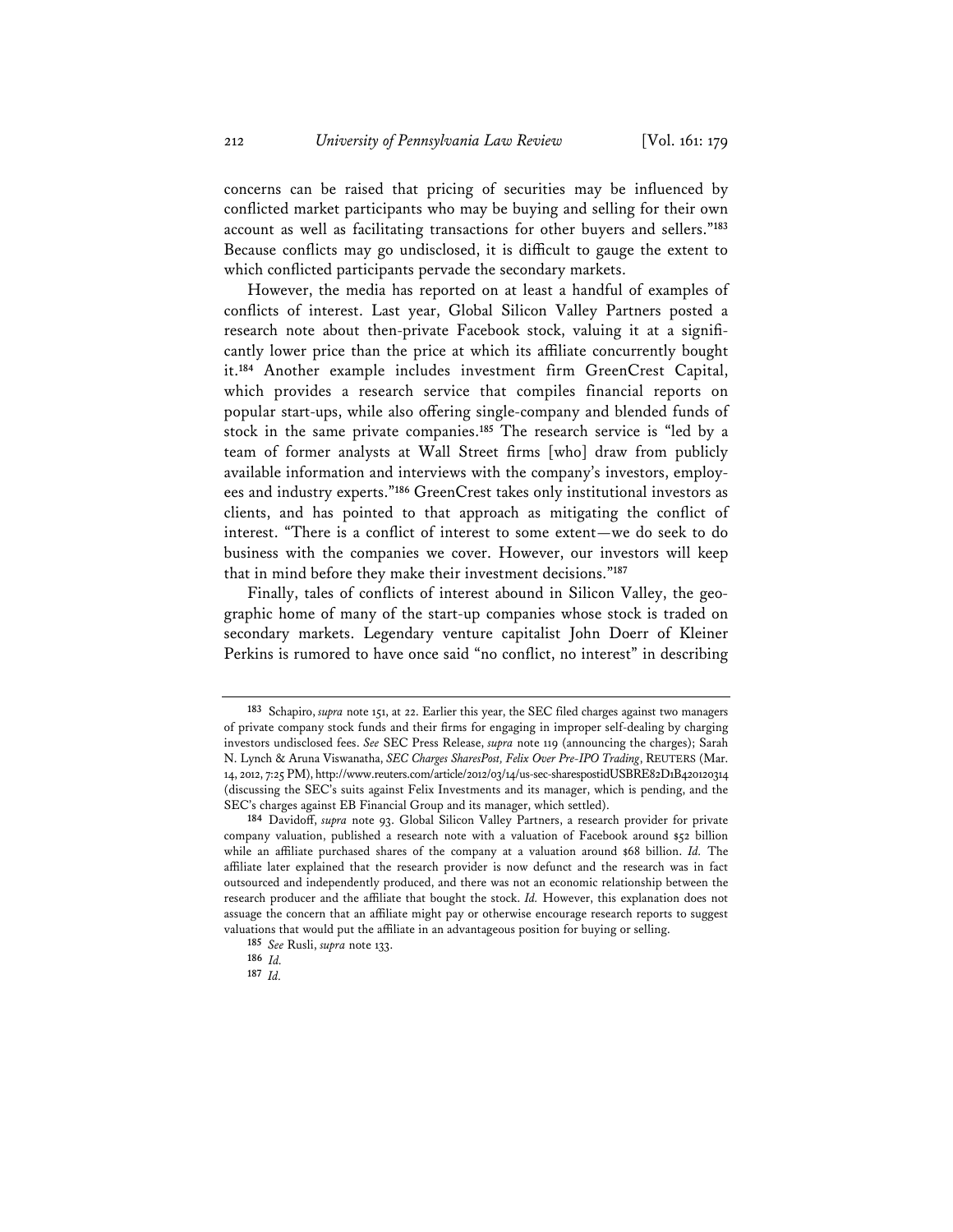concerns can be raised that pricing of securities may be influenced by conflicted market participants who may be buying and selling for their own account as well as facilitating transactions for other buyers and sellers."[183] Because conflicts may go undisclosed, it is difficult to gauge the extent to which conflicted participants pervade the secondary markets.

However, the media has reported on at least a handful of examples of conflicts of interest. Last year, Global Silicon Valley Partners posted a research note about then-private Facebook stock, valuing it at a significantly lower price than the price at which its affiliate concurrently bought it.[184] Another example includes investment firm GreenCrest Capital, which provides a research service that compiles financial reports on popular start-ups, while also offering single-company and blended funds of stock in the same private companies.[185] The research service is "led by a team of former analysts at Wall Street firms [who] draw from publicly available information and interviews with the company's investors, employees and industry experts."[186] GreenCrest takes only institutional investors as clients, and has pointed to that approach as mitigating the conflict of interest. "There is a conflict of interest to some extent—we do seek to do business with the companies we cover. However, our investors will keep that in mind before they make their investment decisions."[187]

Finally, tales of conflicts of interest abound in Silicon Valley, the geographic home of many of the start-up companies whose stock is traded on secondary markets. Legendary venture capitalist John Doerr of Kleiner Perkins is rumored to have once said "no conflict, no interest" in describing

---

[183] Schapiro, *supra* note 151, at 22. Earlier this year, the SEC filed charges against two managers of private company stock funds and their firms for engaging in improper self-dealing by charging investors undisclosed fees. *See* SEC Press Release, *supra* note 119 (announcing the charges); Sarah N. Lynch & Aruna Viswanatha, *SEC Charges SharesPost, Felix Over Pre-IPO Trading*, REUTERS (Mar. 14, 2012, 7:25 PM), http://www.reuters.com/article/2012/03/14/us-sec-sharespostidUSBRE82D1B420120314 (discussing the SEC's suits against Felix Investments and its manager, which is pending, and the SEC's charges against EB Financial Group and its manager, which settled).

[184] Davidoff, *supra* note 93. Global Silicon Valley Partners, a research provider for private company valuation, published a research note with a valuation of Facebook around $52 billion while an affiliate purchased shares of the company at a valuation around $68 billion. *Id.* The affiliate later explained that the research provider is now defunct and the research was in fact outsourced and independently produced, and there was not an economic relationship between the research producer and the affiliate that bought the stock. *Id.* However, this explanation does not assuage the concern that an affiliate might pay or otherwise encourage research reports to suggest valuations that would put the affiliate in an advantageous position for buying or selling.

[185] *See* Rusli, *supra* note 133.

[186] *Id.*

[187] *Id.*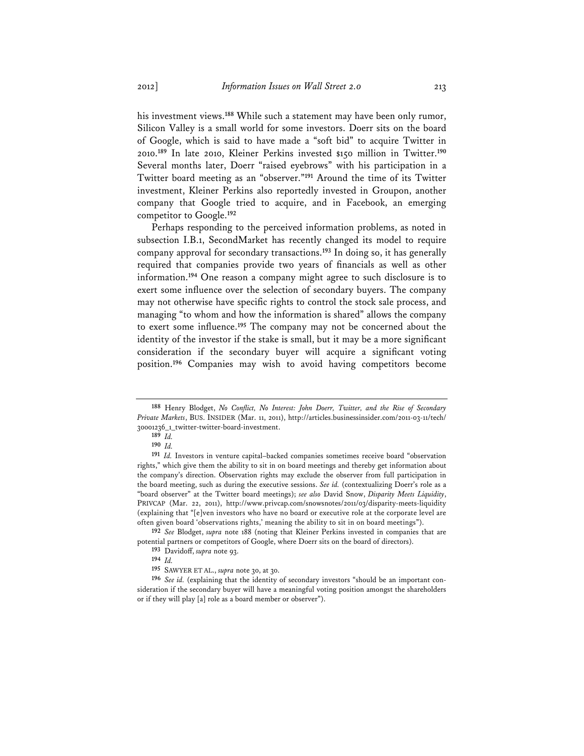his investment views.[188] While such a statement may have been only rumor, Silicon Valley is a small world for some investors. Doerr sits on the board of Google, which is said to have made a "soft bid" to acquire Twitter in 2010.[189] In late 2010, Kleiner Perkins invested $150 million in Twitter.[190] Several months later, Doerr "raised eyebrows" with his participation in a Twitter board meeting as an "observer."[191] Around the time of its Twitter investment, Kleiner Perkins also reportedly invested in Groupon, another company that Google tried to acquire, and in Facebook, an emerging competitor to Google.[192]

Perhaps responding to the perceived information problems, as noted in subsection I.B.1, SecondMarket has recently changed its model to require company approval for secondary transactions.[193] In doing so, it has generally required that companies provide two years of financials as well as other information.[194] One reason a company might agree to such disclosure is to exert some influence over the selection of secondary buyers. The company may not otherwise have specific rights to control the stock sale process, and managing "to whom and how the information is shared" allows the company to exert some influence.[195] The company may not be concerned about the identity of the investor if the stake is small, but it may be a more significant consideration if the secondary buyer will acquire a significant voting position.[196] Companies may wish to avoid having competitors become

---

[188] Henry Blodget, *No Conflict, No Interest: John Doerr, Twitter, and the Rise of Secondary Private Markets*, BUS. INSIDER (Mar. 11, 2011), http://articles.businessinsider.com/2011-03-11/tech/30001236_1_twitter-twitter-board-investment.

[189] *Id.*

[190] *Id.*

[191] *Id.* Investors in venture capital–backed companies sometimes receive board "observation rights," which give them the ability to sit in on board meetings and thereby get information about the company's direction. Observation rights may exclude the observer from full participation in the board meeting, such as during the executive sessions. *See id.* (contextualizing Doerr's role as a "board observer" at the Twitter board meetings); *see also* David Snow, *Disparity Meets Liquidity*, PRIVCAP (Mar. 22, 2011), http://www.privcap.com/snowsnotes/2011/03/disparity-meets-liquidity (explaining that "[e]ven investors who have no board or executive role at the corporate level are often given board 'observations rights,' meaning the ability to sit in on board meetings").

[192] *See* Blodget, *supra* note 188 (noting that Kleiner Perkins invested in companies that are potential partners or competitors of Google, where Doerr sits on the board of directors).

[193] Davidoff, *supra* note 93.

[194] *Id.*

[195] SAWYER ET AL., *supra* note 30, at 30.

[196] *See id.* (explaining that the identity of secondary investors "should be an important consideration if the secondary buyer will have a meaningful voting position amongst the shareholders or if they will play [a] role as a board member or observer").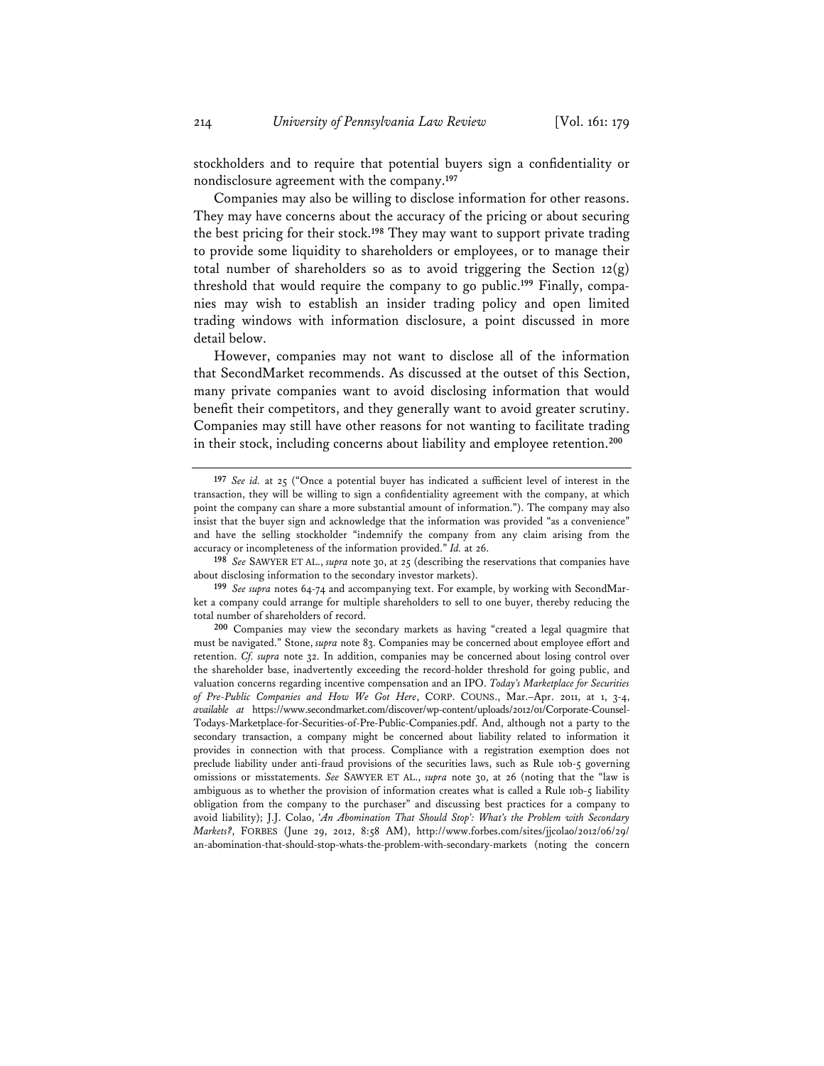stockholders and to require that potential buyers sign a confidentiality or nondisclosure agreement with the company.[197]

Companies may also be willing to disclose information for other reasons. They may have concerns about the accuracy of the pricing or about securing the best pricing for their stock.[198] They may want to support private trading to provide some liquidity to shareholders or employees, or to manage their total number of shareholders so as to avoid triggering the Section 12(g) threshold that would require the company to go public.[199] Finally, companies may wish to establish an insider trading policy and open limited trading windows with information disclosure, a point discussed in more detail below.

However, companies may not want to disclose all of the information that SecondMarket recommends. As discussed at the outset of this Section, many private companies want to avoid disclosing information that would benefit their competitors, and they generally want to avoid greater scrutiny. Companies may still have other reasons for not wanting to facilitate trading in their stock, including concerns about liability and employee retention.[200]

---

[197] *See id.* at 25 ("Once a potential buyer has indicated a sufficient level of interest in the transaction, they will be willing to sign a confidentiality agreement with the company, at which point the company can share a more substantial amount of information."). The company may also insist that the buyer sign and acknowledge that the information was provided "as a convenience" and have the selling stockholder "indemnify the company from any claim arising from the accuracy or incompleteness of the information provided." *Id.* at 26.

[198] *See* SAWYER ET AL., *supra* note 30, at 25 (describing the reservations that companies have about disclosing information to the secondary investor markets).

[199] *See supra* notes 64-74 and accompanying text. For example, by working with SecondMarket a company could arrange for multiple shareholders to sell to one buyer, thereby reducing the total number of shareholders of record.

[200] Companies may view the secondary markets as having "created a legal quagmire that must be navigated." Stone, *supra* note 83. Companies may be concerned about employee effort and retention. *Cf. supra* note 32. In addition, companies may be concerned about losing control over the shareholder base, inadvertently exceeding the record-holder threshold for going public, and valuation concerns regarding incentive compensation and an IPO. *Today's Marketplace for Securities of Pre-Public Companies and How We Got Here*, CORP. COUNS., Mar.–Apr. 2011, at 1, 3-4, *available at* https://www.secondmarket.com/discover/wp-content/uploads/2012/01/Corporate-Counsel-Todays-Marketplace-for-Securities-of-Pre-Public-Companies.pdf. And, although not a party to the secondary transaction, a company might be concerned about liability related to information it provides in connection with that process. Compliance with a registration exemption does not preclude liability under anti-fraud provisions of the securities laws, such as Rule 10b-5 governing omissions or misstatements. *See* SAWYER ET AL., *supra* note 30, at 26 (noting that the "law is ambiguous as to whether the provision of information creates what is called a Rule 10b-5 liability obligation from the company to the purchaser" and discussing best practices for a company to avoid liability); J.J. Colao, *'An Abomination That Should Stop': What's the Problem with Secondary Markets?*, FORBES (June 29, 2012, 8:58 AM), http://www.forbes.com/sites/jjcolao/2012/06/29/an-abomination-that-should-stop-whats-the-problem-with-secondary-markets (noting the concern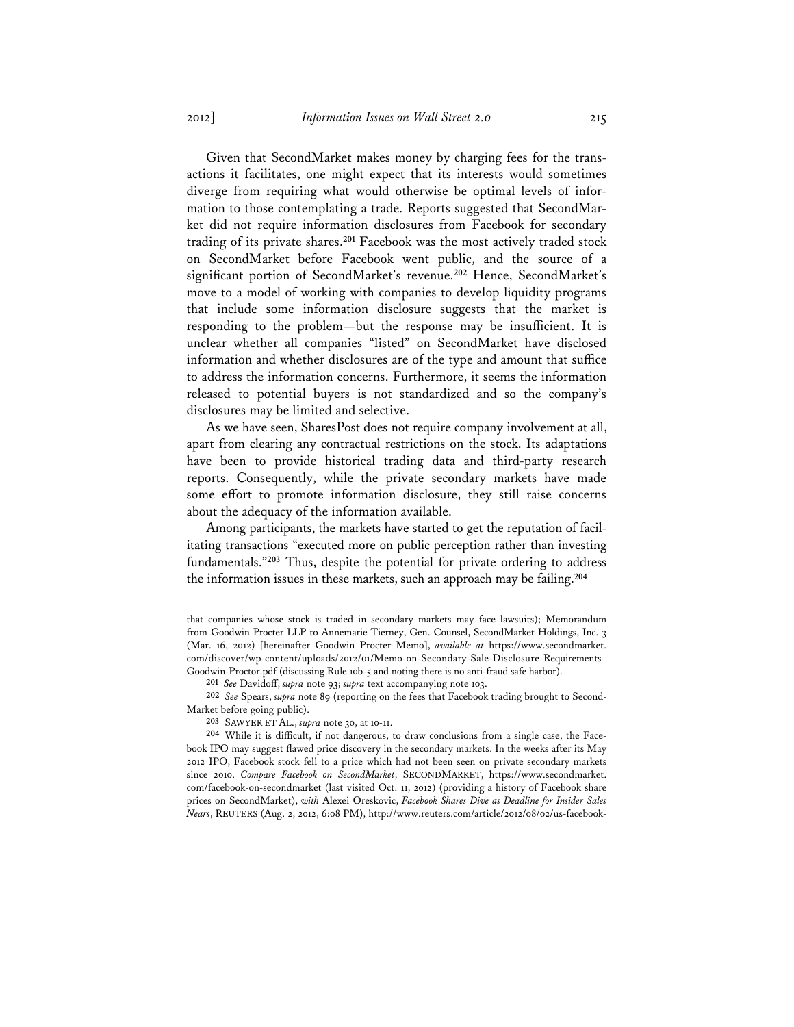Given that SecondMarket makes money by charging fees for the transactions it facilitates, one might expect that its interests would sometimes diverge from requiring what would otherwise be optimal levels of information to those contemplating a trade. Reports suggested that SecondMarket did not require information disclosures from Facebook for secondary trading of its private shares.[201] Facebook was the most actively traded stock on SecondMarket before Facebook went public, and the source of a significant portion of SecondMarket's revenue.[202] Hence, SecondMarket's move to a model of working with companies to develop liquidity programs that include some information disclosure suggests that the market is responding to the problem—but the response may be insufficient. It is unclear whether all companies "listed" on SecondMarket have disclosed information and whether disclosures are of the type and amount that suffice to address the information concerns. Furthermore, it seems the information released to potential buyers is not standardized and so the company's disclosures may be limited and selective.

As we have seen, SharesPost does not require company involvement at all, apart from clearing any contractual restrictions on the stock. Its adaptations have been to provide historical trading data and third-party research reports. Consequently, while the private secondary markets have made some effort to promote information disclosure, they still raise concerns about the adequacy of the information available.

Among participants, the markets have started to get the reputation of facilitating transactions "executed more on public perception rather than investing fundamentals."[203] Thus, despite the potential for private ordering to address the information issues in these markets, such an approach may be failing.[204]

---

that companies whose stock is traded in secondary markets may face lawsuits); Memorandum from Goodwin Procter LLP to Annemarie Tierney, Gen. Counsel, SecondMarket Holdings, Inc. 3 (Mar. 16, 2012) [hereinafter Goodwin Procter Memo], *available at* https://www.secondmarket.com/discover/wp-content/uploads/2012/01/Memo-on-Secondary-Sale-Disclosure-Requirements-Goodwin-Proctor.pdf (discussing Rule 10b-5 and noting there is no anti-fraud safe harbor).

201 *See* Davidoff, *supra* note 93; *supra* text accompanying note 103.

202 *See* Spears, *supra* note 89 (reporting on the fees that Facebook trading brought to SecondMarket before going public).

203 SAWYER ET AL., *supra* note 30, at 10-11.

204 While it is difficult, if not dangerous, to draw conclusions from a single case, the Facebook IPO may suggest flawed price discovery in the secondary markets. In the weeks after its May 2012 IPO, Facebook stock fell to a price which had not been seen on private secondary markets since 2010. *Compare Facebook on SecondMarket*, SECONDMARKET, https://www.secondmarket.com/facebook-on-secondmarket (last visited Oct. 11, 2012) (providing a history of Facebook share prices on SecondMarket), *with* Alexei Oreskovic, *Facebook Shares Dive as Deadline for Insider Sales Nears*, REUTERS (Aug. 2, 2012, 6:08 PM), http://www.reuters.com/article/2012/08/02/us-facebook-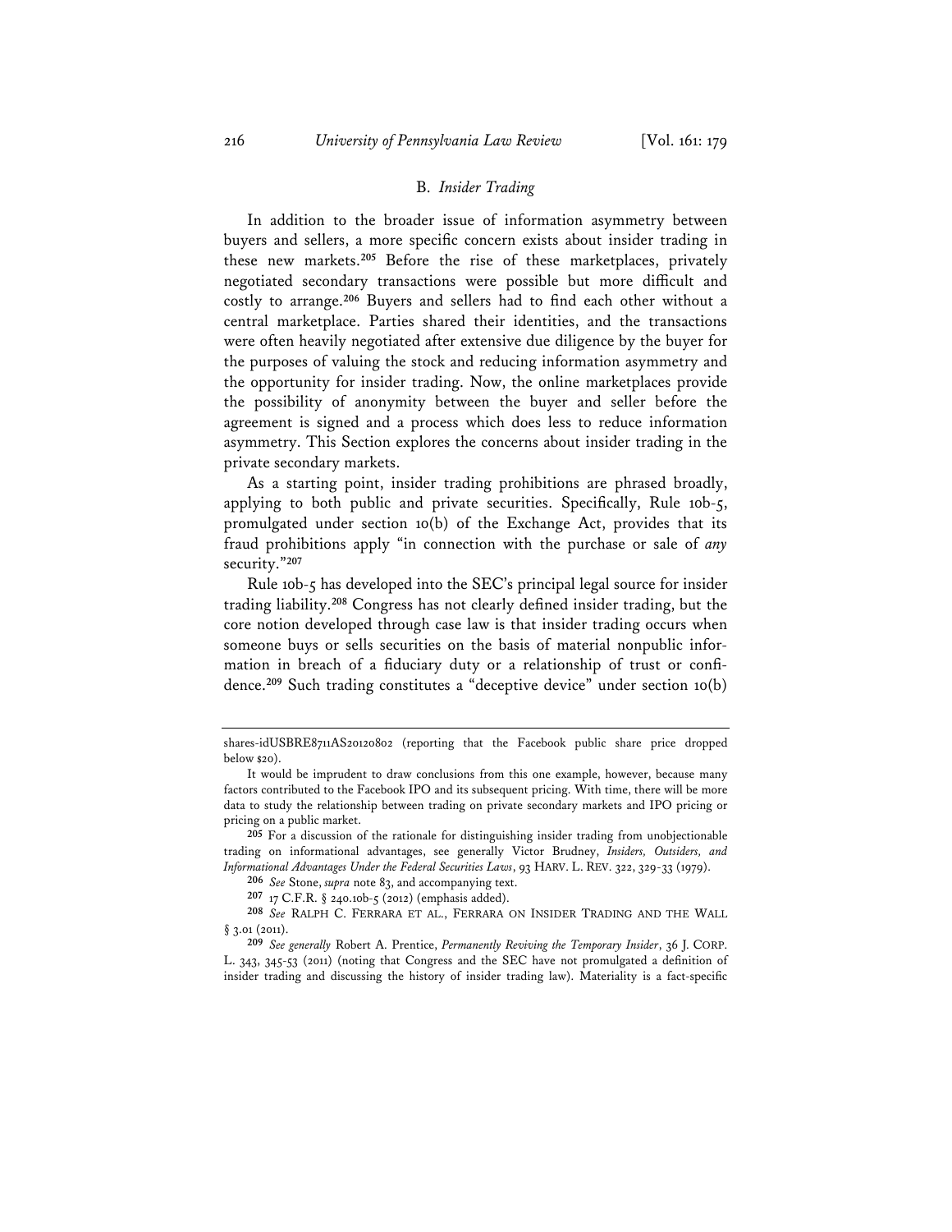### B. *Insider Trading*

In addition to the broader issue of information asymmetry between buyers and sellers, a more specific concern exists about insider trading in these new markets.[205] Before the rise of these marketplaces, privately negotiated secondary transactions were possible but more difficult and costly to arrange.[206] Buyers and sellers had to find each other without a central marketplace. Parties shared their identities, and the transactions were often heavily negotiated after extensive due diligence by the buyer for the purposes of valuing the stock and reducing information asymmetry and the opportunity for insider trading. Now, the online marketplaces provide the possibility of anonymity between the buyer and seller before the agreement is signed and a process which does less to reduce information asymmetry. This Section explores the concerns about insider trading in the private secondary markets.

As a starting point, insider trading prohibitions are phrased broadly, applying to both public and private securities. Specifically, Rule 10b-5, promulgated under section 10(b) of the Exchange Act, provides that its fraud prohibitions apply "in connection with the purchase or sale of *any* security."[207]

Rule 10b-5 has developed into the SEC's principal legal source for insider trading liability.[208] Congress has not clearly defined insider trading, but the core notion developed through case law is that insider trading occurs when someone buys or sells securities on the basis of material nonpublic information in breach of a fiduciary duty or a relationship of trust or confidence.[209] Such trading constitutes a "deceptive device" under section 10(b)

---

shares-idUSBRE8711AS20120802 (reporting that the Facebook public share price dropped below $20).

It would be imprudent to draw conclusions from this one example, however, because many factors contributed to the Facebook IPO and its subsequent pricing. With time, there will be more data to study the relationship between trading on private secondary markets and IPO pricing or pricing on a public market.

205 For a discussion of the rationale for distinguishing insider trading from unobjectionable trading on informational advantages, see generally Victor Brudney, *Insiders, Outsiders, and Informational Advantages Under the Federal Securities Laws*, 93 HARV. L. REV. 322, 329-33 (1979).

206 *See* Stone, *supra* note 83, and accompanying text.

207 17 C.F.R. § 240.10b-5 (2012) (emphasis added).

208 *See* RALPH C. FERRARA ET AL., FERRARA ON INSIDER TRADING AND THE WALL § 3.01 (2011).

209 *See generally* Robert A. Prentice, *Permanently Reviving the Temporary Insider*, 36 J. CORP. L. 343, 345-53 (2011) (noting that Congress and the SEC have not promulgated a definition of insider trading and discussing the history of insider trading law). Materiality is a fact-specific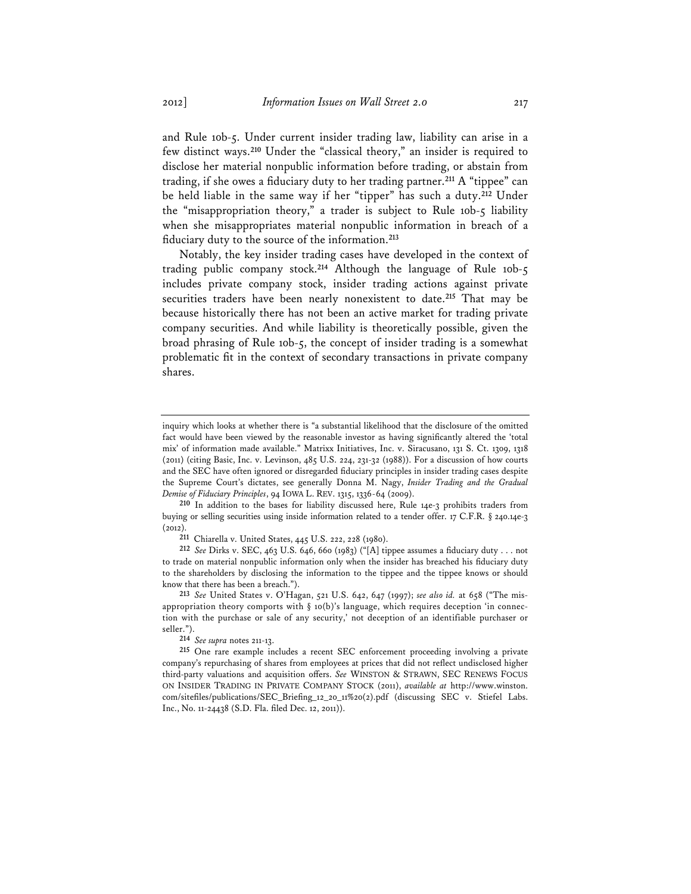and Rule 10b-5. Under current insider trading law, liability can arise in a few distinct ways.[210] Under the "classical theory," an insider is required to disclose her material nonpublic information before trading, or abstain from trading, if she owes a fiduciary duty to her trading partner.[211] A "tippee" can be held liable in the same way if her "tipper" has such a duty.[212] Under the "misappropriation theory," a trader is subject to Rule 10b-5 liability when she misappropriates material nonpublic information in breach of a fiduciary duty to the source of the information.[213]

Notably, the key insider trading cases have developed in the context of trading public company stock.[214] Although the language of Rule 10b-5 includes private company stock, insider trading actions against private securities traders have been nearly nonexistent to date.[215] That may be because historically there has not been an active market for trading private company securities. And while liability is theoretically possible, given the broad phrasing of Rule 10b-5, the concept of insider trading is a somewhat problematic fit in the context of secondary transactions in private company shares.

---

inquiry which looks at whether there is "a substantial likelihood that the disclosure of the omitted fact would have been viewed by the reasonable investor as having significantly altered the 'total mix' of information made available." Matrixx Initiatives, Inc. v. Siracusano, 131 S. Ct. 1309, 1318 (2011) (citing Basic, Inc. v. Levinson, 485 U.S. 224, 231-32 (1988)). For a discussion of how courts and the SEC have often ignored or disregarded fiduciary principles in insider trading cases despite the Supreme Court's dictates, see generally Donna M. Nagy, *Insider Trading and the Gradual Demise of Fiduciary Principles*, 94 IOWA L. REV. 1315, 1336-64 (2009).

[210] In addition to the bases for liability discussed here, Rule 14e-3 prohibits traders from buying or selling securities using inside information related to a tender offer. 17 C.F.R. § 240.14e-3 (2012).

[211] Chiarella v. United States, 445 U.S. 222, 228 (1980).

[212] *See* Dirks v. SEC, 463 U.S. 646, 660 (1983) ("[A] tippee assumes a fiduciary duty . . . not to trade on material nonpublic information only when the insider has breached his fiduciary duty to the shareholders by disclosing the information to the tippee and the tippee knows or should know that there has been a breach.").

[213] *See* United States v. O'Hagan, 521 U.S. 642, 647 (1997); *see also id.* at 658 ("The misappropriation theory comports with § 10(b)'s language, which requires deception 'in connection with the purchase or sale of any security,' not deception of an identifiable purchaser or seller.").

[214] *See supra* notes 211-13.

[215] One rare example includes a recent SEC enforcement proceeding involving a private company's repurchasing of shares from employees at prices that did not reflect undisclosed higher third-party valuations and acquisition offers. *See* WINSTON & STRAWN, SEC RENEWS FOCUS ON INSIDER TRADING IN PRIVATE COMPANY STOCK (2011), *available at* http://www.winston.com/sitefiles/publications/SEC_Briefing_12_20_11%20(2).pdf (discussing SEC v. Stiefel Labs. Inc., No. 11-24438 (S.D. Fla. filed Dec. 12, 2011)).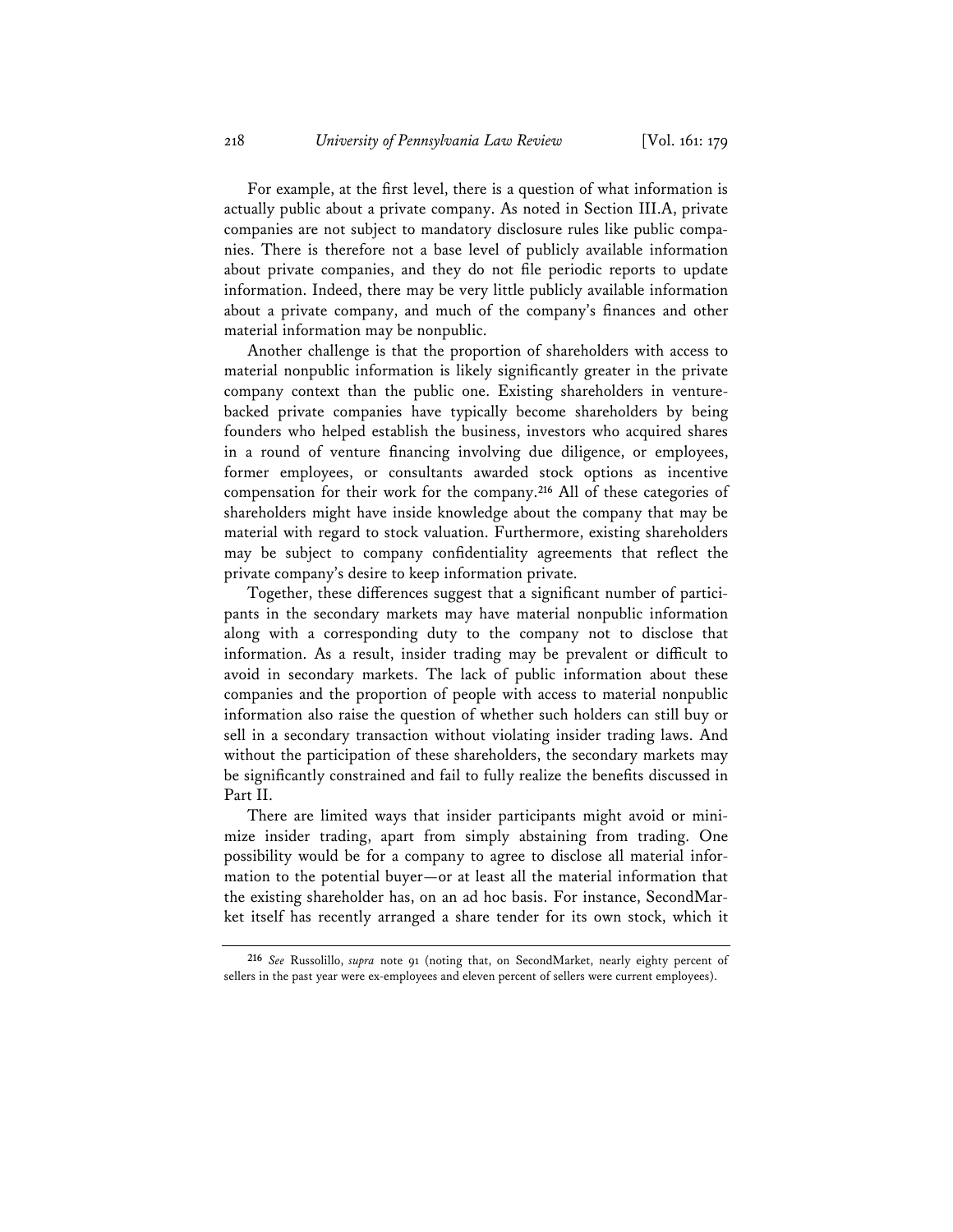For example, at the first level, there is a question of what information is actually public about a private company. As noted in Section III.A, private companies are not subject to mandatory disclosure rules like public companies. There is therefore not a base level of publicly available information about private companies, and they do not file periodic reports to update information. Indeed, there may be very little publicly available information about a private company, and much of the company's finances and other material information may be nonpublic.

Another challenge is that the proportion of shareholders with access to material nonpublic information is likely significantly greater in the private company context than the public one. Existing shareholders in venture-backed private companies have typically become shareholders by being founders who helped establish the business, investors who acquired shares in a round of venture financing involving due diligence, or employees, former employees, or consultants awarded stock options as incentive compensation for their work for the company.[216] All of these categories of shareholders might have inside knowledge about the company that may be material with regard to stock valuation. Furthermore, existing shareholders may be subject to company confidentiality agreements that reflect the private company's desire to keep information private.

Together, these differences suggest that a significant number of participants in the secondary markets may have material nonpublic information along with a corresponding duty to the company not to disclose that information. As a result, insider trading may be prevalent or difficult to avoid in secondary markets. The lack of public information about these companies and the proportion of people with access to material nonpublic information also raise the question of whether such holders can still buy or sell in a secondary transaction without violating insider trading laws. And without the participation of these shareholders, the secondary markets may be significantly constrained and fail to fully realize the benefits discussed in Part II.

There are limited ways that insider participants might avoid or minimize insider trading, apart from simply abstaining from trading. One possibility would be for a company to agree to disclose all material information to the potential buyer—or at least all the material information that the existing shareholder has, on an ad hoc basis. For instance, SecondMarket itself has recently arranged a share tender for its own stock, which it

---

[216] *See* Russolillo, *supra* note 91 (noting that, on SecondMarket, nearly eighty percent of sellers in the past year were ex-employees and eleven percent of sellers were current employees).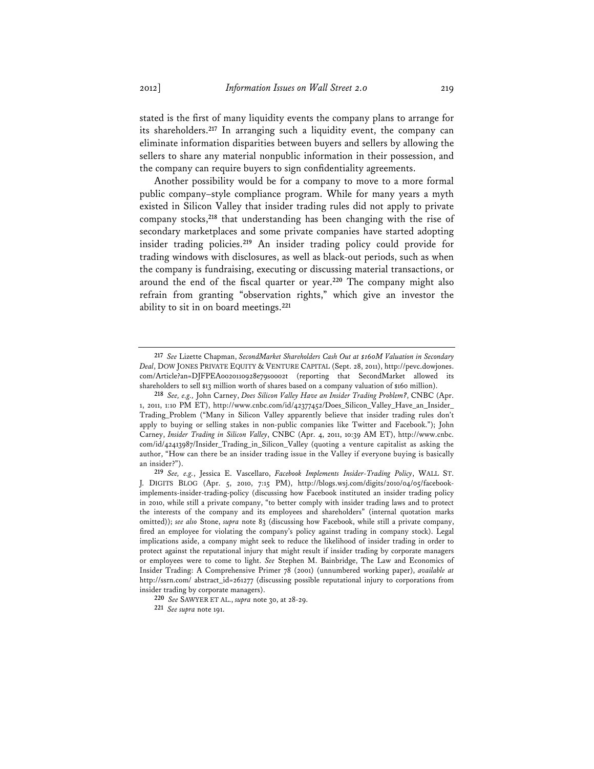stated is the first of many liquidity events the company plans to arrange for its shareholders.[217] In arranging such a liquidity event, the company can eliminate information disparities between buyers and sellers by allowing the sellers to share any material nonpublic information in their possession, and the company can require buyers to sign confidentiality agreements.

Another possibility would be for a company to move to a more formal public company–style compliance program. While for many years a myth existed in Silicon Valley that insider trading rules did not apply to private company stocks,[218] that understanding has been changing with the rise of secondary marketplaces and some private companies have started adopting insider trading policies.[219] An insider trading policy could provide for trading windows with disclosures, as well as black-out periods, such as when the company is fundraising, executing or discussing material transactions, or around the end of the fiscal quarter or year.[220] The company might also refrain from granting "observation rights," which give an investor the ability to sit in on board meetings.[221]

---

[217] *See* Lizette Chapman, *SecondMarket Shareholders Cash Out at $160M Valuation in Secondary Deal*, DOW JONES PRIVATE EQUITY & VENTURE CAPITAL (Sept. 28, 2011), http://pevc.dowjones.com/Article?an=DJFPEA0020110928e79s0002t (reporting that SecondMarket allowed its shareholders to sell $13 million worth of shares based on a company valuation of $160 million).

[218] *See, e.g.,* John Carney, *Does Silicon Valley Have an Insider Trading Problem?*, CNBC (Apr. 1, 2011, 1:10 PM ET), http://www.cnbc.com/id/42377452/Does_Silicon_Valley_Have_an_Insider_Trading_Problem ("Many in Silicon Valley apparently believe that insider trading rules don't apply to buying or selling stakes in non-public companies like Twitter and Facebook."); John Carney, *Insider Trading in Silicon Valley*, CNBC (Apr. 4, 2011, 10:39 AM ET), http://www.cnbc.com/id/42413987/Insider_Trading_in_Silicon_Valley (quoting a venture capitalist as asking the author, "How can there be an insider trading issue in the Valley if everyone buying is basically an insider?").

[219] *See, e.g.*, Jessica E. Vascellaro, *Facebook Implements Insider-Trading Policy*, WALL ST. J. DIGITS BLOG (Apr. 5, 2010, 7:15 PM), http://blogs.wsj.com/digits/2010/04/05/facebook-implements-insider-trading-policy (discussing how Facebook instituted an insider trading policy in 2010, while still a private company, "to better comply with insider trading laws and to protect the interests of the company and its employees and shareholders" (internal quotation marks omitted)); *see also* Stone, *supra* note 83 (discussing how Facebook, while still a private company, fired an employee for violating the company's policy against trading in company stock). Legal implications aside, a company might seek to reduce the likelihood of insider trading in order to protect against the reputational injury that might result if insider trading by corporate managers or employees were to come to light. *See* Stephen M. Bainbridge, The Law and Economics of Insider Trading: A Comprehensive Primer 78 (2001) (unnumbered working paper), *available at* http://ssrn.com/ abstract_id=261277 (discussing possible reputational injury to corporations from insider trading by corporate managers).

[220] *See* SAWYER ET AL., *supra* note 30, at 28-29.

[221] *See supra* note 191.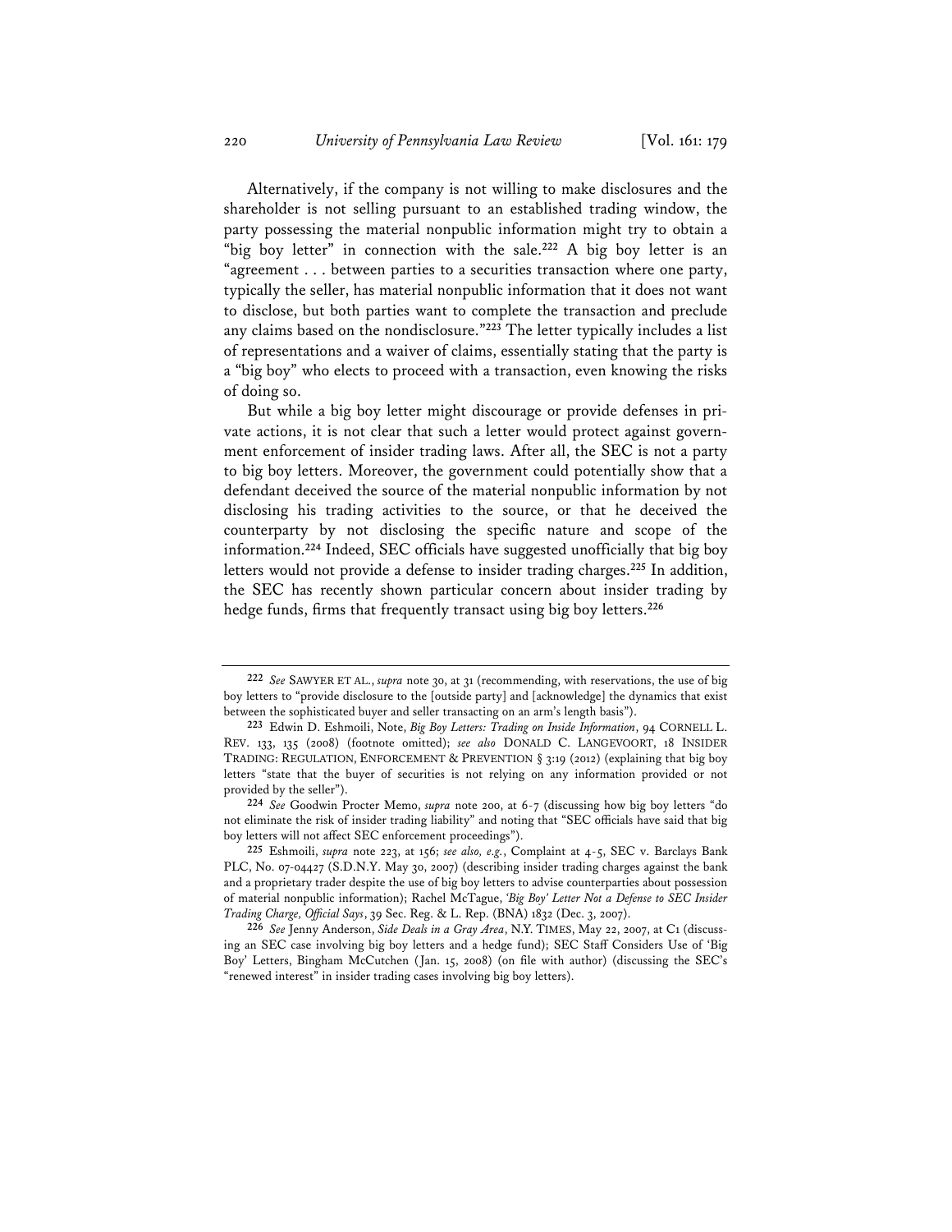Alternatively, if the company is not willing to make disclosures and the shareholder is not selling pursuant to an established trading window, the party possessing the material nonpublic information might try to obtain a "big boy letter" in connection with the sale.[222] A big boy letter is an "agreement . . . between parties to a securities transaction where one party, typically the seller, has material nonpublic information that it does not want to disclose, but both parties want to complete the transaction and preclude any claims based on the nondisclosure."[223] The letter typically includes a list of representations and a waiver of claims, essentially stating that the party is a "big boy" who elects to proceed with a transaction, even knowing the risks of doing so.

But while a big boy letter might discourage or provide defenses in private actions, it is not clear that such a letter would protect against government enforcement of insider trading laws. After all, the SEC is not a party to big boy letters. Moreover, the government could potentially show that a defendant deceived the source of the material nonpublic information by not disclosing his trading activities to the source, or that he deceived the counterparty by not disclosing the specific nature and scope of the information.[224] Indeed, SEC officials have suggested unofficially that big boy letters would not provide a defense to insider trading charges.[225] In addition, the SEC has recently shown particular concern about insider trading by hedge funds, firms that frequently transact using big boy letters.[226]

---

[222] *See* SAWYER ET AL., *supra* note 30, at 31 (recommending, with reservations, the use of big boy letters to "provide disclosure to the [outside party] and [acknowledge] the dynamics that exist between the sophisticated buyer and seller transacting on an arm's length basis").

[223] Edwin D. Eshmoili, Note, *Big Boy Letters: Trading on Inside Information*, 94 CORNELL L. REV. 133, 135 (2008) (footnote omitted); *see also* DONALD C. LANGEVOORT, 18 INSIDER TRADING: REGULATION, ENFORCEMENT & PREVENTION § 3:19 (2012) (explaining that big boy letters "state that the buyer of securities is not relying on any information provided or not provided by the seller").

[224] *See* Goodwin Procter Memo, *supra* note 200, at 6-7 (discussing how big boy letters "do not eliminate the risk of insider trading liability" and noting that "SEC officials have said that big boy letters will not affect SEC enforcement proceedings").

[225] Eshmoili, *supra* note 223, at 156; *see also, e.g.*, Complaint at 4-5, SEC v. Barclays Bank PLC, No. 07-04427 (S.D.N.Y. May 30, 2007) (describing insider trading charges against the bank and a proprietary trader despite the use of big boy letters to advise counterparties about possession of material nonpublic information); Rachel McTague, *'Big Boy' Letter Not a Defense to SEC Insider Trading Charge, Official Says*, 39 Sec. Reg. & L. Rep. (BNA) 1832 (Dec. 3, 2007).

[226] *See* Jenny Anderson, *Side Deals in a Gray Area*, N.Y. TIMES, May 22, 2007, at C1 (discussing an SEC case involving big boy letters and a hedge fund); SEC Staff Considers Use of 'Big Boy' Letters, Bingham McCutchen (Jan. 15, 2008) (on file with author) (discussing the SEC's "renewed interest" in insider trading cases involving big boy letters).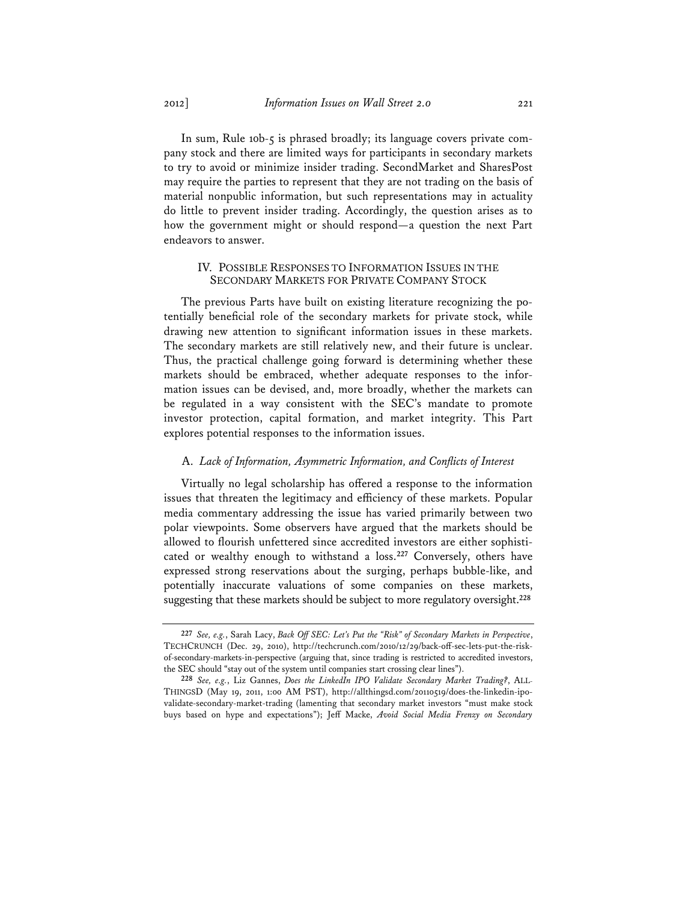In sum, Rule 10b-5 is phrased broadly; its language covers private company stock and there are limited ways for participants in secondary markets to try to avoid or minimize insider trading. SecondMarket and SharesPost may require the parties to represent that they are not trading on the basis of material nonpublic information, but such representations may in actuality do little to prevent insider trading. Accordingly, the question arises as to how the government might or should respond—a question the next Part endeavors to answer.

## IV. POSSIBLE RESPONSES TO INFORMATION ISSUES IN THE SECONDARY MARKETS FOR PRIVATE COMPANY STOCK

The previous Parts have built on existing literature recognizing the potentially beneficial role of the secondary markets for private stock, while drawing new attention to significant information issues in these markets. The secondary markets are still relatively new, and their future is unclear. Thus, the practical challenge going forward is determining whether these markets should be embraced, whether adequate responses to the information issues can be devised, and, more broadly, whether the markets can be regulated in a way consistent with the SEC's mandate to promote investor protection, capital formation, and market integrity. This Part explores potential responses to the information issues.

### A. *Lack of Information, Asymmetric Information, and Conflicts of Interest*

Virtually no legal scholarship has offered a response to the information issues that threaten the legitimacy and efficiency of these markets. Popular media commentary addressing the issue has varied primarily between two polar viewpoints. Some observers have argued that the markets should be allowed to flourish unfettered since accredited investors are either sophisticated or wealthy enough to withstand a loss.[227] Conversely, others have expressed strong reservations about the surging, perhaps bubble-like, and potentially inaccurate valuations of some companies on these markets, suggesting that these markets should be subject to more regulatory oversight.[228]

---

[227] *See, e.g.*, Sarah Lacy, *Back Off SEC: Let's Put the "Risk" of Secondary Markets in Perspective*, TECHCRUNCH (Dec. 29, 2010), http://techcrunch.com/2010/12/29/back-off-sec-lets-put-the-risk-of-secondary-markets-in-perspective (arguing that, since trading is restricted to accredited investors, the SEC should "stay out of the system until companies start crossing clear lines").

[228] *See, e.g.*, Liz Gannes, *Does the LinkedIn IPO Validate Secondary Market Trading?*, ALLTHINGSD (May 19, 2011, 1:00 AM PST), http://allthingsd.com/20110519/does-the-linkedin-ipo-validate-secondary-market-trading (lamenting that secondary market investors "must make stock buys based on hype and expectations"); Jeff Macke, *Avoid Social Media Frenzy on Secondary*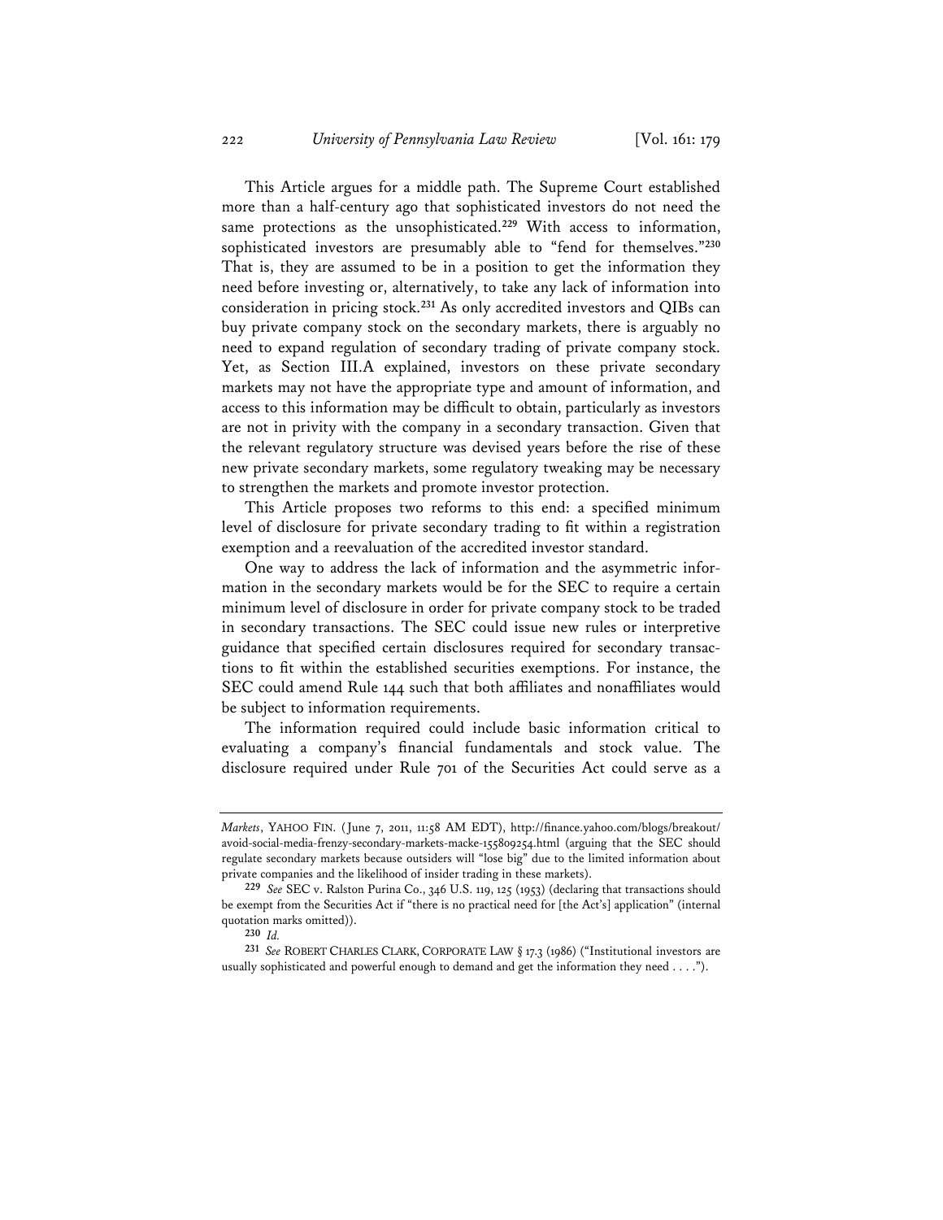This Article argues for a middle path. The Supreme Court established more than a half-century ago that sophisticated investors do not need the same protections as the unsophisticated.[229] With access to information, sophisticated investors are presumably able to "fend for themselves."[230] That is, they are assumed to be in a position to get the information they need before investing or, alternatively, to take any lack of information into consideration in pricing stock.[231] As only accredited investors and QIBs can buy private company stock on the secondary markets, there is arguably no need to expand regulation of secondary trading of private company stock. Yet, as Section III.A explained, investors on these private secondary markets may not have the appropriate type and amount of information, and access to this information may be difficult to obtain, particularly as investors are not in privity with the company in a secondary transaction. Given that the relevant regulatory structure was devised years before the rise of these new private secondary markets, some regulatory tweaking may be necessary to strengthen the markets and promote investor protection.

This Article proposes two reforms to this end: a specified minimum level of disclosure for private secondary trading to fit within a registration exemption and a reevaluation of the accredited investor standard.

One way to address the lack of information and the asymmetric information in the secondary markets would be for the SEC to require a certain minimum level of disclosure in order for private company stock to be traded in secondary transactions. The SEC could issue new rules or interpretive guidance that specified certain disclosures required for secondary transactions to fit within the established securities exemptions. For instance, the SEC could amend Rule 144 such that both affiliates and nonaffiliates would be subject to information requirements.

The information required could include basic information critical to evaluating a company's financial fundamentals and stock value. The disclosure required under Rule 701 of the Securities Act could serve as a

---

*Markets*, YAHOO FIN. (June 7, 2011, 11:58 AM EDT), http://finance.yahoo.com/blogs/breakout/avoid-social-media-frenzy-secondary-markets-macke-155809254.html (arguing that the SEC should regulate secondary markets because outsiders will "lose big" due to the limited information about private companies and the likelihood of insider trading in these markets).

[229] *See* SEC v. Ralston Purina Co., 346 U.S. 119, 125 (1953) (declaring that transactions should be exempt from the Securities Act if "there is no practical need for [the Act's] application" (internal quotation marks omitted)).

[230] *Id.*

[231] *See* ROBERT CHARLES CLARK, CORPORATE LAW § 17.3 (1986) ("Institutional investors are usually sophisticated and powerful enough to demand and get the information they need . . . .").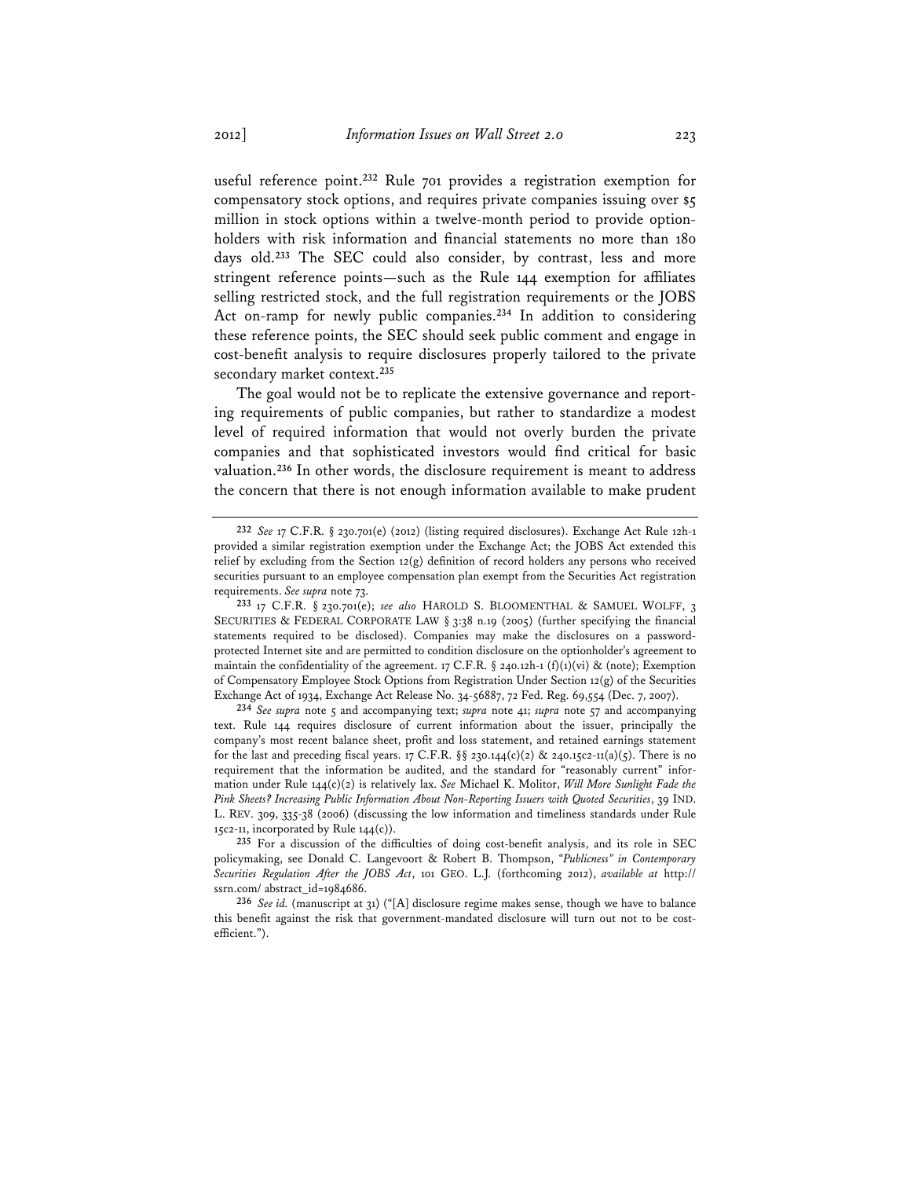useful reference point.[232] Rule 701 provides a registration exemption for compensatory stock options, and requires private companies issuing over $5 million in stock options within a twelve-month period to provide option-holders with risk information and financial statements no more than 180 days old.[233] The SEC could also consider, by contrast, less and more stringent reference points—such as the Rule 144 exemption for affiliates selling restricted stock, and the full registration requirements or the JOBS Act on-ramp for newly public companies.[234] In addition to considering these reference points, the SEC should seek public comment and engage in cost-benefit analysis to require disclosures properly tailored to the private secondary market context.[235]

The goal would not be to replicate the extensive governance and reporting requirements of public companies, but rather to standardize a modest level of required information that would not overly burden the private companies and that sophisticated investors would find critical for basic valuation.[236] In other words, the disclosure requirement is meant to address the concern that there is not enough information available to make prudent

---

[232] *See* 17 C.F.R. § 230.701(e) (2012) (listing required disclosures). Exchange Act Rule 12h-1 provided a similar registration exemption under the Exchange Act; the JOBS Act extended this relief by excluding from the Section 12(g) definition of record holders any persons who received securities pursuant to an employee compensation plan exempt from the Securities Act registration requirements. *See supra* note 73.

[233] 17 C.F.R. § 230.701(e); *see also* HAROLD S. BLOOMENTHAL & SAMUEL WOLFF, 3 SECURITIES & FEDERAL CORPORATE LAW § 3:38 n.19 (2005) (further specifying the financial statements required to be disclosed). Companies may make the disclosures on a password-protected Internet site and are permitted to condition disclosure on the optionholder's agreement to maintain the confidentiality of the agreement. 17 C.F.R. § 240.12h-1 (f)(1)(vi) & (note); Exemption of Compensatory Employee Stock Options from Registration Under Section 12(g) of the Securities Exchange Act of 1934, Exchange Act Release No. 34-56887, 72 Fed. Reg. 69,554 (Dec. 7, 2007).

[234] *See supra* note 5 and accompanying text; *supra* note 41; *supra* note 57 and accompanying text. Rule 144 requires disclosure of current information about the issuer, principally the company's most recent balance sheet, profit and loss statement, and retained earnings statement for the last and preceding fiscal years. 17 C.F.R. §§ 230.144(c)(2) & 240.15c2-11(a)(5). There is no requirement that the information be audited, and the standard for "reasonably current" information under Rule 144(c)(2) is relatively lax. *See* Michael K. Molitor, *Will More Sunlight Fade the Pink Sheets? Increasing Public Information About Non-Reporting Issuers with Quoted Securities*, 39 IND. L. REV. 309, 335-38 (2006) (discussing the low information and timeliness standards under Rule 15c2-11, incorporated by Rule 144(c)).

[235] For a discussion of the difficulties of doing cost-benefit analysis, and its role in SEC policymaking, see Donald C. Langevoort & Robert B. Thompson, *"Publicness" in Contemporary Securities Regulation After the JOBS Act*, 101 GEO. L.J. (forthcoming 2012), *available at* http://ssrn.com/ abstract_id=1984686.

[236] *See id.* (manuscript at 31) ("[A] disclosure regime makes sense, though we have to balance this benefit against the risk that government-mandated disclosure will turn out not to be cost-efficient.").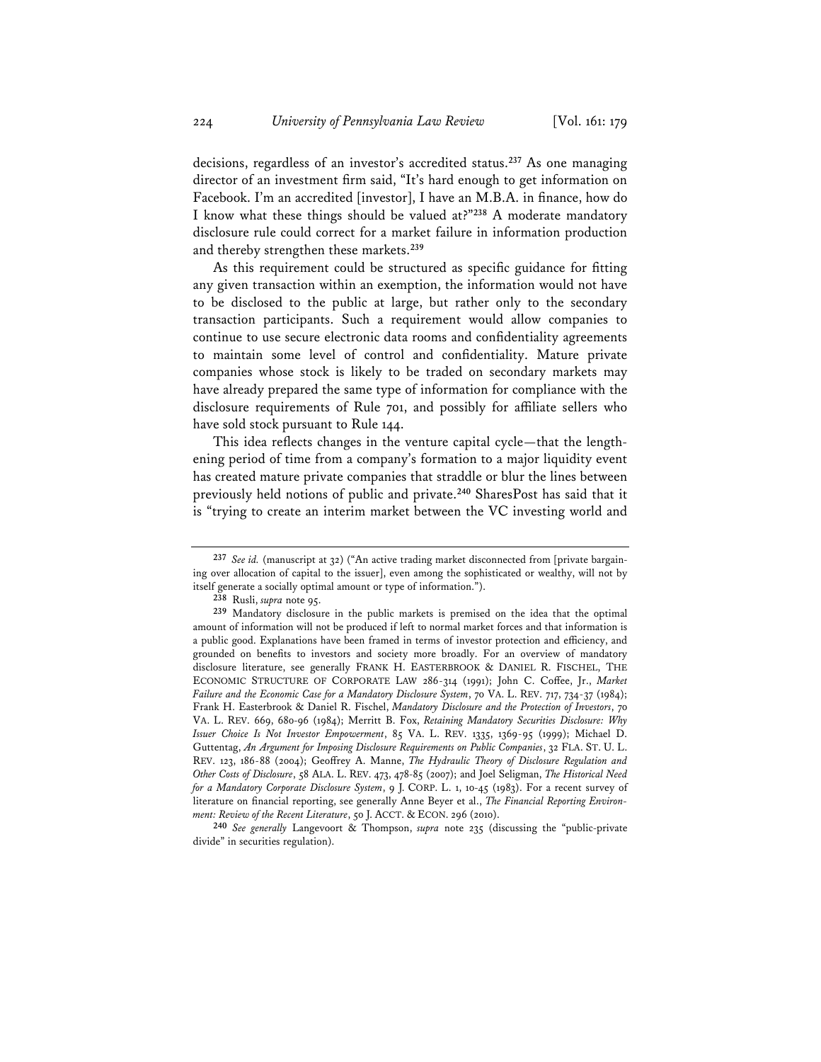decisions, regardless of an investor's accredited status.[237] As one managing director of an investment firm said, "It's hard enough to get information on Facebook. I'm an accredited [investor], I have an M.B.A. in finance, how do I know what these things should be valued at?"[238] A moderate mandatory disclosure rule could correct for a market failure in information production and thereby strengthen these markets.[239]

As this requirement could be structured as specific guidance for fitting any given transaction within an exemption, the information would not have to be disclosed to the public at large, but rather only to the secondary transaction participants. Such a requirement would allow companies to continue to use secure electronic data rooms and confidentiality agreements to maintain some level of control and confidentiality. Mature private companies whose stock is likely to be traded on secondary markets may have already prepared the same type of information for compliance with the disclosure requirements of Rule 701, and possibly for affiliate sellers who have sold stock pursuant to Rule 144.

This idea reflects changes in the venture capital cycle—that the lengthening period of time from a company's formation to a major liquidity event has created mature private companies that straddle or blur the lines between previously held notions of public and private.[240] SharesPost has said that it is "trying to create an interim market between the VC investing world and

---

[237] *See id.* (manuscript at 32) ("An active trading market disconnected from [private bargaining over allocation of capital to the issuer], even among the sophisticated or wealthy, will not by itself generate a socially optimal amount or type of information.").

[238] Rusli, *supra* note 95.

[239] Mandatory disclosure in the public markets is premised on the idea that the optimal amount of information will not be produced if left to normal market forces and that information is a public good. Explanations have been framed in terms of investor protection and efficiency, and grounded on benefits to investors and society more broadly. For an overview of mandatory disclosure literature, see generally FRANK H. EASTERBROOK & DANIEL R. FISCHEL, THE ECONOMIC STRUCTURE OF CORPORATE LAW 286-314 (1991); John C. Coffee, Jr., *Market Failure and the Economic Case for a Mandatory Disclosure System*, 70 VA. L. REV. 717, 734-37 (1984); Frank H. Easterbrook & Daniel R. Fischel, *Mandatory Disclosure and the Protection of Investors*, 70 VA. L. REV. 669, 680-96 (1984); Merritt B. Fox, *Retaining Mandatory Securities Disclosure: Why Issuer Choice Is Not Investor Empowerment*, 85 VA. L. REV. 1335, 1369-95 (1999); Michael D. Guttentag, *An Argument for Imposing Disclosure Requirements on Public Companies*, 32 FLA. ST. U. L. REV. 123, 186-88 (2004); Geoffrey A. Manne, *The Hydraulic Theory of Disclosure Regulation and Other Costs of Disclosure*, 58 ALA. L. REV. 473, 478-85 (2007); and Joel Seligman, *The Historical Need for a Mandatory Corporate Disclosure System*, 9 J. CORP. L. 1, 10-45 (1983). For a recent survey of literature on financial reporting, see generally Anne Beyer et al., *The Financial Reporting Environment: Review of the Recent Literature*, 50 J. ACCT. & ECON. 296 (2010).

[240] *See generally* Langevoort & Thompson, *supra* note 235 (discussing the "public-private divide" in securities regulation).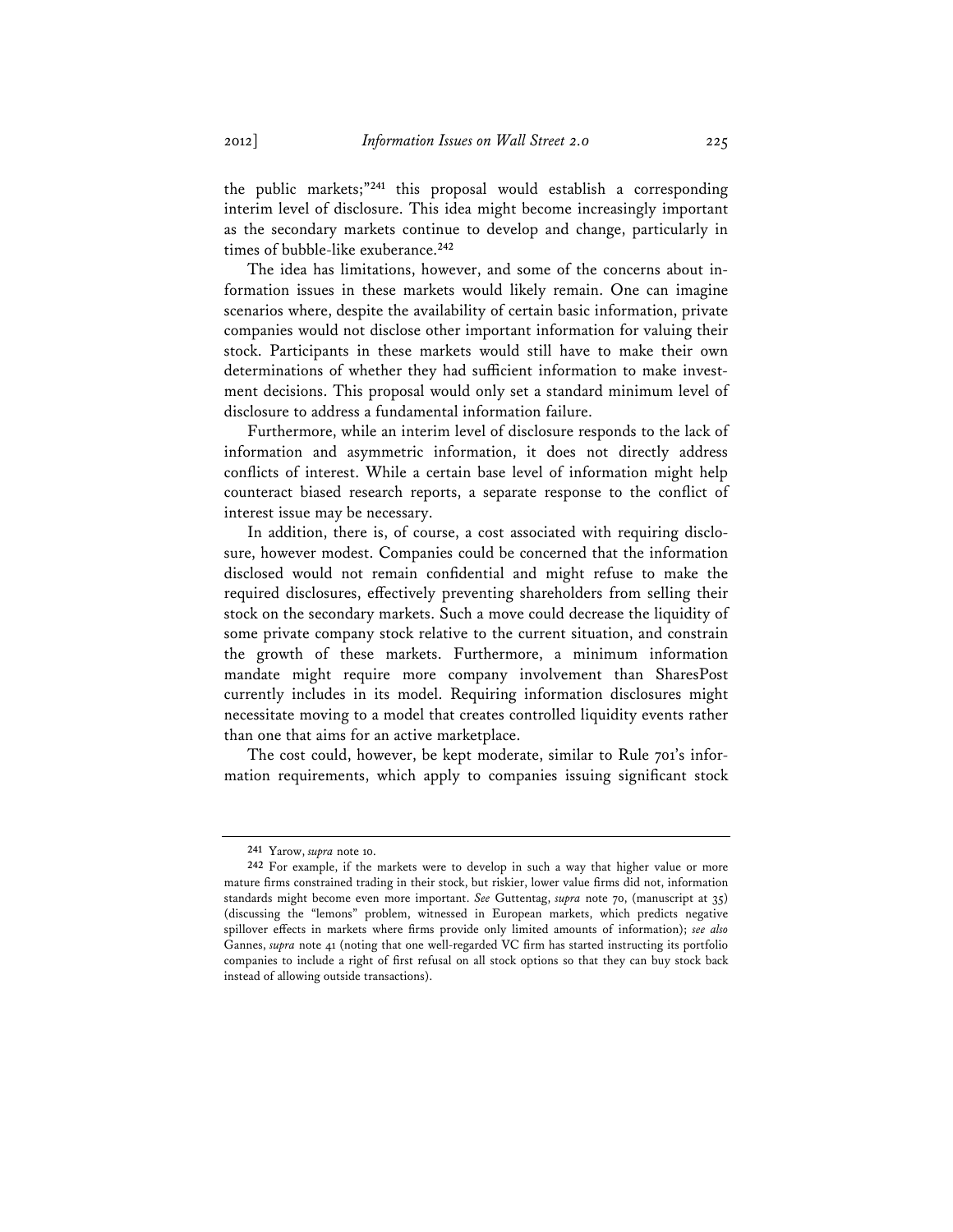the public markets;"[241] this proposal would establish a corresponding interim level of disclosure. This idea might become increasingly important as the secondary markets continue to develop and change, particularly in times of bubble-like exuberance.[242]

The idea has limitations, however, and some of the concerns about information issues in these markets would likely remain. One can imagine scenarios where, despite the availability of certain basic information, private companies would not disclose other important information for valuing their stock. Participants in these markets would still have to make their own determinations of whether they had sufficient information to make investment decisions. This proposal would only set a standard minimum level of disclosure to address a fundamental information failure.

Furthermore, while an interim level of disclosure responds to the lack of information and asymmetric information, it does not directly address conflicts of interest. While a certain base level of information might help counteract biased research reports, a separate response to the conflict of interest issue may be necessary.

In addition, there is, of course, a cost associated with requiring disclosure, however modest. Companies could be concerned that the information disclosed would not remain confidential and might refuse to make the required disclosures, effectively preventing shareholders from selling their stock on the secondary markets. Such a move could decrease the liquidity of some private company stock relative to the current situation, and constrain the growth of these markets. Furthermore, a minimum information mandate might require more company involvement than SharesPost currently includes in its model. Requiring information disclosures might necessitate moving to a model that creates controlled liquidity events rather than one that aims for an active marketplace.

The cost could, however, be kept moderate, similar to Rule 701's information requirements, which apply to companies issuing significant stock

---

[241] Yarow, *supra* note 10.

[242] For example, if the markets were to develop in such a way that higher value or more mature firms constrained trading in their stock, but riskier, lower value firms did not, information standards might become even more important. *See* Guttentag, *supra* note 70, (manuscript at 35) (discussing the "lemons" problem, witnessed in European markets, which predicts negative spillover effects in markets where firms provide only limited amounts of information); *see also* Gannes, *supra* note 41 (noting that one well-regarded VC firm has started instructing its portfolio companies to include a right of first refusal on all stock options so that they can buy stock back instead of allowing outside transactions).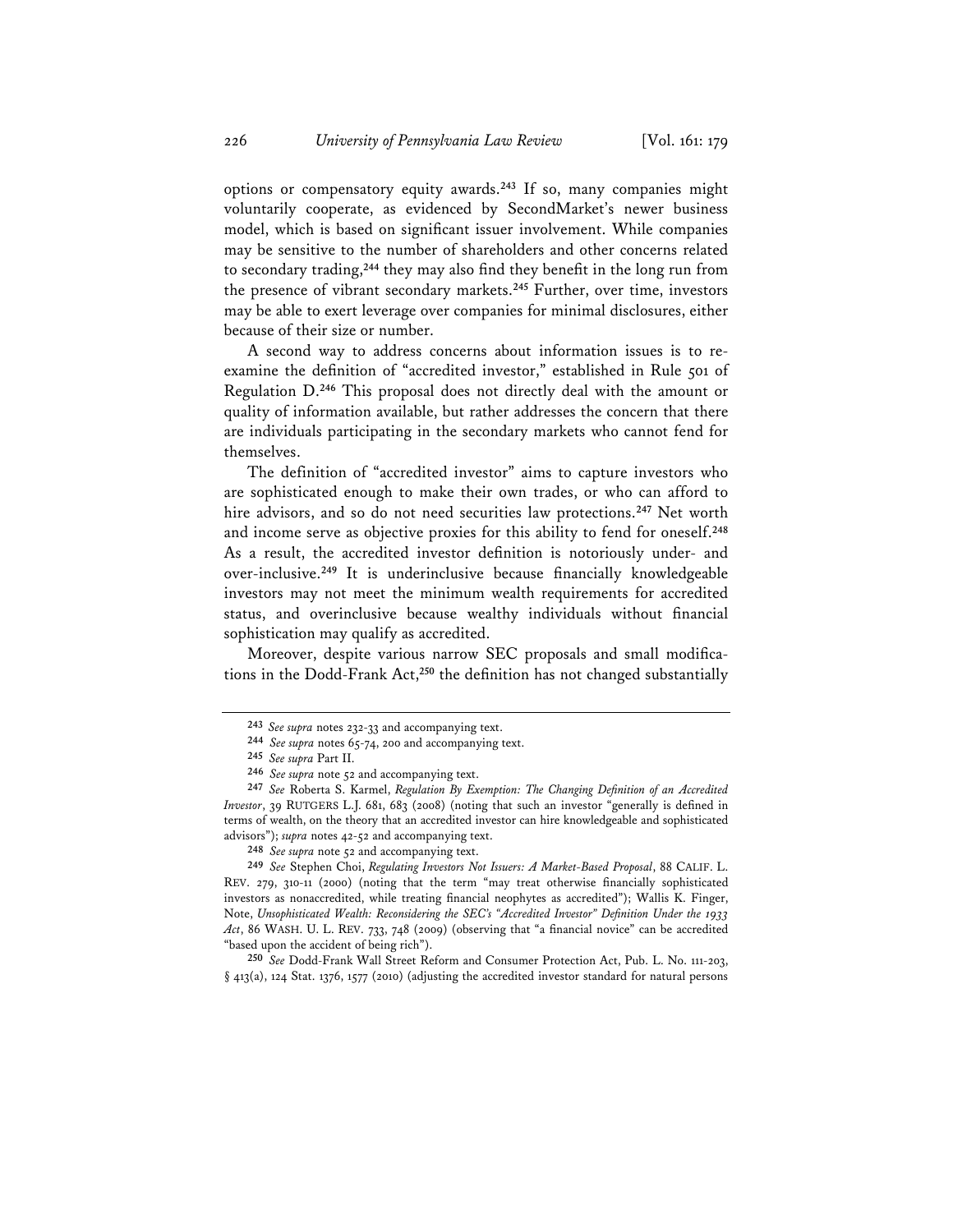options or compensatory equity awards.[243] If so, many companies might voluntarily cooperate, as evidenced by SecondMarket's newer business model, which is based on significant issuer involvement. While companies may be sensitive to the number of shareholders and other concerns related to secondary trading,[244] they may also find they benefit in the long run from the presence of vibrant secondary markets.[245] Further, over time, investors may be able to exert leverage over companies for minimal disclosures, either because of their size or number.

A second way to address concerns about information issues is to re-examine the definition of "accredited investor," established in Rule 501 of Regulation D.[246] This proposal does not directly deal with the amount or quality of information available, but rather addresses the concern that there are individuals participating in the secondary markets who cannot fend for themselves.

The definition of "accredited investor" aims to capture investors who are sophisticated enough to make their own trades, or who can afford to hire advisors, and so do not need securities law protections.[247] Net worth and income serve as objective proxies for this ability to fend for oneself.[248] As a result, the accredited investor definition is notoriously under- and over-inclusive.[249] It is underinclusive because financially knowledgeable investors may not meet the minimum wealth requirements for accredited status, and overinclusive because wealthy individuals without financial sophistication may qualify as accredited.

Moreover, despite various narrow SEC proposals and small modifications in the Dodd-Frank Act,[250] the definition has not changed substantially

---

243 *See supra* notes 232-33 and accompanying text.

244 *See supra* notes 65-74, 200 and accompanying text.

245 *See supra* Part II.

246 *See supra* note 52 and accompanying text.

247 *See* Roberta S. Karmel, *Regulation By Exemption: The Changing Definition of an Accredited Investor*, 39 RUTGERS L.J. 681, 683 (2008) (noting that such an investor "generally is defined in terms of wealth, on the theory that an accredited investor can hire knowledgeable and sophisticated advisors"); *supra* notes 42-52 and accompanying text.

248 *See supra* note 52 and accompanying text.

249 *See* Stephen Choi, *Regulating Investors Not Issuers: A Market-Based Proposal*, 88 CALIF. L. REV. 279, 310-11 (2000) (noting that the term "may treat otherwise financially sophisticated investors as nonaccredited, while treating financial neophytes as accredited"); Wallis K. Finger, Note, *Unsophisticated Wealth: Reconsidering the SEC's "Accredited Investor" Definition Under the 1933 Act*, 86 WASH. U. L. REV. 733, 748 (2009) (observing that "a financial novice" can be accredited "based upon the accident of being rich").

250 *See* Dodd-Frank Wall Street Reform and Consumer Protection Act, Pub. L. No. 111-203, § 413(a), 124 Stat. 1376, 1577 (2010) (adjusting the accredited investor standard for natural persons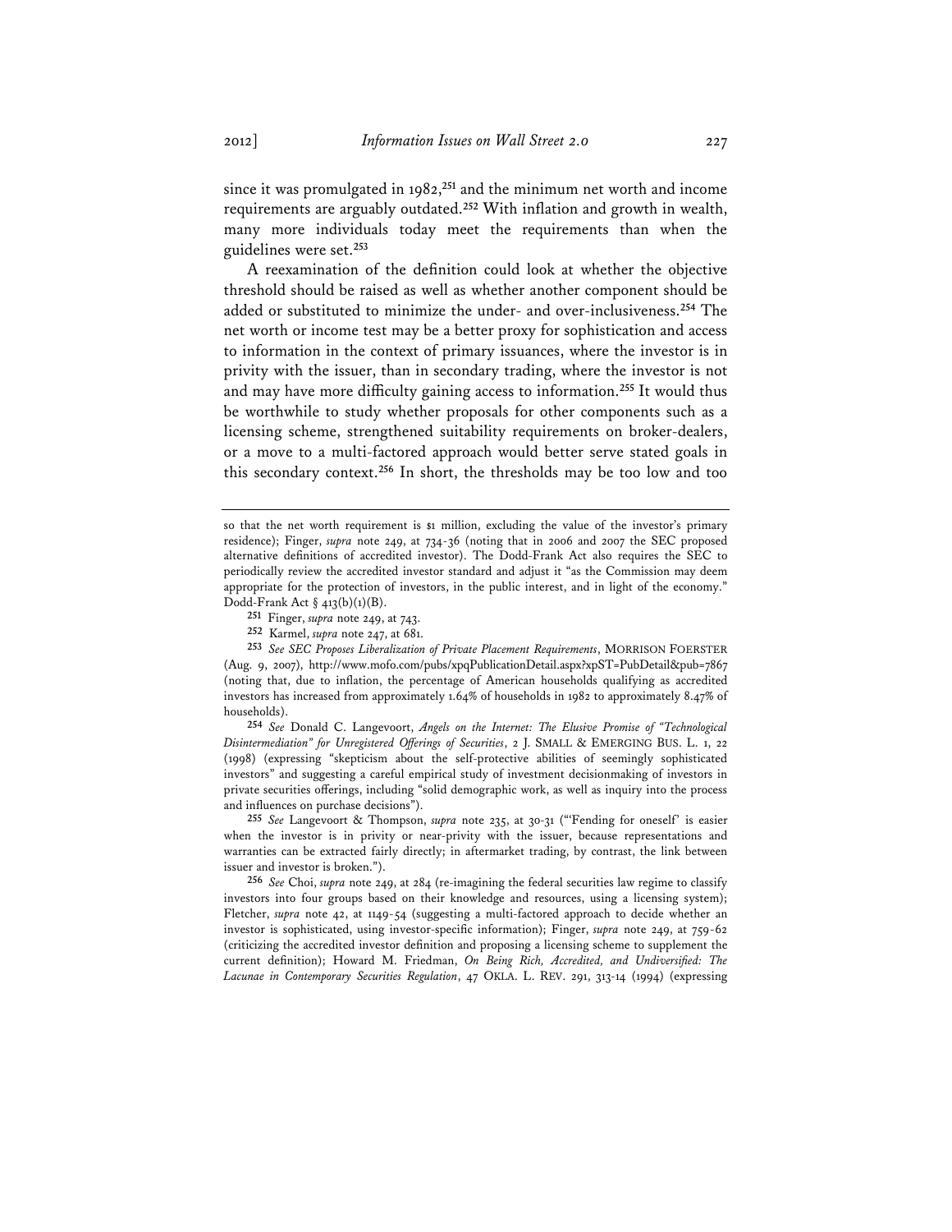since it was promulgated in 1982,[251] and the minimum net worth and income requirements are arguably outdated.[252] With inflation and growth in wealth, many more individuals today meet the requirements than when the guidelines were set.[253]

A reexamination of the definition could look at whether the objective threshold should be raised as well as whether another component should be added or substituted to minimize the under- and over-inclusiveness.[254] The net worth or income test may be a better proxy for sophistication and access to information in the context of primary issuances, where the investor is in privity with the issuer, than in secondary trading, where the investor is not and may have more difficulty gaining access to information.[255] It would thus be worthwhile to study whether proposals for other components such as a licensing scheme, strengthened suitability requirements on broker-dealers, or a move to a multi-factored approach would better serve stated goals in this secondary context.[256] In short, the thresholds may be too low and too

---

so that the net worth requirement is $1 million, excluding the value of the investor's primary residence); Finger, *supra* note 249, at 734-36 (noting that in 2006 and 2007 the SEC proposed alternative definitions of accredited investor). The Dodd-Frank Act also requires the SEC to periodically review the accredited investor standard and adjust it "as the Commission may deem appropriate for the protection of investors, in the public interest, and in light of the economy." Dodd-Frank Act § 413(b)(1)(B).

[251] Finger, *supra* note 249, at 743.

[252] Karmel, *supra* note 247, at 681.

[253] *See SEC Proposes Liberalization of Private Placement Requirements*, MORRISON FOERSTER (Aug. 9, 2007), http://www.mofo.com/pubs/xpqPublicationDetail.aspx?xpST=PubDetail&pub=7867 (noting that, due to inflation, the percentage of American households qualifying as accredited investors has increased from approximately 1.64% of households in 1982 to approximately 8.47% of households).

[254] *See* Donald C. Langevoort, *Angels on the Internet: The Elusive Promise of "Technological Disintermediation" for Unregistered Offerings of Securities*, 2 J. SMALL & EMERGING BUS. L. 1, 22 (1998) (expressing "skepticism about the self-protective abilities of seemingly sophisticated investors" and suggesting a careful empirical study of investment decisionmaking of investors in private securities offerings, including "solid demographic work, as well as inquiry into the process and influences on purchase decisions").

[255] *See* Langevoort & Thompson, *supra* note 235, at 30-31 ("'Fending for oneself' is easier when the investor is in privity or near-privity with the issuer, because representations and warranties can be extracted fairly directly; in aftermarket trading, by contrast, the link between issuer and investor is broken.").

[256] *See* Choi, *supra* note 249, at 284 (re-imagining the federal securities law regime to classify investors into four groups based on their knowledge and resources, using a licensing system); Fletcher, *supra* note 42, at 1149-54 (suggesting a multi-factored approach to decide whether an investor is sophisticated, using investor-specific information); Finger, *supra* note 249, at 759-62 (criticizing the accredited investor definition and proposing a licensing scheme to supplement the current definition); Howard M. Friedman, *On Being Rich, Accredited, and Undiversified: The Lacunae in Contemporary Securities Regulation*, 47 OKLA. L. REV. 291, 313-14 (1994) (expressing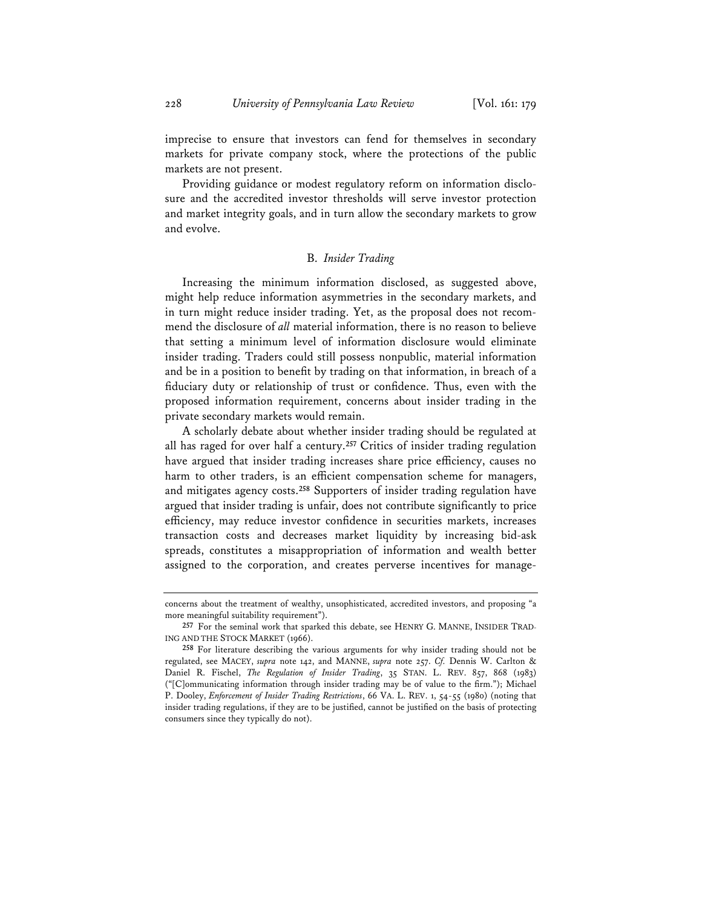imprecise to ensure that investors can fend for themselves in secondary markets for private company stock, where the protections of the public markets are not present.

Providing guidance or modest regulatory reform on information disclosure and the accredited investor thresholds will serve investor protection and market integrity goals, and in turn allow the secondary markets to grow and evolve.

### B. *Insider Trading*

Increasing the minimum information disclosed, as suggested above, might help reduce information asymmetries in the secondary markets, and in turn might reduce insider trading. Yet, as the proposal does not recommend the disclosure of *all* material information, there is no reason to believe that setting a minimum level of information disclosure would eliminate insider trading. Traders could still possess nonpublic, material information and be in a position to benefit by trading on that information, in breach of a fiduciary duty or relationship of trust or confidence. Thus, even with the proposed information requirement, concerns about insider trading in the private secondary markets would remain.

A scholarly debate about whether insider trading should be regulated at all has raged for over half a century.[257] Critics of insider trading regulation have argued that insider trading increases share price efficiency, causes no harm to other traders, is an efficient compensation scheme for managers, and mitigates agency costs.[258] Supporters of insider trading regulation have argued that insider trading is unfair, does not contribute significantly to price efficiency, may reduce investor confidence in securities markets, increases transaction costs and decreases market liquidity by increasing bid-ask spreads, constitutes a misappropriation of information and wealth better assigned to the corporation, and creates perverse incentives for manage-

---

concerns about the treatment of wealthy, unsophisticated, accredited investors, and proposing "a more meaningful suitability requirement").

[257] For the seminal work that sparked this debate, see HENRY G. MANNE, INSIDER TRADING AND THE STOCK MARKET (1966).

[258] For literature describing the various arguments for why insider trading should not be regulated, see MACEY, *supra* note 142, and MANNE, *supra* note 257. *Cf.* Dennis W. Carlton & Daniel R. Fischel, *The Regulation of Insider Trading*, 35 STAN. L. REV. 857, 868 (1983) ("[C]ommunicating information through insider trading may be of value to the firm."); Michael P. Dooley, *Enforcement of Insider Trading Restrictions*, 66 VA. L. REV. 1, 54-55 (1980) (noting that insider trading regulations, if they are to be justified, cannot be justified on the basis of protecting consumers since they typically do not).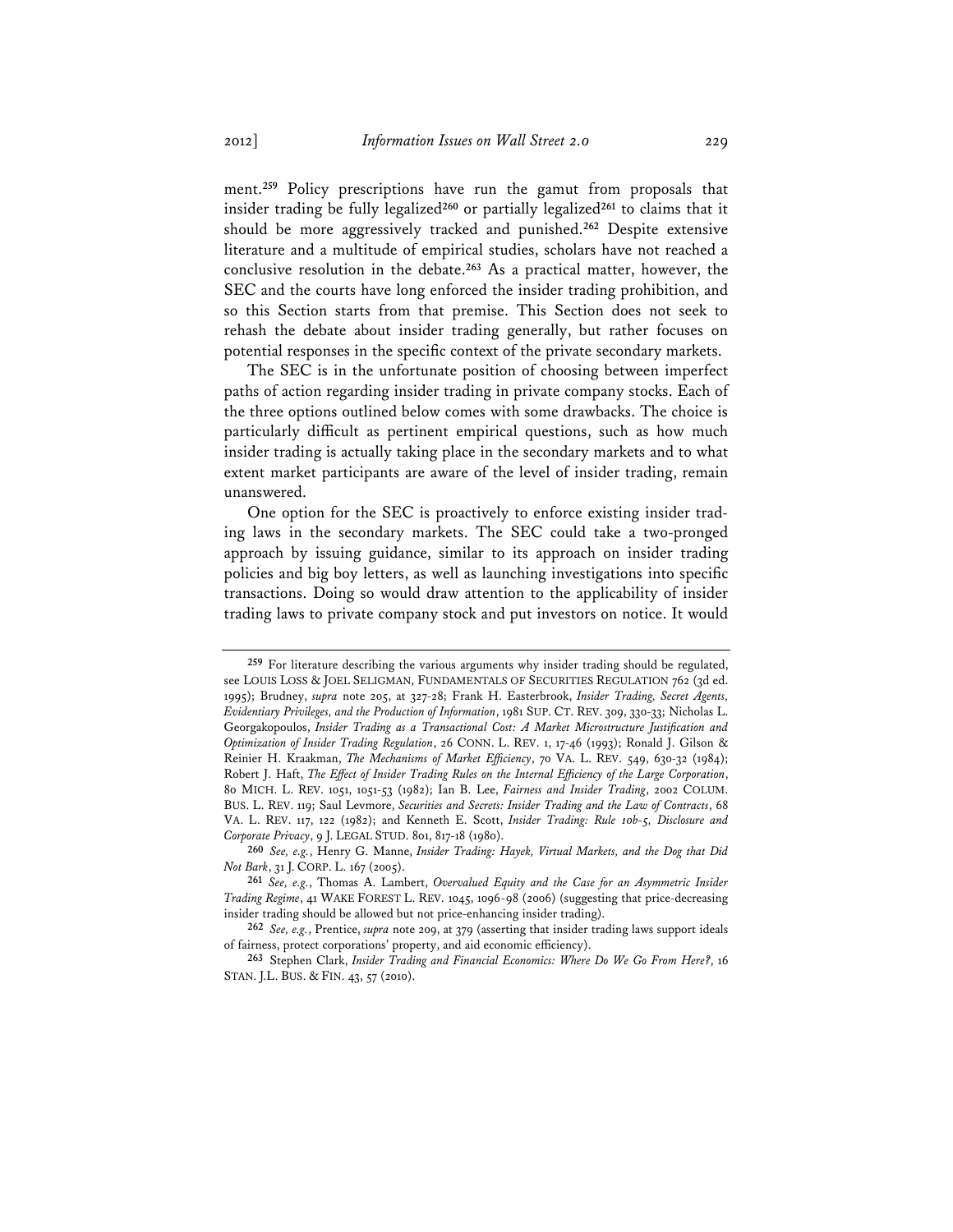ment.[259] Policy prescriptions have run the gamut from proposals that insider trading be fully legalized[260] or partially legalized[261] to claims that it should be more aggressively tracked and punished.[262] Despite extensive literature and a multitude of empirical studies, scholars have not reached a conclusive resolution in the debate.[263] As a practical matter, however, the SEC and the courts have long enforced the insider trading prohibition, and so this Section starts from that premise. This Section does not seek to rehash the debate about insider trading generally, but rather focuses on potential responses in the specific context of the private secondary markets.

The SEC is in the unfortunate position of choosing between imperfect paths of action regarding insider trading in private company stocks. Each of the three options outlined below comes with some drawbacks. The choice is particularly difficult as pertinent empirical questions, such as how much insider trading is actually taking place in the secondary markets and to what extent market participants are aware of the level of insider trading, remain unanswered.

One option for the SEC is proactively to enforce existing insider trading laws in the secondary markets. The SEC could take a two-pronged approach by issuing guidance, similar to its approach on insider trading policies and big boy letters, as well as launching investigations into specific transactions. Doing so would draw attention to the applicability of insider trading laws to private company stock and put investors on notice. It would

---

[259] For literature describing the various arguments why insider trading should be regulated, see LOUIS LOSS & JOEL SELIGMAN, FUNDAMENTALS OF SECURITIES REGULATION 762 (3d ed. 1995); Brudney, *supra* note 205, at 327-28; Frank H. Easterbrook, *Insider Trading, Secret Agents, Evidentiary Privileges, and the Production of Information*, 1981 SUP. CT. REV. 309, 330-33; Nicholas L. Georgakopoulos, *Insider Trading as a Transactional Cost: A Market Microstructure Justification and Optimization of Insider Trading Regulation*, 26 CONN. L. REV. 1, 17-46 (1993); Ronald J. Gilson & Reinier H. Kraakman, *The Mechanisms of Market Efficiency*, 70 VA. L. REV. 549, 630-32 (1984); Robert J. Haft, *The Effect of Insider Trading Rules on the Internal Efficiency of the Large Corporation*, 80 MICH. L. REV. 1051, 1051-53 (1982); Ian B. Lee, *Fairness and Insider Trading*, 2002 COLUM. BUS. L. REV. 119; Saul Levmore, *Securities and Secrets: Insider Trading and the Law of Contracts*, 68 VA. L. REV. 117, 122 (1982); and Kenneth E. Scott, *Insider Trading: Rule 10b-5, Disclosure and Corporate Privacy*, 9 J. LEGAL STUD. 801, 817-18 (1980).

[260] *See, e.g.*, Henry G. Manne, *Insider Trading: Hayek, Virtual Markets, and the Dog that Did Not Bark*, 31 J. CORP. L. 167 (2005).

[261] *See, e.g.*, Thomas A. Lambert, *Overvalued Equity and the Case for an Asymmetric Insider Trading Regime*, 41 WAKE FOREST L. REV. 1045, 1096-98 (2006) (suggesting that price-decreasing insider trading should be allowed but not price-enhancing insider trading).

[262] *See, e.g.*, Prentice, *supra* note 209, at 379 (asserting that insider trading laws support ideals of fairness, protect corporations' property, and aid economic efficiency).

[263] Stephen Clark, *Insider Trading and Financial Economics: Where Do We Go From Here?*, 16 STAN. J.L. BUS. & FIN. 43, 57 (2010).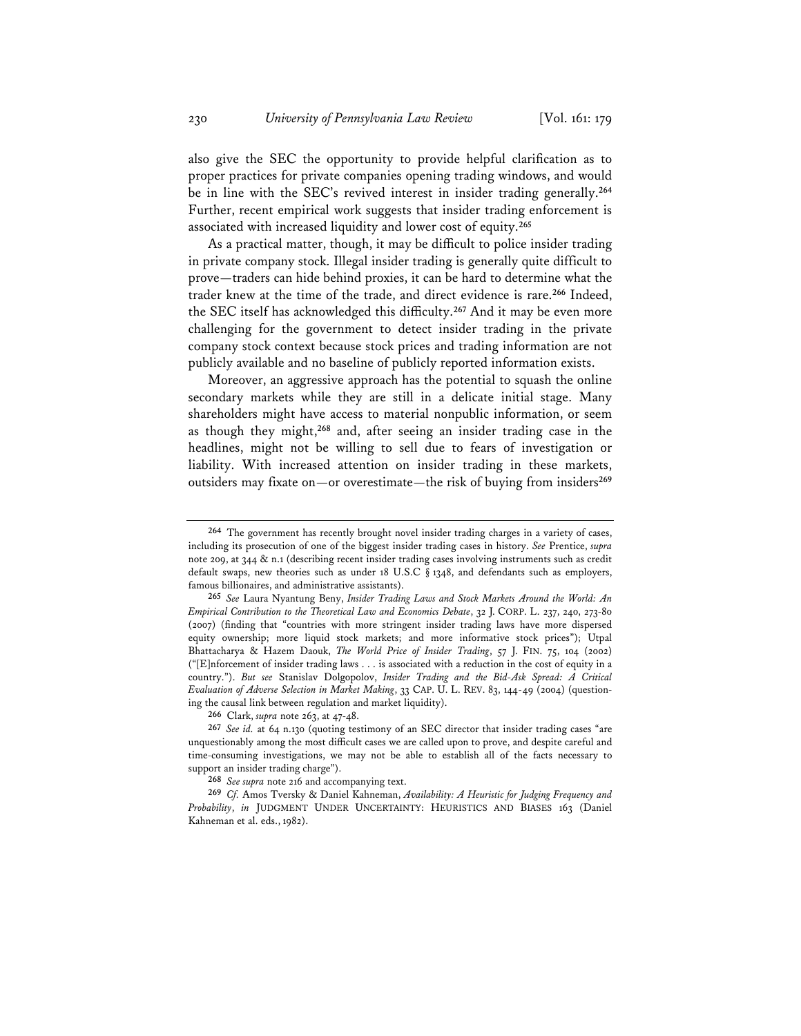also give the SEC the opportunity to provide helpful clarification as to proper practices for private companies opening trading windows, and would be in line with the SEC's revived interest in insider trading generally.[264] Further, recent empirical work suggests that insider trading enforcement is associated with increased liquidity and lower cost of equity.[265]

As a practical matter, though, it may be difficult to police insider trading in private company stock. Illegal insider trading is generally quite difficult to prove—traders can hide behind proxies, it can be hard to determine what the trader knew at the time of the trade, and direct evidence is rare.[266] Indeed, the SEC itself has acknowledged this difficulty.[267] And it may be even more challenging for the government to detect insider trading in the private company stock context because stock prices and trading information are not publicly available and no baseline of publicly reported information exists.

Moreover, an aggressive approach has the potential to squash the online secondary markets while they are still in a delicate initial stage. Many shareholders might have access to material nonpublic information, or seem as though they might,[268] and, after seeing an insider trading case in the headlines, might not be willing to sell due to fears of investigation or liability. With increased attention on insider trading in these markets, outsiders may fixate on—or overestimate—the risk of buying from insiders[269]

---

[264] The government has recently brought novel insider trading charges in a variety of cases, including its prosecution of one of the biggest insider trading cases in history. *See* Prentice, *supra* note 209, at 344 & n.1 (describing recent insider trading cases involving instruments such as credit default swaps, new theories such as under 18 U.S.C § 1348, and defendants such as employers, famous billionaires, and administrative assistants).

[265] *See* Laura Nyantung Beny, *Insider Trading Laws and Stock Markets Around the World: An Empirical Contribution to the Theoretical Law and Economics Debate*, 32 J. CORP. L. 237, 240, 273-80 (2007) (finding that "countries with more stringent insider trading laws have more dispersed equity ownership; more liquid stock markets; and more informative stock prices"); Utpal Bhattacharya & Hazem Daouk, *The World Price of Insider Trading*, 57 J. FIN. 75, 104 (2002) ("[E]nforcement of insider trading laws . . . is associated with a reduction in the cost of equity in a country."). *But see* Stanislav Dolgopolov, *Insider Trading and the Bid-Ask Spread: A Critical Evaluation of Adverse Selection in Market Making*, 33 CAP. U. L. REV. 83, 144-49 (2004) (questioning the causal link between regulation and market liquidity).

[266] Clark, *supra* note 263, at 47-48.

[267] *See id.* at 64 n.130 (quoting testimony of an SEC director that insider trading cases "are unquestionably among the most difficult cases we are called upon to prove, and despite careful and time-consuming investigations, we may not be able to establish all of the facts necessary to support an insider trading charge").

[268] *See supra* note 216 and accompanying text.

[269] *Cf.* Amos Tversky & Daniel Kahneman, *Availability: A Heuristic for Judging Frequency and Probability*, *in* JUDGMENT UNDER UNCERTAINTY: HEURISTICS AND BIASES 163 (Daniel Kahneman et al. eds., 1982).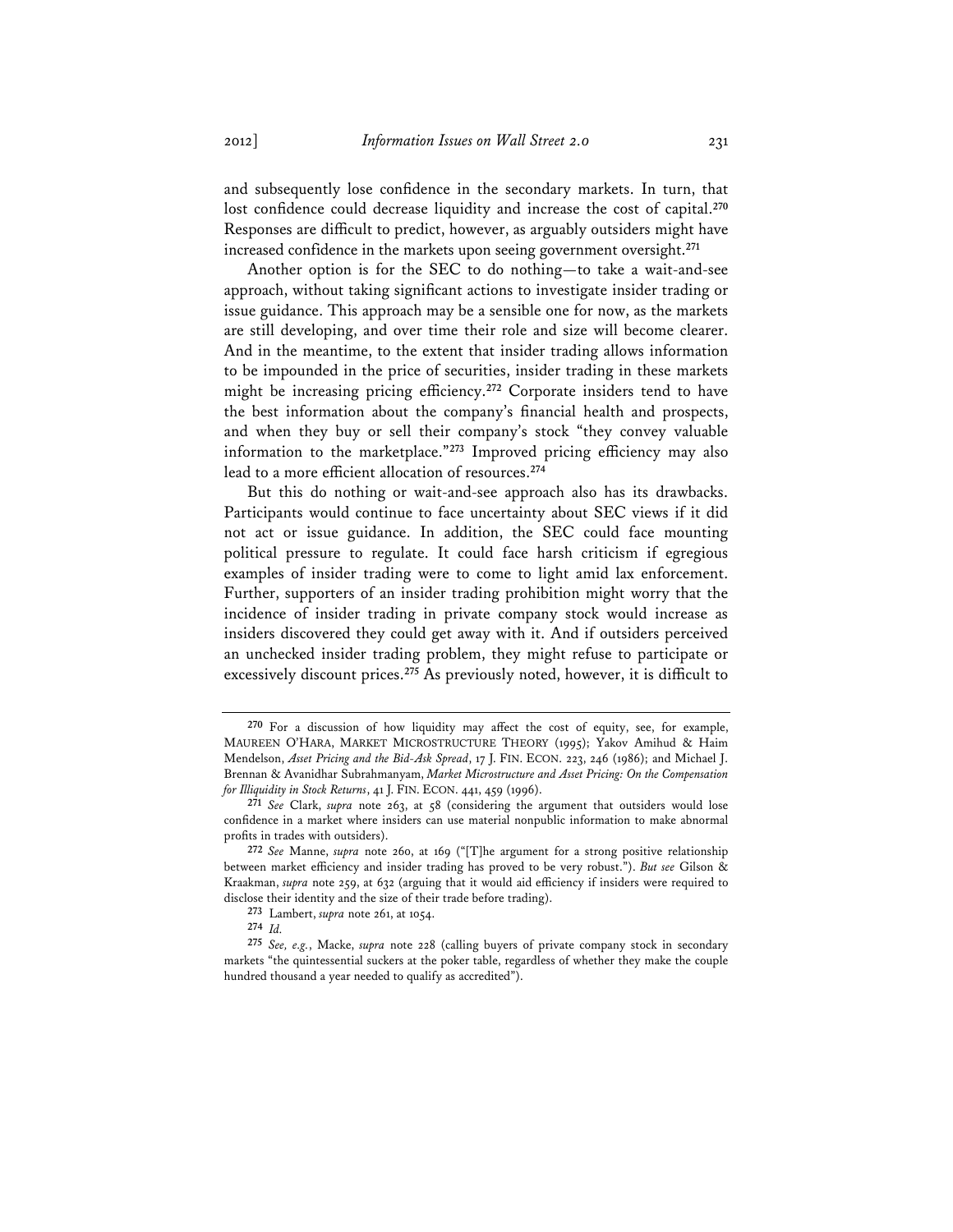and subsequently lose confidence in the secondary markets. In turn, that lost confidence could decrease liquidity and increase the cost of capital.[270] Responses are difficult to predict, however, as arguably outsiders might have increased confidence in the markets upon seeing government oversight.[271]

Another option is for the SEC to do nothing—to take a wait-and-see approach, without taking significant actions to investigate insider trading or issue guidance. This approach may be a sensible one for now, as the markets are still developing, and over time their role and size will become clearer. And in the meantime, to the extent that insider trading allows information to be impounded in the price of securities, insider trading in these markets might be increasing pricing efficiency.[272] Corporate insiders tend to have the best information about the company's financial health and prospects, and when they buy or sell their company's stock "they convey valuable information to the marketplace."[273] Improved pricing efficiency may also lead to a more efficient allocation of resources.[274]

But this do nothing or wait-and-see approach also has its drawbacks. Participants would continue to face uncertainty about SEC views if it did not act or issue guidance. In addition, the SEC could face mounting political pressure to regulate. It could face harsh criticism if egregious examples of insider trading were to come to light amid lax enforcement. Further, supporters of an insider trading prohibition might worry that the incidence of insider trading in private company stock would increase as insiders discovered they could get away with it. And if outsiders perceived an unchecked insider trading problem, they might refuse to participate or excessively discount prices.[275] As previously noted, however, it is difficult to

---

[270] For a discussion of how liquidity may affect the cost of equity, see, for example, MAUREEN O'HARA, MARKET MICROSTRUCTURE THEORY (1995); Yakov Amihud & Haim Mendelson, *Asset Pricing and the Bid-Ask Spread*, 17 J. FIN. ECON. 223, 246 (1986); and Michael J. Brennan & Avanidhar Subrahmanyam, *Market Microstructure and Asset Pricing: On the Compensation for Illiquidity in Stock Returns*, 41 J. FIN. ECON. 441, 459 (1996).

[271] *See* Clark, *supra* note 263, at 58 (considering the argument that outsiders would lose confidence in a market where insiders can use material nonpublic information to make abnormal profits in trades with outsiders).

[272] *See* Manne, *supra* note 260, at 169 ("[T]he argument for a strong positive relationship between market efficiency and insider trading has proved to be very robust."). *But see* Gilson & Kraakman, *supra* note 259, at 632 (arguing that it would aid efficiency if insiders were required to disclose their identity and the size of their trade before trading).

[273] Lambert, *supra* note 261, at 1054.

[274] *Id.*

[275] *See, e.g.*, Macke, *supra* note 228 (calling buyers of private company stock in secondary markets "the quintessential suckers at the poker table, regardless of whether they make the couple hundred thousand a year needed to qualify as accredited").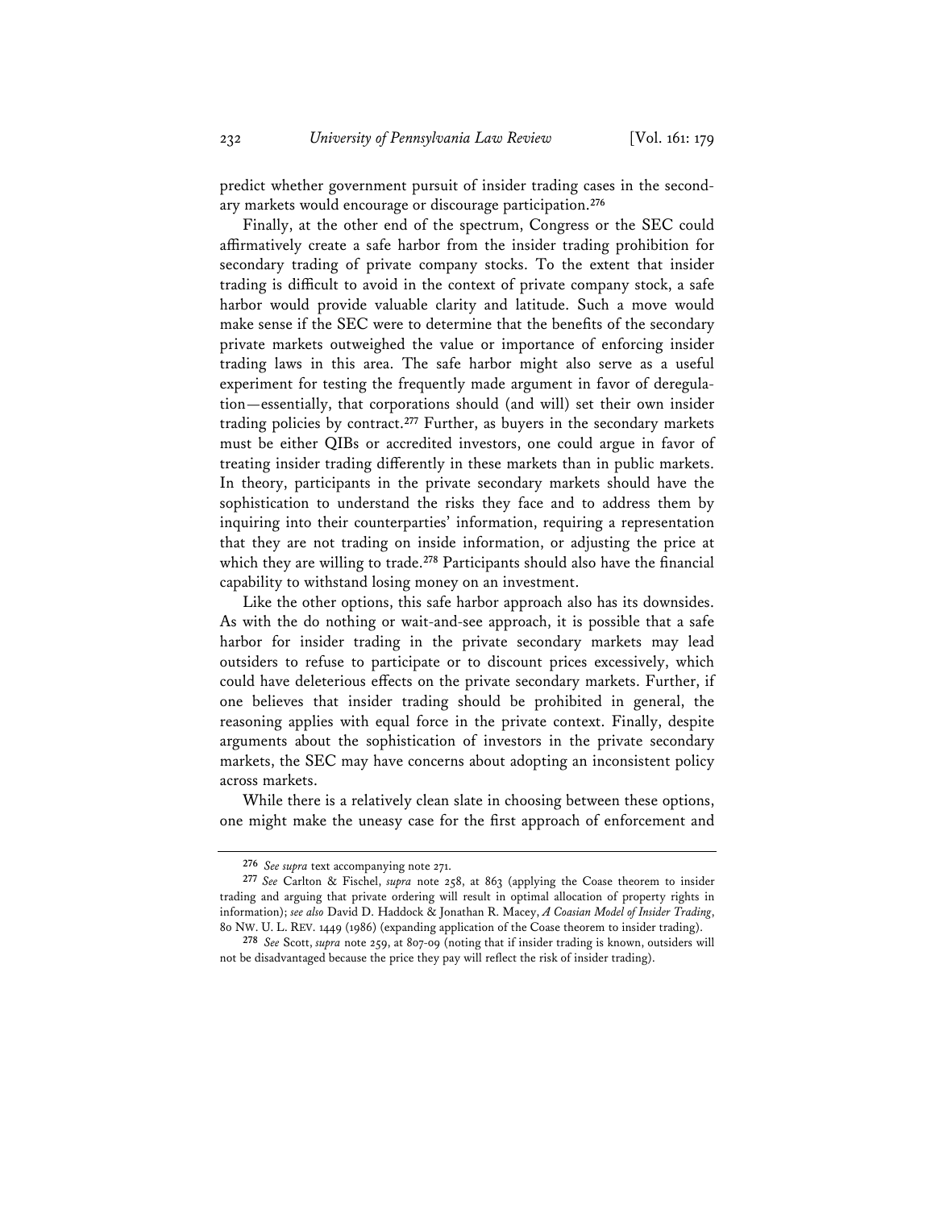predict whether government pursuit of insider trading cases in the secondary markets would encourage or discourage participation.[276]

Finally, at the other end of the spectrum, Congress or the SEC could affirmatively create a safe harbor from the insider trading prohibition for secondary trading of private company stocks. To the extent that insider trading is difficult to avoid in the context of private company stock, a safe harbor would provide valuable clarity and latitude. Such a move would make sense if the SEC were to determine that the benefits of the secondary private markets outweighed the value or importance of enforcing insider trading laws in this area. The safe harbor might also serve as a useful experiment for testing the frequently made argument in favor of deregulation—essentially, that corporations should (and will) set their own insider trading policies by contract.[277] Further, as buyers in the secondary markets must be either QIBs or accredited investors, one could argue in favor of treating insider trading differently in these markets than in public markets. In theory, participants in the private secondary markets should have the sophistication to understand the risks they face and to address them by inquiring into their counterparties' information, requiring a representation that they are not trading on inside information, or adjusting the price at which they are willing to trade.[278] Participants should also have the financial capability to withstand losing money on an investment.

Like the other options, this safe harbor approach also has its downsides. As with the do nothing or wait-and-see approach, it is possible that a safe harbor for insider trading in the private secondary markets may lead outsiders to refuse to participate or to discount prices excessively, which could have deleterious effects on the private secondary markets. Further, if one believes that insider trading should be prohibited in general, the reasoning applies with equal force in the private context. Finally, despite arguments about the sophistication of investors in the private secondary markets, the SEC may have concerns about adopting an inconsistent policy across markets.

While there is a relatively clean slate in choosing between these options, one might make the uneasy case for the first approach of enforcement and

---

[276] *See supra* text accompanying note 271.

[277] *See* Carlton & Fischel, *supra* note 258, at 863 (applying the Coase theorem to insider trading and arguing that private ordering will result in optimal allocation of property rights in information); *see also* David D. Haddock & Jonathan R. Macey, *A Coasian Model of Insider Trading*, 80 NW. U. L. REV. 1449 (1986) (expanding application of the Coase theorem to insider trading).

[278] *See* Scott, *supra* note 259, at 807-09 (noting that if insider trading is known, outsiders will not be disadvantaged because the price they pay will reflect the risk of insider trading).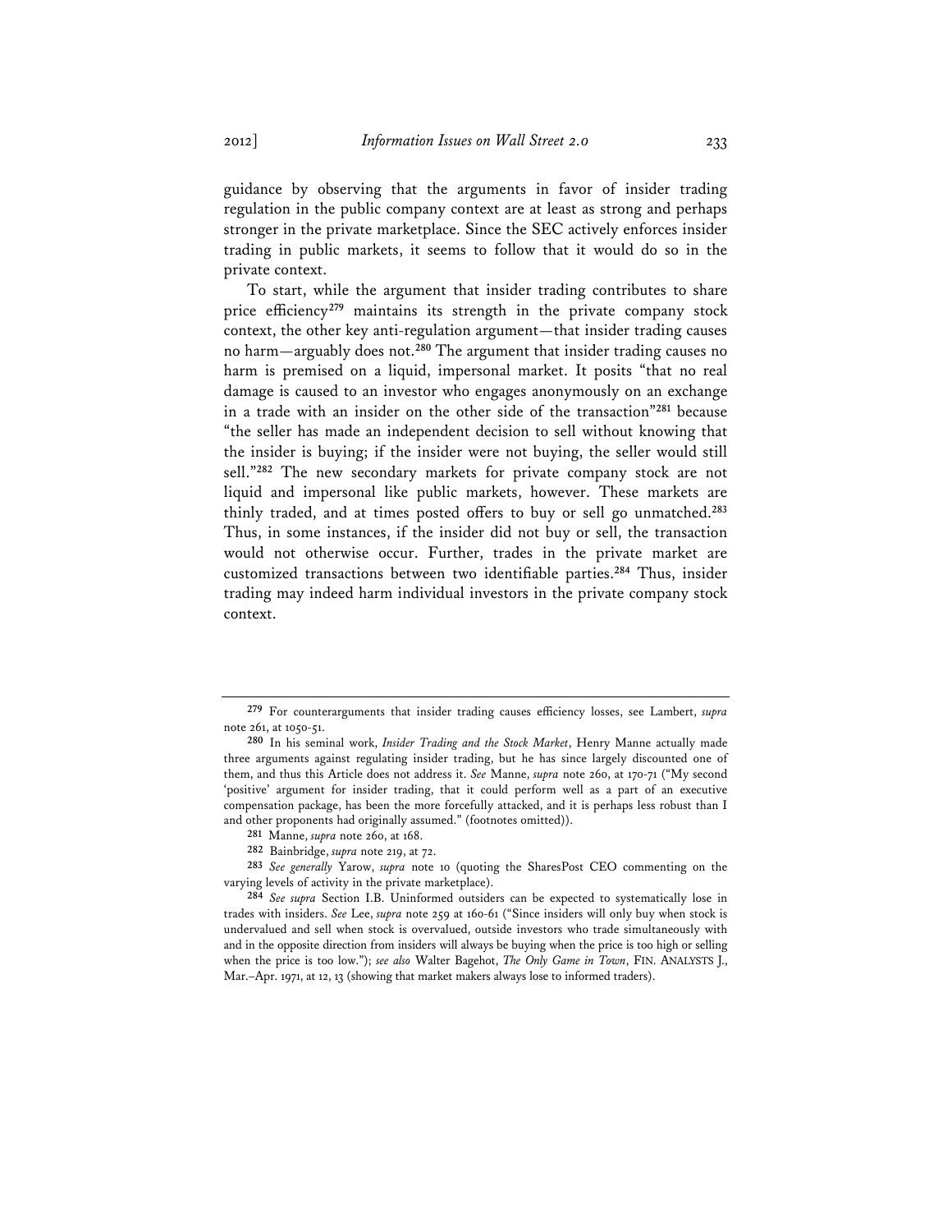guidance by observing that the arguments in favor of insider trading regulation in the public company context are at least as strong and perhaps stronger in the private marketplace. Since the SEC actively enforces insider trading in public markets, it seems to follow that it would do so in the private context.

To start, while the argument that insider trading contributes to share price efficiency[279] maintains its strength in the private company stock context, the other key anti-regulation argument—that insider trading causes no harm—arguably does not.[280] The argument that insider trading causes no harm is premised on a liquid, impersonal market. It posits "that no real damage is caused to an investor who engages anonymously on an exchange in a trade with an insider on the other side of the transaction"[281] because "the seller has made an independent decision to sell without knowing that the insider is buying; if the insider were not buying, the seller would still sell."[282] The new secondary markets for private company stock are not liquid and impersonal like public markets, however. These markets are thinly traded, and at times posted offers to buy or sell go unmatched.[283] Thus, in some instances, if the insider did not buy or sell, the transaction would not otherwise occur. Further, trades in the private market are customized transactions between two identifiable parties.[284] Thus, insider trading may indeed harm individual investors in the private company stock context.

---

[279] For counterarguments that insider trading causes efficiency losses, see Lambert, *supra* note 261, at 1050-51.

[280] In his seminal work, *Insider Trading and the Stock Market*, Henry Manne actually made three arguments against regulating insider trading, but he has since largely discounted one of them, and thus this Article does not address it. *See* Manne, *supra* note 260, at 170-71 ("My second 'positive' argument for insider trading, that it could perform well as a part of an executive compensation package, has been the more forcefully attacked, and it is perhaps less robust than I and other proponents had originally assumed." (footnotes omitted)).

[281] Manne, *supra* note 260, at 168.

[282] Bainbridge, *supra* note 219, at 72.

[283] *See generally* Yarow, *supra* note 10 (quoting the SharesPost CEO commenting on the varying levels of activity in the private marketplace).

[284] *See supra* Section I.B. Uninformed outsiders can be expected to systematically lose in trades with insiders. *See* Lee, *supra* note 259 at 160-61 ("Since insiders will only buy when stock is undervalued and sell when stock is overvalued, outside investors who trade simultaneously with and in the opposite direction from insiders will always be buying when the price is too high or selling when the price is too low."); *see also* Walter Bagehot, *The Only Game in Town*, FIN. ANALYSTS J., Mar.–Apr. 1971, at 12, 13 (showing that market makers always lose to informed traders).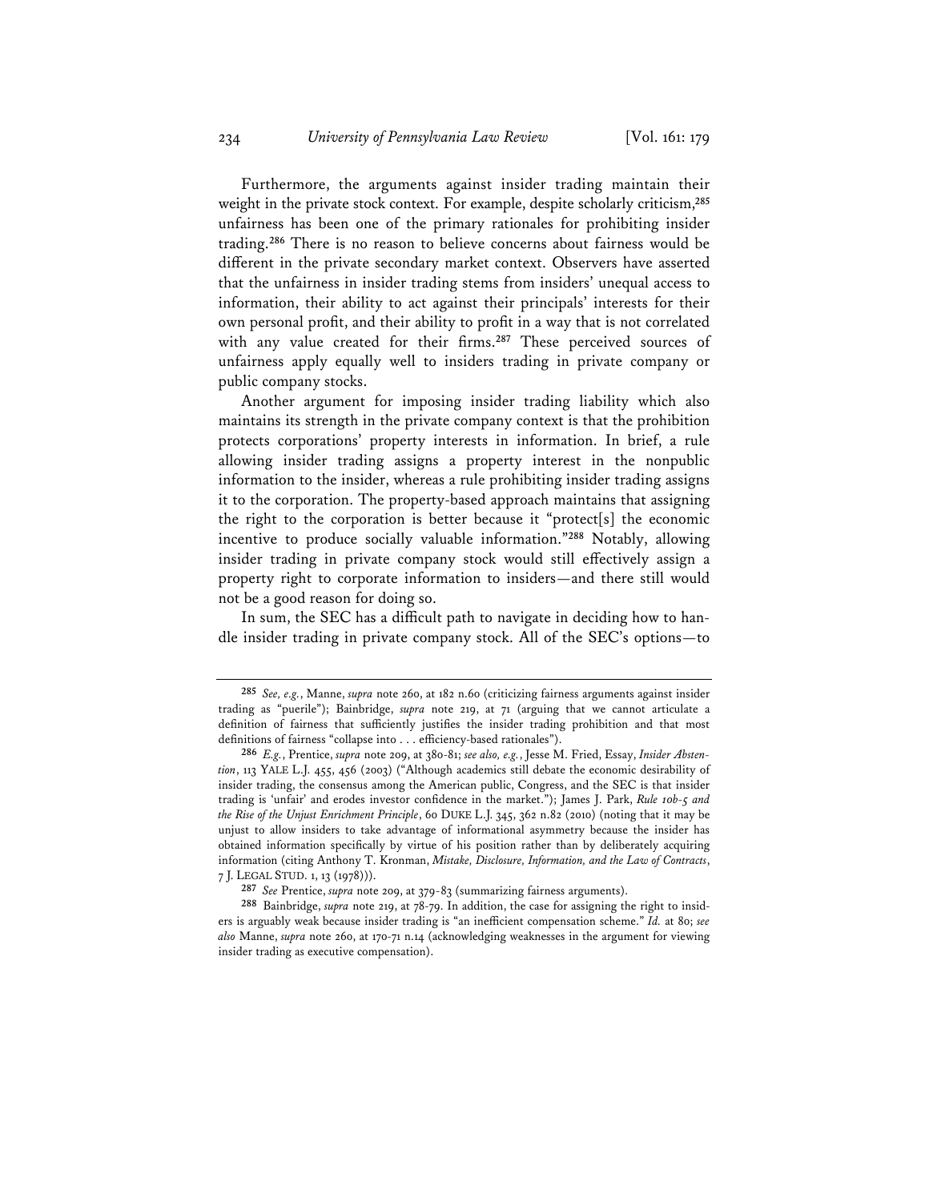Furthermore, the arguments against insider trading maintain their weight in the private stock context. For example, despite scholarly criticism,[285] unfairness has been one of the primary rationales for prohibiting insider trading.[286] There is no reason to believe concerns about fairness would be different in the private secondary market context. Observers have asserted that the unfairness in insider trading stems from insiders' unequal access to information, their ability to act against their principals' interests for their own personal profit, and their ability to profit in a way that is not correlated with any value created for their firms.[287] These perceived sources of unfairness apply equally well to insiders trading in private company or public company stocks.

Another argument for imposing insider trading liability which also maintains its strength in the private company context is that the prohibition protects corporations' property interests in information. In brief, a rule allowing insider trading assigns a property interest in the nonpublic information to the insider, whereas a rule prohibiting insider trading assigns it to the corporation. The property-based approach maintains that assigning the right to the corporation is better because it "protect[s] the economic incentive to produce socially valuable information."[288] Notably, allowing insider trading in private company stock would still effectively assign a property right to corporate information to insiders—and there still would not be a good reason for doing so.

In sum, the SEC has a difficult path to navigate in deciding how to handle insider trading in private company stock. All of the SEC's options—to

---

[285] *See, e.g.*, Manne, *supra* note 260, at 182 n.60 (criticizing fairness arguments against insider trading as "puerile"); Bainbridge, *supra* note 219, at 71 (arguing that we cannot articulate a definition of fairness that sufficiently justifies the insider trading prohibition and that most definitions of fairness "collapse into . . . efficiency-based rationales").

[286] *E.g.*, Prentice, *supra* note 209, at 380-81; *see also, e.g.*, Jesse M. Fried, Essay, *Insider Abstention*, 113 YALE L.J. 455, 456 (2003) ("Although academics still debate the economic desirability of insider trading, the consensus among the American public, Congress, and the SEC is that insider trading is 'unfair' and erodes investor confidence in the market."); James J. Park, *Rule 10b-5 and the Rise of the Unjust Enrichment Principle*, 60 DUKE L.J. 345, 362 n.82 (2010) (noting that it may be unjust to allow insiders to take advantage of informational asymmetry because the insider has obtained information specifically by virtue of his position rather than by deliberately acquiring information (citing Anthony T. Kronman, *Mistake, Disclosure, Information, and the Law of Contracts*, 7 J. LEGAL STUD. 1, 13 (1978))).

[287] *See* Prentice, *supra* note 209, at 379-83 (summarizing fairness arguments).

[288] Bainbridge, *supra* note 219, at 78-79. In addition, the case for assigning the right to insiders is arguably weak because insider trading is "an inefficient compensation scheme." *Id.* at 80; *see also* Manne, *supra* note 260, at 170-71 n.14 (acknowledging weaknesses in the argument for viewing insider trading as executive compensation).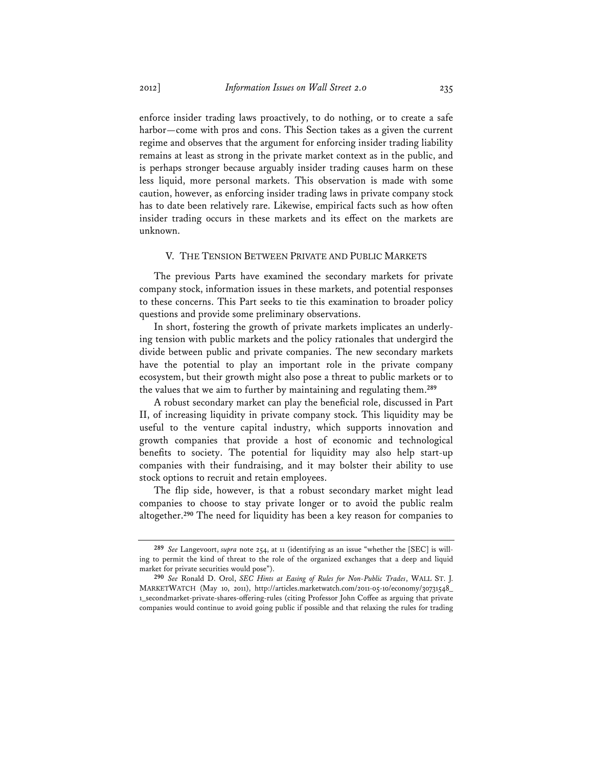enforce insider trading laws proactively, to do nothing, or to create a safe harbor—come with pros and cons. This Section takes as a given the current regime and observes that the argument for enforcing insider trading liability remains at least as strong in the private market context as in the public, and is perhaps stronger because arguably insider trading causes harm on these less liquid, more personal markets. This observation is made with some caution, however, as enforcing insider trading laws in private company stock has to date been relatively rare. Likewise, empirical facts such as how often insider trading occurs in these markets and its effect on the markets are unknown.

## V. THE TENSION BETWEEN PRIVATE AND PUBLIC MARKETS

The previous Parts have examined the secondary markets for private company stock, information issues in these markets, and potential responses to these concerns. This Part seeks to tie this examination to broader policy questions and provide some preliminary observations.

In short, fostering the growth of private markets implicates an underlying tension with public markets and the policy rationales that undergird the divide between public and private companies. The new secondary markets have the potential to play an important role in the private company ecosystem, but their growth might also pose a threat to public markets or to the values that we aim to further by maintaining and regulating them.[289]

A robust secondary market can play the beneficial role, discussed in Part II, of increasing liquidity in private company stock. This liquidity may be useful to the venture capital industry, which supports innovation and growth companies that provide a host of economic and technological benefits to society. The potential for liquidity may also help start-up companies with their fundraising, and it may bolster their ability to use stock options to recruit and retain employees.

The flip side, however, is that a robust secondary market might lead companies to choose to stay private longer or to avoid the public realm altogether.[290] The need for liquidity has been a key reason for companies to

---

[289] *See* Langevoort, *supra* note 254, at 11 (identifying as an issue "whether the [SEC] is willing to permit the kind of threat to the role of the organized exchanges that a deep and liquid market for private securities would pose").

[290] *See* Ronald D. Orol, *SEC Hints at Easing of Rules for Non-Public Trades*, WALL ST. J. MARKETWATCH (May 10, 2011), http://articles.marketwatch.com/2011-05-10/economy/30731548_1_secondmarket-private-shares-offering-rules (citing Professor John Coffee as arguing that private companies would continue to avoid going public if possible and that relaxing the rules for trading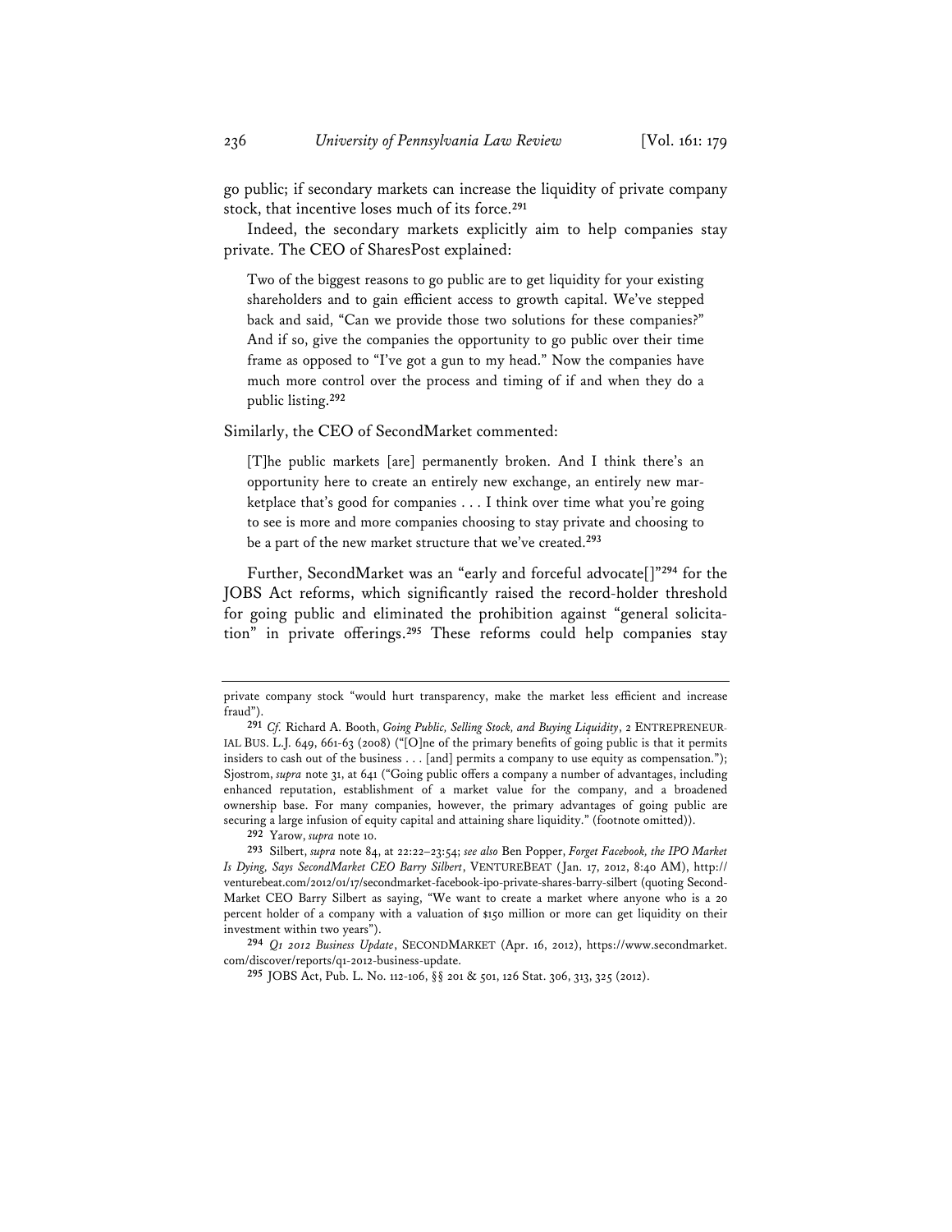go public; if secondary markets can increase the liquidity of private company stock, that incentive loses much of its force.[291]

Indeed, the secondary markets explicitly aim to help companies stay private. The CEO of SharesPost explained:

> Two of the biggest reasons to go public are to get liquidity for your existing shareholders and to gain efficient access to growth capital. We've stepped back and said, "Can we provide those two solutions for these companies?" And if so, give the companies the opportunity to go public over their time frame as opposed to "I've got a gun to my head." Now the companies have much more control over the process and timing of if and when they do a public listing.[292]

Similarly, the CEO of SecondMarket commented:

> [T]he public markets [are] permanently broken. And I think there's an opportunity here to create an entirely new exchange, an entirely new marketplace that's good for companies . . . I think over time what you're going to see is more and more companies choosing to stay private and choosing to be a part of the new market structure that we've created.[293]

Further, SecondMarket was an "early and forceful advocate[]"[294] for the JOBS Act reforms, which significantly raised the record-holder threshold for going public and eliminated the prohibition against "general solicitation" in private offerings.[295] These reforms could help companies stay

---

private company stock "would hurt transparency, make the market less efficient and increase fraud").

[291] *Cf.* Richard A. Booth, *Going Public, Selling Stock, and Buying Liquidity*, 2 ENTREPRENEURIAL BUS. L.J. 649, 661-63 (2008) ("[O]ne of the primary benefits of going public is that it permits insiders to cash out of the business . . . [and] permits a company to use equity as compensation."); Sjostrom, *supra* note 31, at 641 ("Going public offers a company a number of advantages, including enhanced reputation, establishment of a market value for the company, and a broadened ownership base. For many companies, however, the primary advantages of going public are securing a large infusion of equity capital and attaining share liquidity." (footnote omitted)).

[292] Yarow, *supra* note 10.

[293] Silbert, *supra* note 84, at 22:22–23:54; *see also* Ben Popper, *Forget Facebook, the IPO Market Is Dying, Says SecondMarket CEO Barry Silbert*, VENTUREBEAT (Jan. 17, 2012, 8:40 AM), http://venturebeat.com/2012/01/17/secondmarket-facebook-ipo-private-shares-barry-silbert (quoting SecondMarket CEO Barry Silbert as saying, "We want to create a market where anyone who is a 20 percent holder of a company with a valuation of $150 million or more can get liquidity on their investment within two years").

[294] *Q1 2012 Business Update*, SECONDMARKET (Apr. 16, 2012), https://www.secondmarket.com/discover/reports/q1-2012-business-update.

[295] JOBS Act, Pub. L. No. 112-106, §§ 201 & 501, 126 Stat. 306, 313, 325 (2012).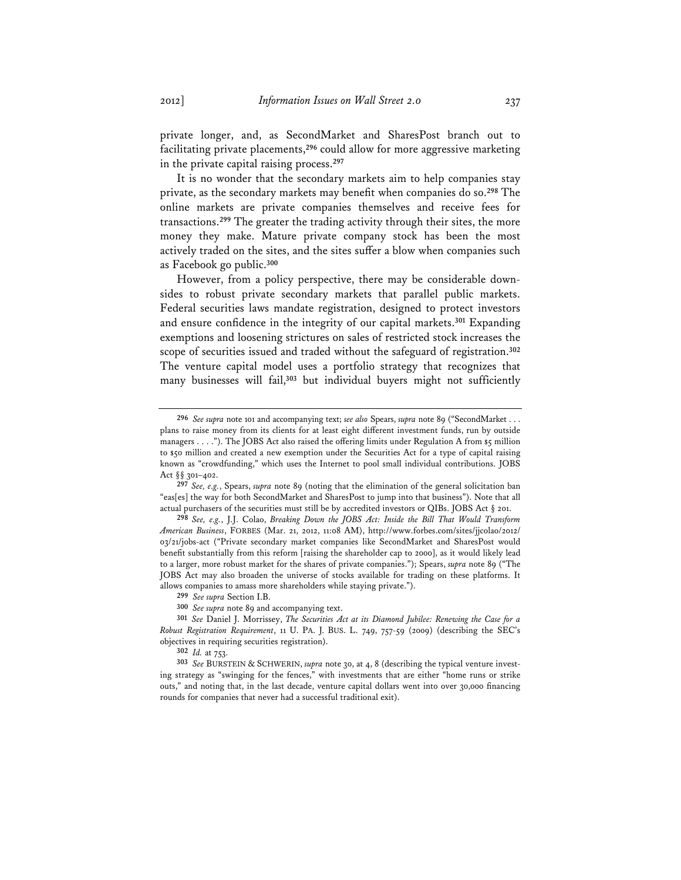private longer, and, as SecondMarket and SharesPost branch out to facilitating private placements,[296] could allow for more aggressive marketing in the private capital raising process.[297]

It is no wonder that the secondary markets aim to help companies stay private, as the secondary markets may benefit when companies do so.[298] The online markets are private companies themselves and receive fees for transactions.[299] The greater the trading activity through their sites, the more money they make. Mature private company stock has been the most actively traded on the sites, and the sites suffer a blow when companies such as Facebook go public.[300]

However, from a policy perspective, there may be considerable downsides to robust private secondary markets that parallel public markets. Federal securities laws mandate registration, designed to protect investors and ensure confidence in the integrity of our capital markets.[301] Expanding exemptions and loosening strictures on sales of restricted stock increases the scope of securities issued and traded without the safeguard of registration.[302] The venture capital model uses a portfolio strategy that recognizes that many businesses will fail,[303] but individual buyers might not sufficiently

---

[296] *See supra* note 101 and accompanying text; *see also* Spears, *supra* note 89 ("SecondMarket . . . plans to raise money from its clients for at least eight different investment funds, run by outside managers . . . ."). The JOBS Act also raised the offering limits under Regulation A from $5 million to $50 million and created a new exemption under the Securities Act for a type of capital raising known as "crowdfunding," which uses the Internet to pool small individual contributions. JOBS Act §§ 301–402.

[297] *See, e.g.*, Spears, *supra* note 89 (noting that the elimination of the general solicitation ban "eas[es] the way for both SecondMarket and SharesPost to jump into that business"). Note that all actual purchasers of the securities must still be by accredited investors or QIBs. JOBS Act § 201.

[298] *See, e.g.*, J.J. Colao, *Breaking Down the JOBS Act: Inside the Bill That Would Transform American Business*, FORBES (Mar. 21, 2012, 11:08 AM), http://www.forbes.com/sites/jjcolao/2012/03/21/jobs-act ("Private secondary market companies like SecondMarket and SharesPost would benefit substantially from this reform [raising the shareholder cap to 2000], as it would likely lead to a larger, more robust market for the shares of private companies."); Spears, *supra* note 89 ("The JOBS Act may also broaden the universe of stocks available for trading on these platforms. It allows companies to amass more shareholders while staying private.").

[299] *See supra* Section I.B.

[300] *See supra* note 89 and accompanying text.

[301] *See* Daniel J. Morrissey, *The Securities Act at its Diamond Jubilee: Renewing the Case for a Robust Registration Requirement*, 11 U. PA. J. BUS. L. 749, 757-59 (2009) (describing the SEC's objectives in requiring securities registration).

[302] *Id.* at 753.

[303] *See* BURSTEIN & SCHWERIN, *supra* note 30, at 4, 8 (describing the typical venture investing strategy as "swinging for the fences," with investments that are either "home runs or strike outs," and noting that, in the last decade, venture capital dollars went into over 30,000 financing rounds for companies that never had a successful traditional exit).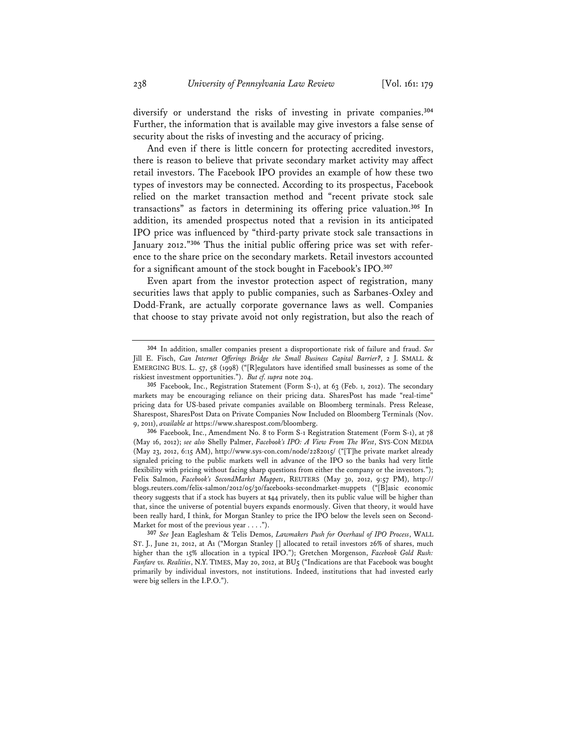diversify or understand the risks of investing in private companies.[304] Further, the information that is available may give investors a false sense of security about the risks of investing and the accuracy of pricing.

And even if there is little concern for protecting accredited investors, there is reason to believe that private secondary market activity may affect retail investors. The Facebook IPO provides an example of how these two types of investors may be connected. According to its prospectus, Facebook relied on the market transaction method and "recent private stock sale transactions" as factors in determining its offering price valuation.[305] In addition, its amended prospectus noted that a revision in its anticipated IPO price was influenced by "third-party private stock sale transactions in January 2012."[306] Thus the initial public offering price was set with reference to the share price on the secondary markets. Retail investors accounted for a significant amount of the stock bought in Facebook's IPO.[307]

Even apart from the investor protection aspect of registration, many securities laws that apply to public companies, such as Sarbanes-Oxley and Dodd-Frank, are actually corporate governance laws as well. Companies that choose to stay private avoid not only registration, but also the reach of

---

[304] In addition, smaller companies present a disproportionate risk of failure and fraud. *See* Jill E. Fisch, *Can Internet Offerings Bridge the Small Business Capital Barrier?*, 2 J. SMALL & EMERGING BUS. L. 57, 58 (1998) ("[R]egulators have identified small businesses as some of the riskiest investment opportunities."). *But cf. supra* note 204.

[305] Facebook, Inc., Registration Statement (Form S-1), at 63 (Feb. 1, 2012). The secondary markets may be encouraging reliance on their pricing data. SharesPost has made "real-time" pricing data for US-based private companies available on Bloomberg terminals. Press Release, Sharespost, SharesPost Data on Private Companies Now Included on Bloomberg Terminals (Nov. 9, 2011), *available at* https://www.sharespost.com/bloomberg.

[306] Facebook, Inc., Amendment No. 8 to Form S-1 Registration Statement (Form S-1), at 78 (May 16, 2012); *see also* Shelly Palmer, *Facebook's IPO: A View From The West*, SYS-CON MEDIA (May 23, 2012, 6:15 AM), http://www.sys-con.com/node/2282015/ ("[T]he private market already signaled pricing to the public markets well in advance of the IPO so the banks had very little flexibility with pricing without facing sharp questions from either the company or the investors."); Felix Salmon, *Facebook's SecondMarket Muppets*, REUTERS (May 30, 2012, 9:57 PM), http://blogs.reuters.com/felix-salmon/2012/05/30/facebooks-secondmarket-muppets ("[B]asic economic theory suggests that if a stock has buyers at $44 privately, then its public value will be higher than that, since the universe of potential buyers expands enormously. Given that theory, it would have been really hard, I think, for Morgan Stanley to price the IPO below the levels seen on SecondMarket for most of the previous year . . . .").

[307] *See* Jean Eaglesham & Telis Demos, *Lawmakers Push for Overhaul of IPO Process*, WALL ST. J., June 21, 2012, at A1 ("Morgan Stanley [] allocated to retail investors 26% of shares, much higher than the 15% allocation in a typical IPO."); Gretchen Morgenson, *Facebook Gold Rush: Fanfare vs. Realities*, N.Y. TIMES, May 20, 2012, at BU5 ("Indications are that Facebook was bought primarily by individual investors, not institutions. Indeed, institutions that had invested early were big sellers in the I.P.O.").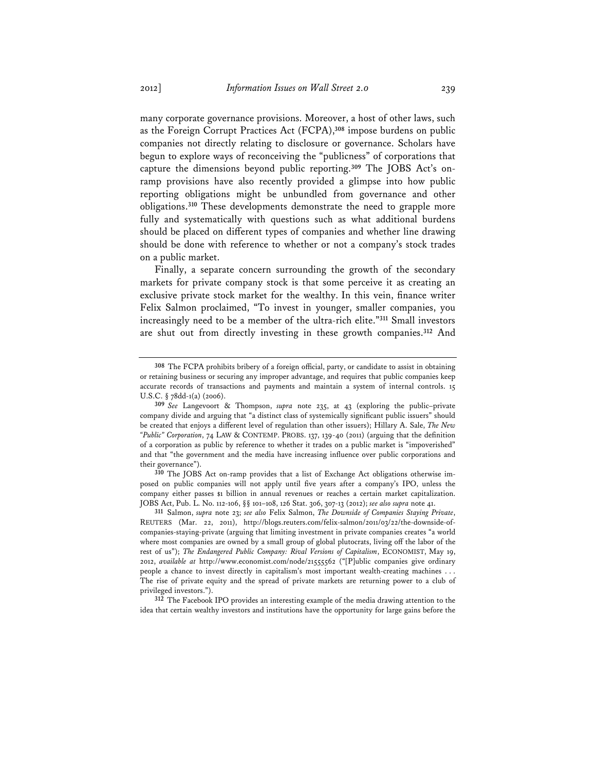many corporate governance provisions. Moreover, a host of other laws, such as the Foreign Corrupt Practices Act (FCPA),[308] impose burdens on public companies not directly relating to disclosure or governance. Scholars have begun to explore ways of reconceiving the "publicness" of corporations that capture the dimensions beyond public reporting.[309] The JOBS Act's on-ramp provisions have also recently provided a glimpse into how public reporting obligations might be unbundled from governance and other obligations.[310] These developments demonstrate the need to grapple more fully and systematically with questions such as what additional burdens should be placed on different types of companies and whether line drawing should be done with reference to whether or not a company's stock trades on a public market.

Finally, a separate concern surrounding the growth of the secondary markets for private company stock is that some perceive it as creating an exclusive private stock market for the wealthy. In this vein, finance writer Felix Salmon proclaimed, "To invest in younger, smaller companies, you increasingly need to be a member of the ultra-rich elite."[311] Small investors are shut out from directly investing in these growth companies.[312] And

---

[308] The FCPA prohibits bribery of a foreign official, party, or candidate to assist in obtaining or retaining business or securing any improper advantage, and requires that public companies keep accurate records of transactions and payments and maintain a system of internal controls. 15 U.S.C. § 78dd-1(a) (2006).

[309] *See* Langevoort & Thompson, *supra* note 235, at 43 (exploring the public–private company divide and arguing that "a distinct class of systemically significant public issuers" should be created that enjoys a different level of regulation than other issuers); Hillary A. Sale, *The New "Public" Corporation*, 74 LAW & CONTEMP. PROBS. 137, 139-40 (2011) (arguing that the definition of a corporation as public by reference to whether it trades on a public market is "impoverished" and that "the government and the media have increasing influence over public corporations and their governance").

[310] The JOBS Act on-ramp provides that a list of Exchange Act obligations otherwise imposed on public companies will not apply until five years after a company's IPO, unless the company either passes $1 billion in annual revenues or reaches a certain market capitalization. JOBS Act, Pub. L. No. 112-106, §§ 101–108, 126 Stat. 306, 307-13 (2012); *see also supra* note 41.

[311] Salmon, *supra* note 23; *see also* Felix Salmon, *The Downside of Companies Staying Private*, REUTERS (Mar. 22, 2011), http://blogs.reuters.com/felix-salmon/2011/03/22/the-downside-of-companies-staying-private (arguing that limiting investment in private companies creates "a world where most companies are owned by a small group of global plutocrats, living off the labor of the rest of us"); *The Endangered Public Company: Rival Versions of Capitalism*, ECONOMIST, May 19, 2012, *available at* http://www.economist.com/node/21555562 ("[P]ublic companies give ordinary people a chance to invest directly in capitalism's most important wealth-creating machines . . . The rise of private equity and the spread of private markets are returning power to a club of privileged investors.").

[312] The Facebook IPO provides an interesting example of the media drawing attention to the idea that certain wealthy investors and institutions have the opportunity for large gains before the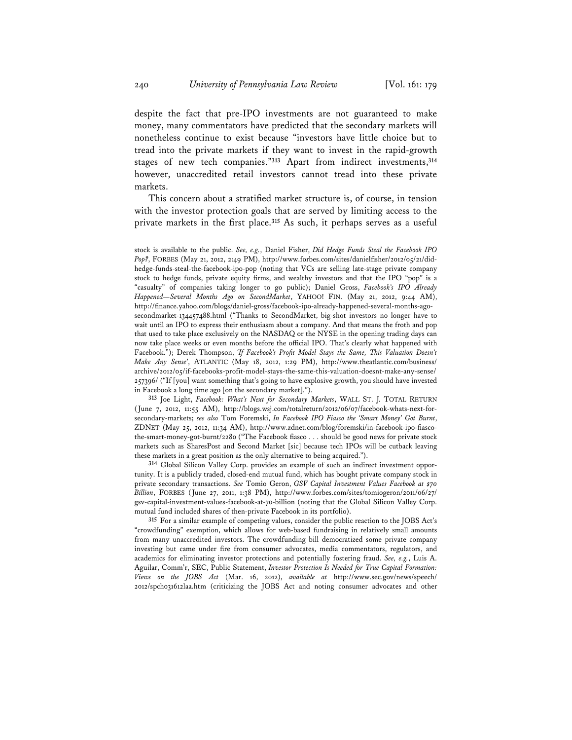despite the fact that pre-IPO investments are not guaranteed to make money, many commentators have predicted that the secondary markets will nonetheless continue to exist because "investors have little choice but to tread into the private markets if they want to invest in the rapid-growth stages of new tech companies."[313] Apart from indirect investments,[314] however, unaccredited retail investors cannot tread into these private markets.

This concern about a stratified market structure is, of course, in tension with the investor protection goals that are served by limiting access to the private markets in the first place.[315] As such, it perhaps serves as a useful

---

stock is available to the public. *See, e.g.*, Daniel Fisher, *Did Hedge Funds Steal the Facebook IPO Pop?*, FORBES (May 21, 2012, 2:49 PM), http://www.forbes.com/sites/danielfisher/2012/05/21/did-hedge-funds-steal-the-facebook-ipo-pop (noting that VCs are selling late-stage private company stock to hedge funds, private equity firms, and wealthy investors and that the IPO "pop" is a "casualty" of companies taking longer to go public); Daniel Gross, *Facebook's IPO Already Happened—Several Months Ago on SecondMarket*, YAHOO! FIN. (May 21, 2012, 9:44 AM), http://finance.yahoo.com/blogs/daniel-gross/facebook-ipo-already-happened-several-months-ago-secondmarket-134457488.html ("Thanks to SecondMarket, big-shot investors no longer have to wait until an IPO to express their enthusiasm about a company. And that means the froth and pop that used to take place exclusively on the NASDAQ or the NYSE in the opening trading days can now take place weeks or even months before the official IPO. That's clearly what happened with Facebook."); Derek Thompson, *'If Facebook's Profit Model Stays the Same, This Valuation Doesn't Make Any Sense'*, ATLANTIC (May 18, 2012, 1:29 PM), http://www.theatlantic.com/business/archive/2012/05/if-facebooks-profit-model-stays-the-same-this-valuation-doesnt-make-any-sense/257396/ ("If [you] want something that's going to have explosive growth, you should have invested in Facebook a long time ago [on the secondary market].").

[313] Joe Light, *Facebook: What's Next for Secondary Markets*, WALL ST. J. TOTAL RETURN (June 7, 2012, 11:55 AM), http://blogs.wsj.com/totalreturn/2012/06/07/facebook-whats-next-for-secondary-markets; *see also* Tom Foremski, *In Facebook IPO Fiasco the 'Smart Money' Got Burnt*, ZDNET (May 25, 2012, 11:34 AM), http://www.zdnet.com/blog/foremski/in-facebook-ipo-fiasco-the-smart-money-got-burnt/2280 ("The Facebook fiasco . . . should be good news for private stock markets such as SharesPost and Second Market [sic] because tech IPOs will be cutback leaving these markets in a great position as the only alternative to being acquired.").

[314] Global Silicon Valley Corp. provides an example of such an indirect investment opportunity. It is a publicly traded, closed-end mutual fund, which has bought private company stock in private secondary transactions. *See* Tomio Geron, *GSV Capital Investment Values Facebook at $70 Billion*, FORBES (June 27, 2011, 1:38 PM), http://www.forbes.com/sites/tomiogeron/2011/06/27/gsv-capital-investment-values-facebook-at-70-billion (noting that the Global Silicon Valley Corp. mutual fund included shares of then-private Facebook in its portfolio).

[315] For a similar example of competing values, consider the public reaction to the JOBS Act's "crowdfunding" exemption, which allows for web-based fundraising in relatively small amounts from many unaccredited investors. The crowdfunding bill democratized some private company investing but came under fire from consumer advocates, media commentators, regulators, and academics for eliminating investor protections and potentially fostering fraud. *See, e.g.*, Luis A. Aguilar, Comm'r, SEC, Public Statement, *Investor Protection Is Needed for True Capital Formation: Views on the JOBS Act* (Mar. 16, 2012), *available at* http://www.sec.gov/news/speech/2012/spch031612laa.htm (criticizing the JOBS Act and noting consumer advocates and other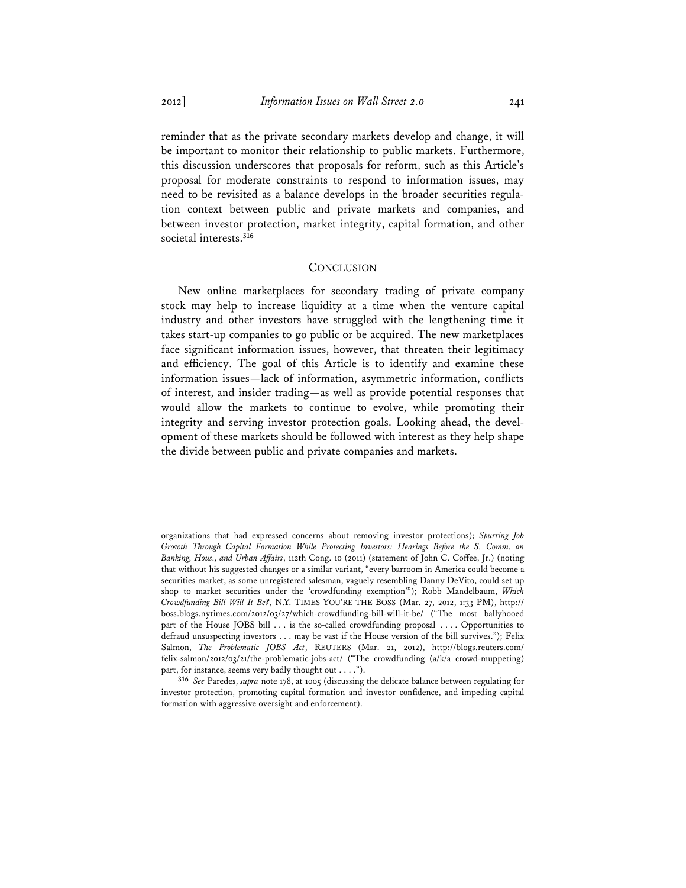reminder that as the private secondary markets develop and change, it will be important to monitor their relationship to public markets. Furthermore, this discussion underscores that proposals for reform, such as this Article's proposal for moderate constraints to respond to information issues, may need to be revisited as a balance develops in the broader securities regulation context between public and private markets and companies, and between investor protection, market integrity, capital formation, and other societal interests.[316]

## CONCLUSION

New online marketplaces for secondary trading of private company stock may help to increase liquidity at a time when the venture capital industry and other investors have struggled with the lengthening time it takes start-up companies to go public or be acquired. The new marketplaces face significant information issues, however, that threaten their legitimacy and efficiency. The goal of this Article is to identify and examine these information issues—lack of information, asymmetric information, conflicts of interest, and insider trading—as well as provide potential responses that would allow the markets to continue to evolve, while promoting their integrity and serving investor protection goals. Looking ahead, the development of these markets should be followed with interest as they help shape the divide between public and private companies and markets.

---

organizations that had expressed concerns about removing investor protections); *Spurring Job Growth Through Capital Formation While Protecting Investors: Hearings Before the S. Comm. on Banking, Hous., and Urban Affairs*, 112th Cong. 10 (2011) (statement of John C. Coffee, Jr.) (noting that without his suggested changes or a similar variant, "every barroom in America could become a securities market, as some unregistered salesman, vaguely resembling Danny DeVito, could set up shop to market securities under the 'crowdfunding exemption'"); Robb Mandelbaum, *Which Crowdfunding Bill Will It Be?*, N.Y. TIMES YOU'RE THE BOSS (Mar. 27, 2012, 1:33 PM), http://boss.blogs.nytimes.com/2012/03/27/which-crowdfunding-bill-will-it-be/ ("The most ballyhooed part of the House JOBS bill . . . is the so-called crowdfunding proposal . . . . Opportunities to defraud unsuspecting investors . . . may be vast if the House version of the bill survives."); Felix Salmon, *The Problematic JOBS Act*, REUTERS (Mar. 21, 2012), http://blogs.reuters.com/felix-salmon/2012/03/21/the-problematic-jobs-act/ ("The crowdfunding (a/k/a crowd-muppeting) part, for instance, seems very badly thought out . . . .").

[316] *See* Paredes, *supra* note 178, at 1005 (discussing the delicate balance between regulating for investor protection, promoting capital formation and investor confidence, and impeding capital formation with aggressive oversight and enforcement).